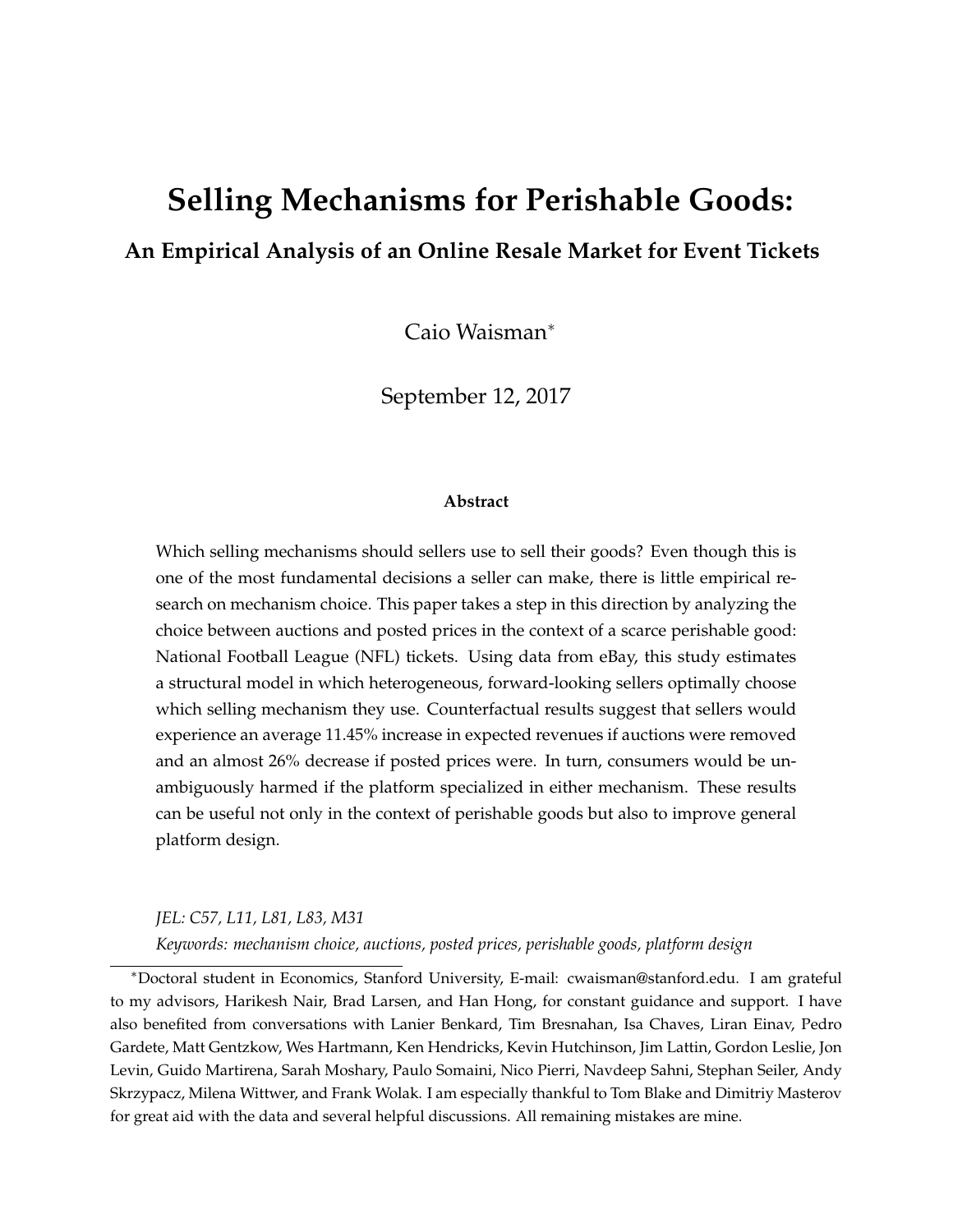# Selling Mechanisms for Perishable Goods:

## An Empirical Analysis of an Online Resale Market for Event Tickets

Caio Waisman[*]

September 12, 2017

### Abstract

Which selling mechanisms should sellers use to sell their goods? Even though this is one of the most fundamental decisions a seller can make, there is little empirical research on mechanism choice. This paper takes a step in this direction by analyzing the choice between auctions and posted prices in the context of a scarce perishable good: National Football League (NFL) tickets. Using data from eBay, this study estimates a structural model in which heterogeneous, forward-looking sellers optimally choose which selling mechanism they use. Counterfactual results suggest that sellers would experience an average 11.45% increase in expected revenues if auctions were removed and an almost 26% decrease if posted prices were. In turn, consumers would be unambiguously harmed if the platform specialized in either mechanism. These results can be useful not only in the context of perishable goods but also to improve general platform design.

*JEL: C57, L11, L81, L83, M31*

*Keywords: mechanism choice, auctions, posted prices, perishable goods, platform design*

[*] Doctoral student in Economics, Stanford University, E-mail: cwaisman@stanford.edu. I am grateful to my advisors, Harikesh Nair, Brad Larsen, and Han Hong, for constant guidance and support. I have also benefited from conversations with Lanier Benkard, Tim Bresnahan, Isa Chaves, Liran Einav, Pedro Gardete, Matt Gentzkow, Wes Hartmann, Ken Hendricks, Kevin Hutchinson, Jim Lattin, Gordon Leslie, Jon Levin, Guido Martirena, Sarah Moshary, Paulo Somaini, Nico Pierri, Navdeep Sahni, Stephan Seiler, Andy Skrzypacz, Milena Wittwer, and Frank Wolak. I am especially thankful to Tom Blake and Dimitriy Masterov for great aid with the data and several helpful discussions. All remaining mistakes are mine.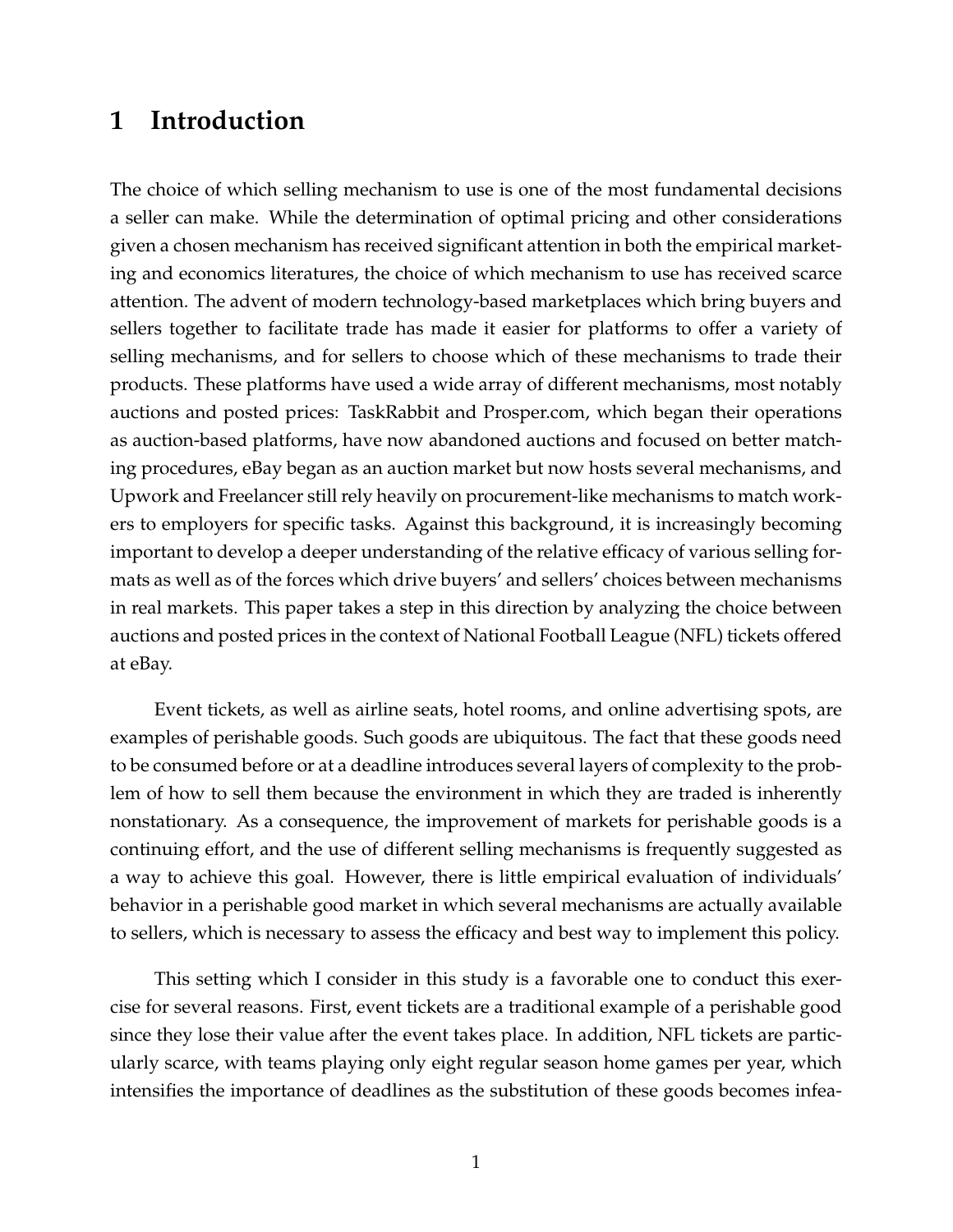# 1 Introduction

The choice of which selling mechanism to use is one of the most fundamental decisions a seller can make. While the determination of optimal pricing and other considerations given a chosen mechanism has received significant attention in both the empirical marketing and economics literatures, the choice of which mechanism to use has received scarce attention. The advent of modern technology-based marketplaces which bring buyers and sellers together to facilitate trade has made it easier for platforms to offer a variety of selling mechanisms, and for sellers to choose which of these mechanisms to trade their products. These platforms have used a wide array of different mechanisms, most notably auctions and posted prices: TaskRabbit and Prosper.com, which began their operations as auction-based platforms, have now abandoned auctions and focused on better matching procedures, eBay began as an auction market but now hosts several mechanisms, and Upwork and Freelancer still rely heavily on procurement-like mechanisms to match workers to employers for specific tasks. Against this background, it is increasingly becoming important to develop a deeper understanding of the relative efficacy of various selling formats as well as of the forces which drive buyers' and sellers' choices between mechanisms in real markets. This paper takes a step in this direction by analyzing the choice between auctions and posted prices in the context of National Football League (NFL) tickets offered at eBay.

Event tickets, as well as airline seats, hotel rooms, and online advertising spots, are examples of perishable goods. Such goods are ubiquitous. The fact that these goods need to be consumed before or at a deadline introduces several layers of complexity to the problem of how to sell them because the environment in which they are traded is inherently nonstationary. As a consequence, the improvement of markets for perishable goods is a continuing effort, and the use of different selling mechanisms is frequently suggested as a way to achieve this goal. However, there is little empirical evaluation of individuals' behavior in a perishable good market in which several mechanisms are actually available to sellers, which is necessary to assess the efficacy and best way to implement this policy.

This setting which I consider in this study is a favorable one to conduct this exercise for several reasons. First, event tickets are a traditional example of a perishable good since they lose their value after the event takes place. In addition, NFL tickets are particularly scarce, with teams playing only eight regular season home games per year, which intensifies the importance of deadlines as the substitution of these goods becomes infea-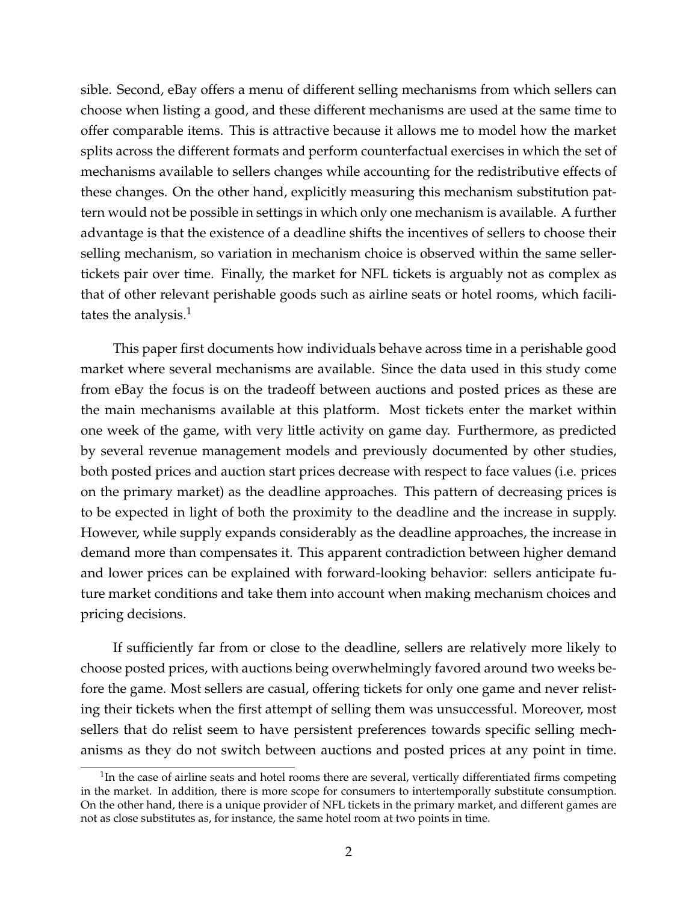sible. Second, eBay offers a menu of different selling mechanisms from which sellers can choose when listing a good, and these different mechanisms are used at the same time to offer comparable items. This is attractive because it allows me to model how the market splits across the different formats and perform counterfactual exercises in which the set of mechanisms available to sellers changes while accounting for the redistributive effects of these changes. On the other hand, explicitly measuring this mechanism substitution pattern would not be possible in settings in which only one mechanism is available. A further advantage is that the existence of a deadline shifts the incentives of sellers to choose their selling mechanism, so variation in mechanism choice is observed within the same seller-tickets pair over time. Finally, the market for NFL tickets is arguably not as complex as that of other relevant perishable goods such as airline seats or hotel rooms, which facilitates the analysis.[1]

This paper first documents how individuals behave across time in a perishable good market where several mechanisms are available. Since the data used in this study come from eBay the focus is on the tradeoff between auctions and posted prices as these are the main mechanisms available at this platform. Most tickets enter the market within one week of the game, with very little activity on game day. Furthermore, as predicted by several revenue management models and previously documented by other studies, both posted prices and auction start prices decrease with respect to face values (i.e. prices on the primary market) as the deadline approaches. This pattern of decreasing prices is to be expected in light of both the proximity to the deadline and the increase in supply. However, while supply expands considerably as the deadline approaches, the increase in demand more than compensates it. This apparent contradiction between higher demand and lower prices can be explained with forward-looking behavior: sellers anticipate future market conditions and take them into account when making mechanism choices and pricing decisions.

If sufficiently far from or close to the deadline, sellers are relatively more likely to choose posted prices, with auctions being overwhelmingly favored around two weeks before the game. Most sellers are casual, offering tickets for only one game and never relisting their tickets when the first attempt of selling them was unsuccessful. Moreover, most sellers that do relist seem to have persistent preferences towards specific selling mechanisms as they do not switch between auctions and posted prices at any point in time.

[1] In the case of airline seats and hotel rooms there are several, vertically differentiated firms competing in the market. In addition, there is more scope for consumers to intertemporally substitute consumption. On the other hand, there is a unique provider of NFL tickets in the primary market, and different games are not as close substitutes as, for instance, the same hotel room at two points in time.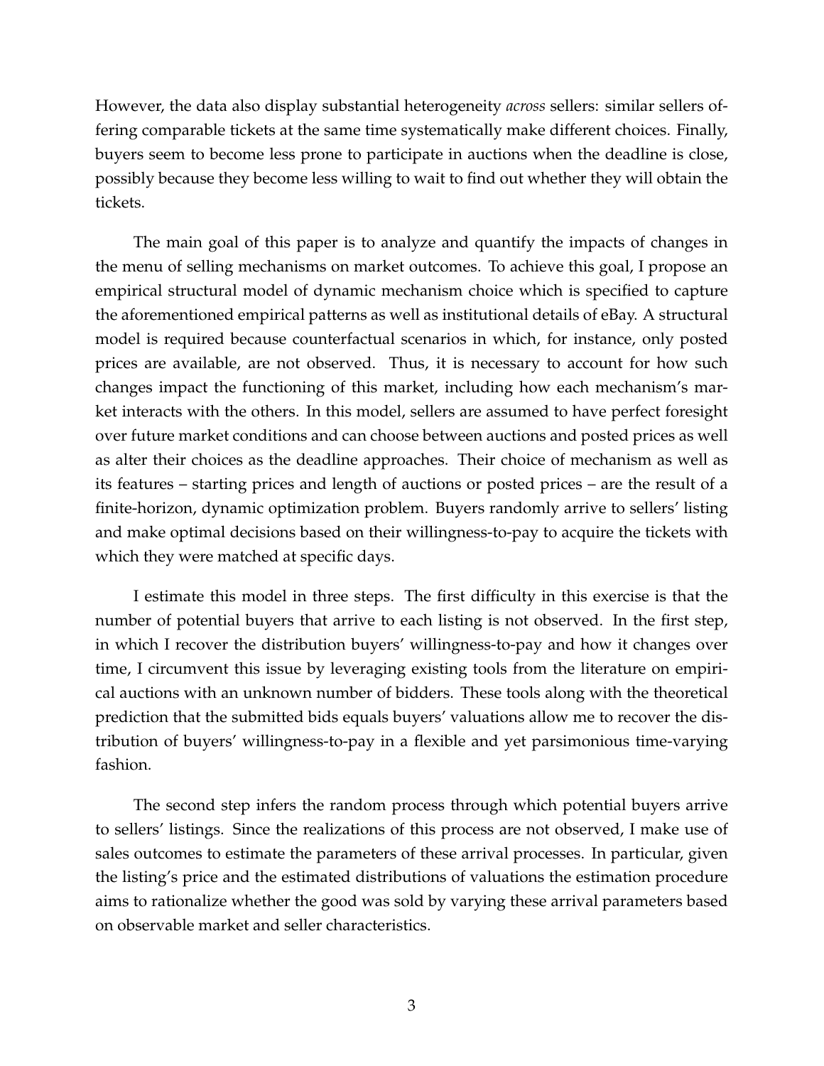However, the data also display substantial heterogeneity *across* sellers: similar sellers offering comparable tickets at the same time systematically make different choices. Finally, buyers seem to become less prone to participate in auctions when the deadline is close, possibly because they become less willing to wait to find out whether they will obtain the tickets.

The main goal of this paper is to analyze and quantify the impacts of changes in the menu of selling mechanisms on market outcomes. To achieve this goal, I propose an empirical structural model of dynamic mechanism choice which is specified to capture the aforementioned empirical patterns as well as institutional details of eBay. A structural model is required because counterfactual scenarios in which, for instance, only posted prices are available, are not observed. Thus, it is necessary to account for how such changes impact the functioning of this market, including how each mechanism's market interacts with the others. In this model, sellers are assumed to have perfect foresight over future market conditions and can choose between auctions and posted prices as well as alter their choices as the deadline approaches. Their choice of mechanism as well as its features – starting prices and length of auctions or posted prices – are the result of a finite-horizon, dynamic optimization problem. Buyers randomly arrive to sellers' listing and make optimal decisions based on their willingness-to-pay to acquire the tickets with which they were matched at specific days.

I estimate this model in three steps. The first difficulty in this exercise is that the number of potential buyers that arrive to each listing is not observed. In the first step, in which I recover the distribution buyers' willingness-to-pay and how it changes over time, I circumvent this issue by leveraging existing tools from the literature on empirical auctions with an unknown number of bidders. These tools along with the theoretical prediction that the submitted bids equals buyers' valuations allow me to recover the distribution of buyers' willingness-to-pay in a flexible and yet parsimonious time-varying fashion.

The second step infers the random process through which potential buyers arrive to sellers' listings. Since the realizations of this process are not observed, I make use of sales outcomes to estimate the parameters of these arrival processes. In particular, given the listing's price and the estimated distributions of valuations the estimation procedure aims to rationalize whether the good was sold by varying these arrival parameters based on observable market and seller characteristics.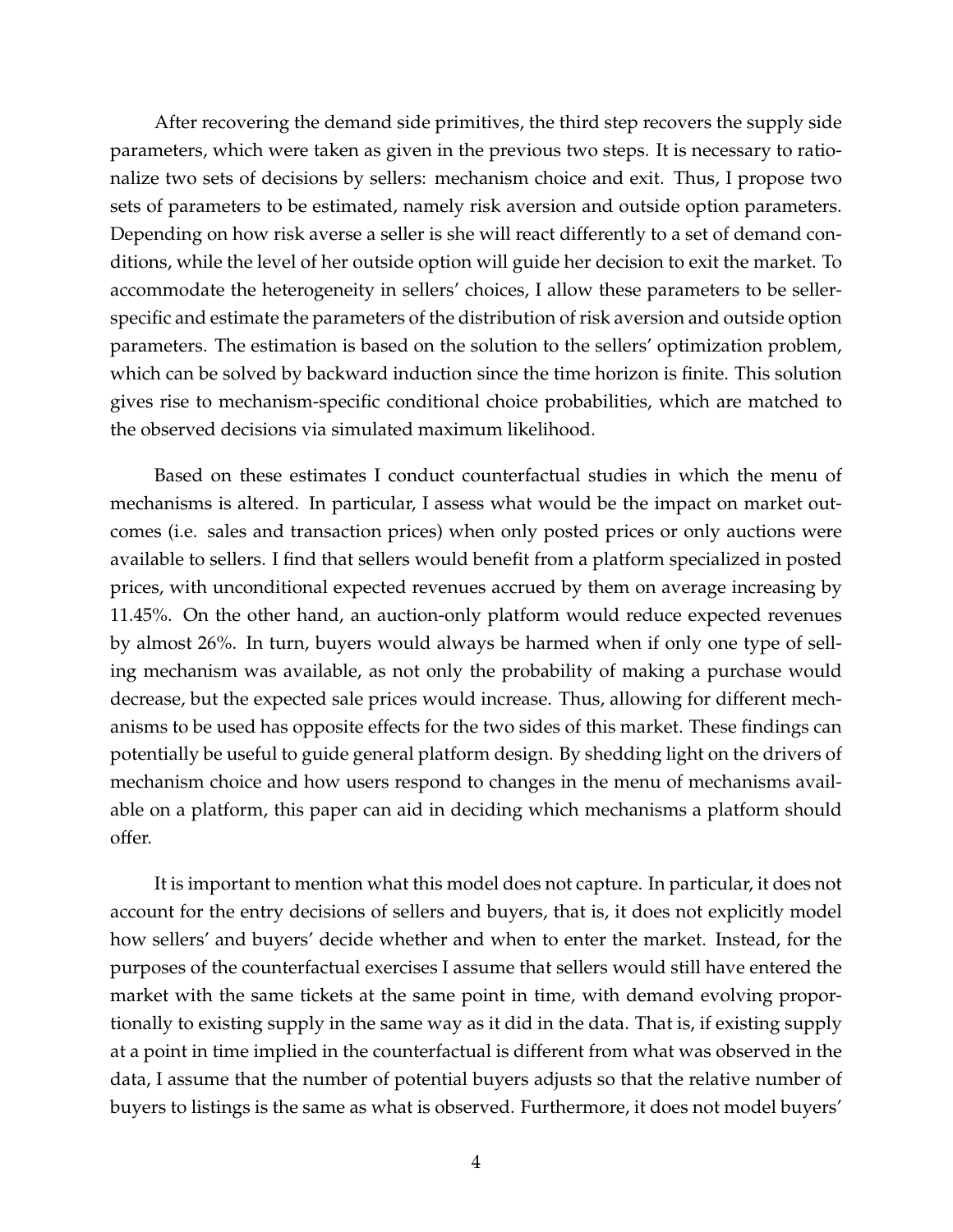After recovering the demand side primitives, the third step recovers the supply side parameters, which were taken as given in the previous two steps. It is necessary to rationalize two sets of decisions by sellers: mechanism choice and exit. Thus, I propose two sets of parameters to be estimated, namely risk aversion and outside option parameters. Depending on how risk averse a seller is she will react differently to a set of demand conditions, while the level of her outside option will guide her decision to exit the market. To accommodate the heterogeneity in sellers' choices, I allow these parameters to be seller-specific and estimate the parameters of the distribution of risk aversion and outside option parameters. The estimation is based on the solution to the sellers' optimization problem, which can be solved by backward induction since the time horizon is finite. This solution gives rise to mechanism-specific conditional choice probabilities, which are matched to the observed decisions via simulated maximum likelihood.

Based on these estimates I conduct counterfactual studies in which the menu of mechanisms is altered. In particular, I assess what would be the impact on market outcomes (i.e. sales and transaction prices) when only posted prices or only auctions were available to sellers. I find that sellers would benefit from a platform specialized in posted prices, with unconditional expected revenues accrued by them on average increasing by 11.45%. On the other hand, an auction-only platform would reduce expected revenues by almost 26%. In turn, buyers would always be harmed when if only one type of selling mechanism was available, as not only the probability of making a purchase would decrease, but the expected sale prices would increase. Thus, allowing for different mechanisms to be used has opposite effects for the two sides of this market. These findings can potentially be useful to guide general platform design. By shedding light on the drivers of mechanism choice and how users respond to changes in the menu of mechanisms available on a platform, this paper can aid in deciding which mechanisms a platform should offer.

It is important to mention what this model does not capture. In particular, it does not account for the entry decisions of sellers and buyers, that is, it does not explicitly model how sellers' and buyers' decide whether and when to enter the market. Instead, for the purposes of the counterfactual exercises I assume that sellers would still have entered the market with the same tickets at the same point in time, with demand evolving proportionally to existing supply in the same way as it did in the data. That is, if existing supply at a point in time implied in the counterfactual is different from what was observed in the data, I assume that the number of potential buyers adjusts so that the relative number of buyers to listings is the same as what is observed. Furthermore, it does not model buyers'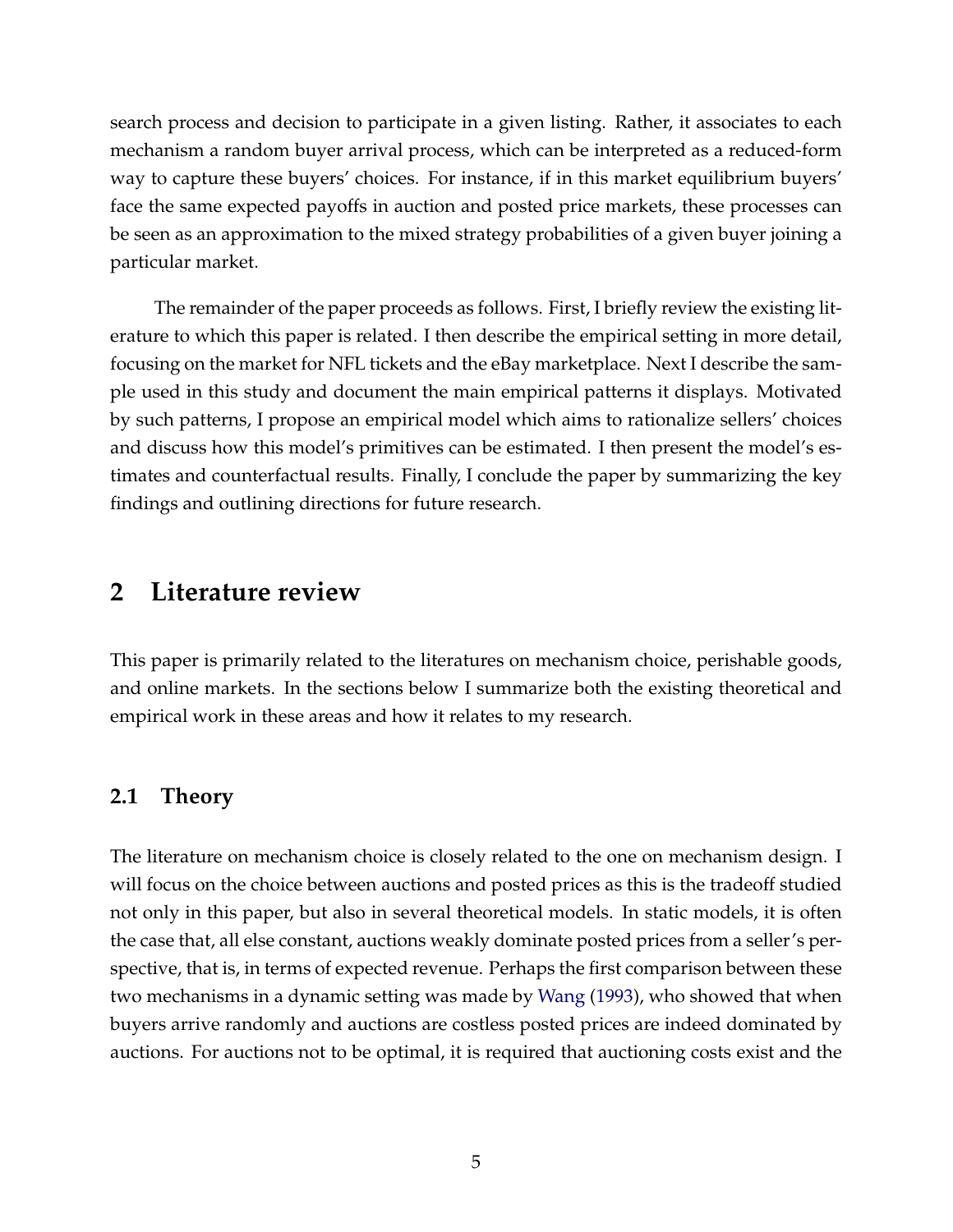search process and decision to participate in a given listing. Rather, it associates to each mechanism a random buyer arrival process, which can be interpreted as a reduced-form way to capture these buyers' choices. For instance, if in this market equilibrium buyers' face the same expected payoffs in auction and posted price markets, these processes can be seen as an approximation to the mixed strategy probabilities of a given buyer joining a particular market.

The remainder of the paper proceeds as follows. First, I briefly review the existing literature to which this paper is related. I then describe the empirical setting in more detail, focusing on the market for NFL tickets and the eBay marketplace. Next I describe the sample used in this study and document the main empirical patterns it displays. Motivated by such patterns, I propose an empirical model which aims to rationalize sellers' choices and discuss how this model's primitives can be estimated. I then present the model's estimates and counterfactual results. Finally, I conclude the paper by summarizing the key findings and outlining directions for future research.

## 2 Literature review

This paper is primarily related to the literatures on mechanism choice, perishable goods, and online markets. In the sections below I summarize both the existing theoretical and empirical work in these areas and how it relates to my research.

### 2.1 Theory

The literature on mechanism choice is closely related to the one on mechanism design. I will focus on the choice between auctions and posted prices as this is the tradeoff studied not only in this paper, but also in several theoretical models. In static models, it is often the case that, all else constant, auctions weakly dominate posted prices from a seller's perspective, that is, in terms of expected revenue. Perhaps the first comparison between these two mechanisms in a dynamic setting was made by Wang (1993), who showed that when buyers arrive randomly and auctions are costless posted prices are indeed dominated by auctions. For auctions not to be optimal, it is required that auctioning costs exist and the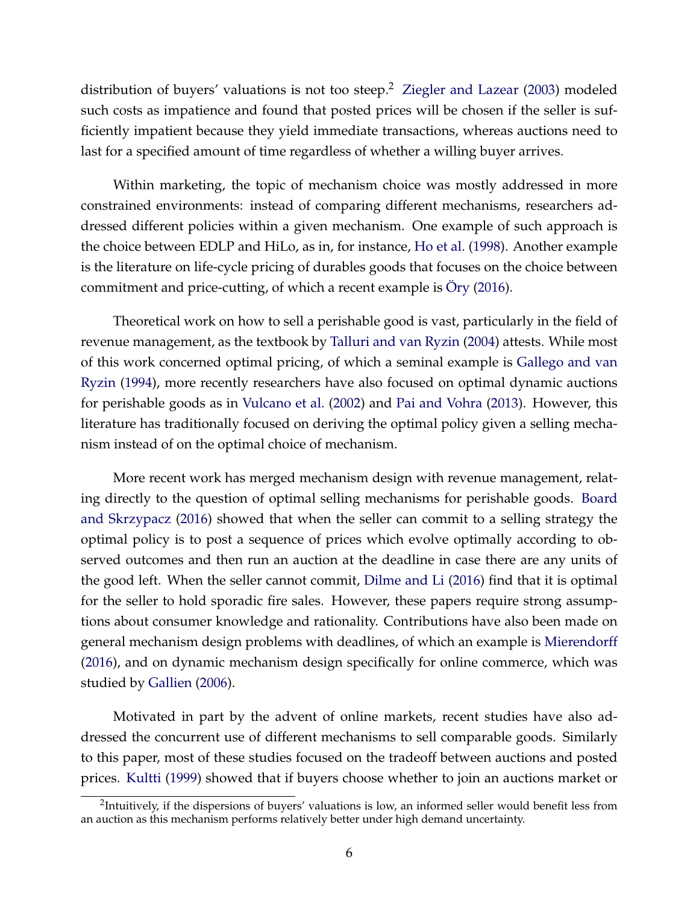distribution of buyers' valuations is not too steep.[2] Ziegler and Lazear (2003) modeled such costs as impatience and found that posted prices will be chosen if the seller is sufficiently impatient because they yield immediate transactions, whereas auctions need to last for a specified amount of time regardless of whether a willing buyer arrives.

Within marketing, the topic of mechanism choice was mostly addressed in more constrained environments: instead of comparing different mechanisms, researchers addressed different policies within a given mechanism. One example of such approach is the choice between EDLP and HiLo, as in, for instance, Ho et al. (1998). Another example is the literature on life-cycle pricing of durables goods that focuses on the choice between commitment and price-cutting, of which a recent example is Öry (2016).

Theoretical work on how to sell a perishable good is vast, particularly in the field of revenue management, as the textbook by Talluri and van Ryzin (2004) attests. While most of this work concerned optimal pricing, of which a seminal example is Gallego and van Ryzin (1994), more recently researchers have also focused on optimal dynamic auctions for perishable goods as in Vulcano et al. (2002) and Pai and Vohra (2013). However, this literature has traditionally focused on deriving the optimal policy given a selling mechanism instead of on the optimal choice of mechanism.

More recent work has merged mechanism design with revenue management, relating directly to the question of optimal selling mechanisms for perishable goods. Board and Skrzypacz (2016) showed that when the seller can commit to a selling strategy the optimal policy is to post a sequence of prices which evolve optimally according to observed outcomes and then run an auction at the deadline in case there are any units of the good left. When the seller cannot commit, Dilme and Li (2016) find that it is optimal for the seller to hold sporadic fire sales. However, these papers require strong assumptions about consumer knowledge and rationality. Contributions have also been made on general mechanism design problems with deadlines, of which an example is Mierendorff (2016), and on dynamic mechanism design specifically for online commerce, which was studied by Gallien (2006).

Motivated in part by the advent of online markets, recent studies have also addressed the concurrent use of different mechanisms to sell comparable goods. Similarly to this paper, most of these studies focused on the tradeoff between auctions and posted prices. Kultti (1999) showed that if buyers choose whether to join an auctions market or

[2] Intuitively, if the dispersions of buyers' valuations is low, an informed seller would benefit less from an auction as this mechanism performs relatively better under high demand uncertainty.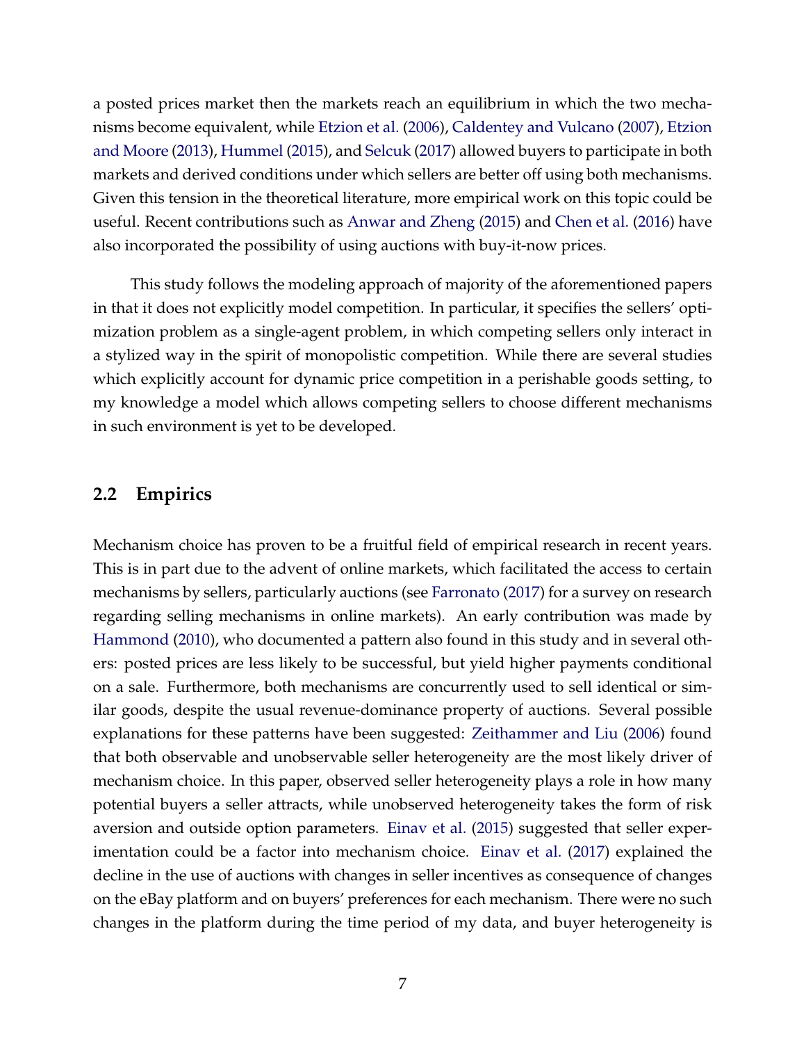a posted prices market then the markets reach an equilibrium in which the two mechanisms become equivalent, while Etzion et al. (2006), Caldentey and Vulcano (2007), Etzion and Moore (2013), Hummel (2015), and Selcuk (2017) allowed buyers to participate in both markets and derived conditions under which sellers are better off using both mechanisms. Given this tension in the theoretical literature, more empirical work on this topic could be useful. Recent contributions such as Anwar and Zheng (2015) and Chen et al. (2016) have also incorporated the possibility of using auctions with buy-it-now prices.

This study follows the modeling approach of majority of the aforementioned papers in that it does not explicitly model competition. In particular, it specifies the sellers' optimization problem as a single-agent problem, in which competing sellers only interact in a stylized way in the spirit of monopolistic competition. While there are several studies which explicitly account for dynamic price competition in a perishable goods setting, to my knowledge a model which allows competing sellers to choose different mechanisms in such environment is yet to be developed.

## 2.2 Empirics

Mechanism choice has proven to be a fruitful field of empirical research in recent years. This is in part due to the advent of online markets, which facilitated the access to certain mechanisms by sellers, particularly auctions (see Farronato (2017) for a survey on research regarding selling mechanisms in online markets). An early contribution was made by Hammond (2010), who documented a pattern also found in this study and in several others: posted prices are less likely to be successful, but yield higher payments conditional on a sale. Furthermore, both mechanisms are concurrently used to sell identical or similar goods, despite the usual revenue-dominance property of auctions. Several possible explanations for these patterns have been suggested: Zeithammer and Liu (2006) found that both observable and unobservable seller heterogeneity are the most likely driver of mechanism choice. In this paper, observed seller heterogeneity plays a role in how many potential buyers a seller attracts, while unobserved heterogeneity takes the form of risk aversion and outside option parameters. Einav et al. (2015) suggested that seller experimentation could be a factor into mechanism choice. Einav et al. (2017) explained the decline in the use of auctions with changes in seller incentives as consequence of changes on the eBay platform and on buyers' preferences for each mechanism. There were no such changes in the platform during the time period of my data, and buyer heterogeneity is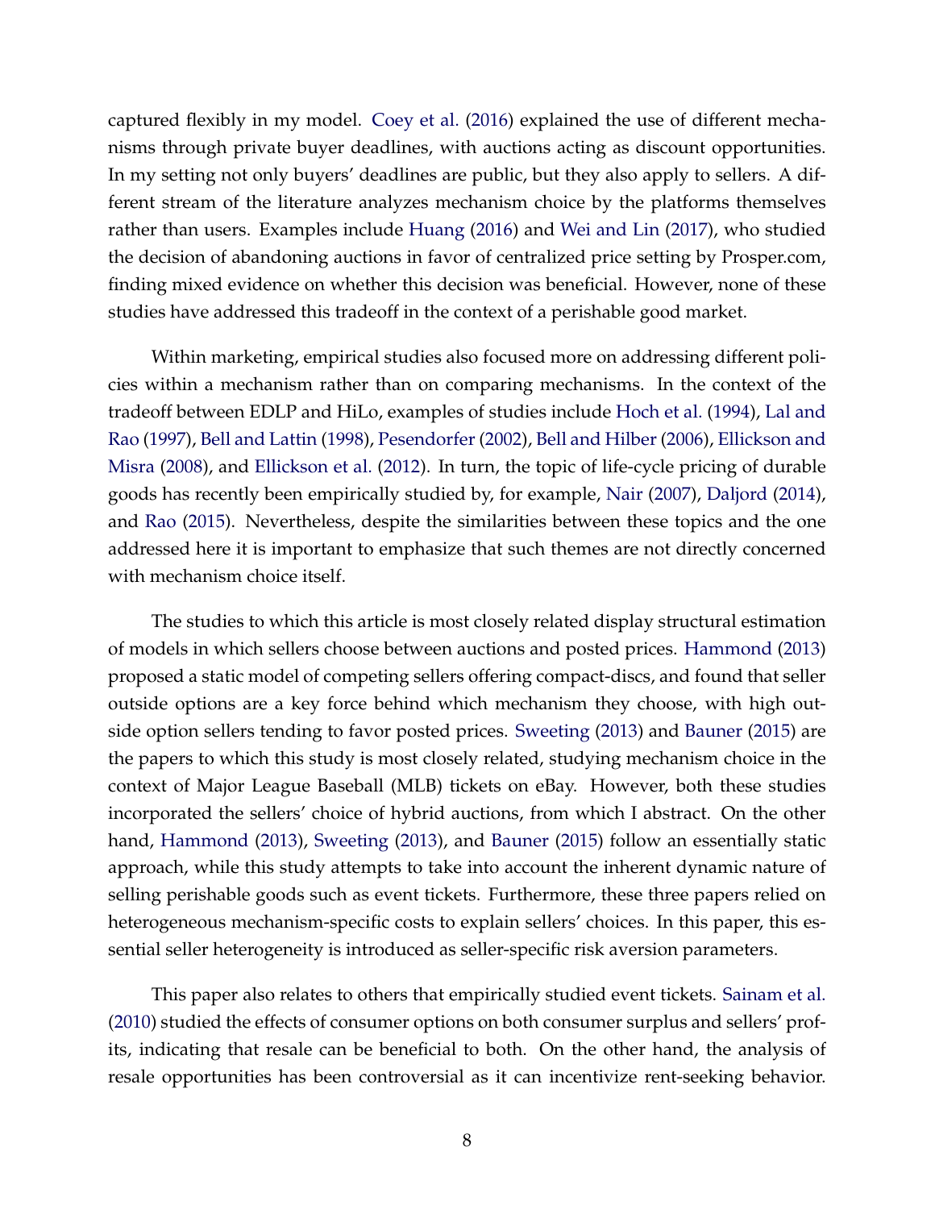captured flexibly in my model. Coey et al. (2016) explained the use of different mechanisms through private buyer deadlines, with auctions acting as discount opportunities. In my setting not only buyers' deadlines are public, but they also apply to sellers. A different stream of the literature analyzes mechanism choice by the platforms themselves rather than users. Examples include Huang (2016) and Wei and Lin (2017), who studied the decision of abandoning auctions in favor of centralized price setting by Prosper.com, finding mixed evidence on whether this decision was beneficial. However, none of these studies have addressed this tradeoff in the context of a perishable good market.

Within marketing, empirical studies also focused more on addressing different policies within a mechanism rather than on comparing mechanisms. In the context of the tradeoff between EDLP and HiLo, examples of studies include Hoch et al. (1994), Lal and Rao (1997), Bell and Lattin (1998), Pesendorfer (2002), Bell and Hilber (2006), Ellickson and Misra (2008), and Ellickson et al. (2012). In turn, the topic of life-cycle pricing of durable goods has recently been empirically studied by, for example, Nair (2007), Daljord (2014), and Rao (2015). Nevertheless, despite the similarities between these topics and the one addressed here it is important to emphasize that such themes are not directly concerned with mechanism choice itself.

The studies to which this article is most closely related display structural estimation of models in which sellers choose between auctions and posted prices. Hammond (2013) proposed a static model of competing sellers offering compact-discs, and found that seller outside options are a key force behind which mechanism they choose, with high outside option sellers tending to favor posted prices. Sweeting (2013) and Bauner (2015) are the papers to which this study is most closely related, studying mechanism choice in the context of Major League Baseball (MLB) tickets on eBay. However, both these studies incorporated the sellers' choice of hybrid auctions, from which I abstract. On the other hand, Hammond (2013), Sweeting (2013), and Bauner (2015) follow an essentially static approach, while this study attempts to take into account the inherent dynamic nature of selling perishable goods such as event tickets. Furthermore, these three papers relied on heterogeneous mechanism-specific costs to explain sellers' choices. In this paper, this essential seller heterogeneity is introduced as seller-specific risk aversion parameters.

This paper also relates to others that empirically studied event tickets. Sainam et al. (2010) studied the effects of consumer options on both consumer surplus and sellers' profits, indicating that resale can be beneficial to both. On the other hand, the analysis of resale opportunities has been controversial as it can incentivize rent-seeking behavior.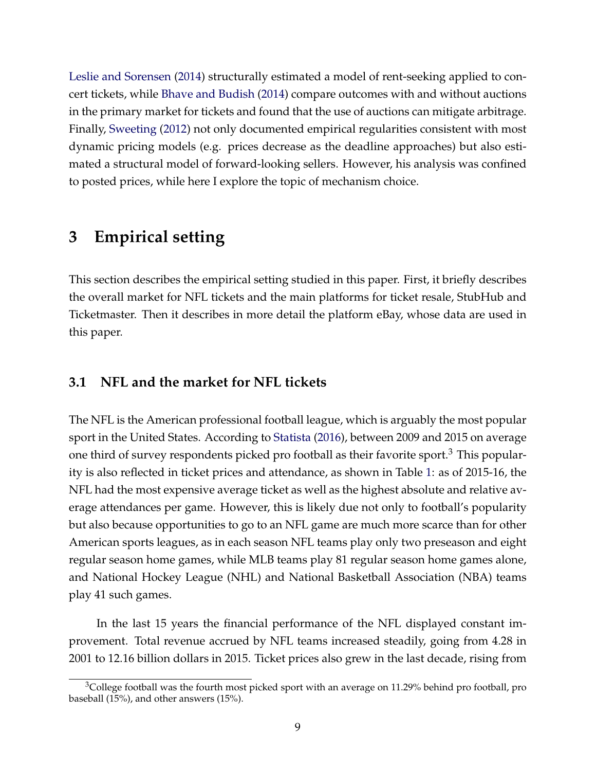Leslie and Sorensen (2014) structurally estimated a model of rent-seeking applied to concert tickets, while Bhave and Budish (2014) compare outcomes with and without auctions in the primary market for tickets and found that the use of auctions can mitigate arbitrage. Finally, Sweeting (2012) not only documented empirical regularities consistent with most dynamic pricing models (e.g. prices decrease as the deadline approaches) but also estimated a structural model of forward-looking sellers. However, his analysis was confined to posted prices, while here I explore the topic of mechanism choice.

# 3 Empirical setting

This section describes the empirical setting studied in this paper. First, it briefly describes the overall market for NFL tickets and the main platforms for ticket resale, StubHub and Ticketmaster. Then it describes in more detail the platform eBay, whose data are used in this paper.

## 3.1 NFL and the market for NFL tickets

The NFL is the American professional football league, which is arguably the most popular sport in the United States. According to Statista (2016), between 2009 and 2015 on average one third of survey respondents picked pro football as their favorite sport.[3] This popularity is also reflected in ticket prices and attendance, as shown in Table 1: as of 2015-16, the NFL had the most expensive average ticket as well as the highest absolute and relative average attendances per game. However, this is likely due not only to football's popularity but also because opportunities to go to an NFL game are much more scarce than for other American sports leagues, as in each season NFL teams play only two preseason and eight regular season home games, while MLB teams play 81 regular season home games alone, and National Hockey League (NHL) and National Basketball Association (NBA) teams play 41 such games.

In the last 15 years the financial performance of the NFL displayed constant improvement. Total revenue accrued by NFL teams increased steadily, going from 4.28 in 2001 to 12.16 billion dollars in 2015. Ticket prices also grew in the last decade, rising from

[3] College football was the fourth most picked sport with an average on 11.29% behind pro football, pro baseball (15%), and other answers (15%).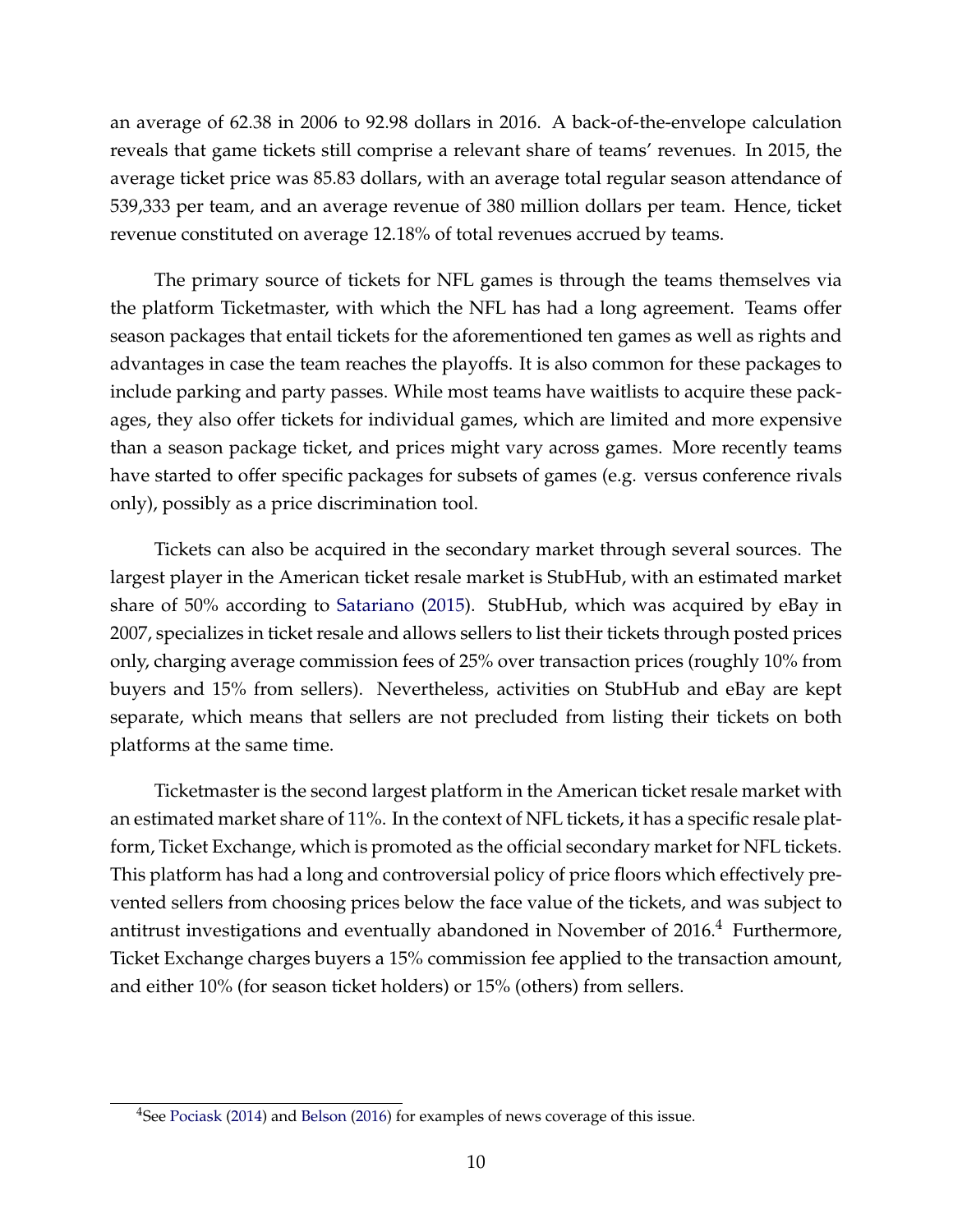an average of 62.38 in 2006 to 92.98 dollars in 2016. A back-of-the-envelope calculation reveals that game tickets still comprise a relevant share of teams' revenues. In 2015, the average ticket price was 85.83 dollars, with an average total regular season attendance of 539,333 per team, and an average revenue of 380 million dollars per team. Hence, ticket revenue constituted on average 12.18% of total revenues accrued by teams.

The primary source of tickets for NFL games is through the teams themselves via the platform Ticketmaster, with which the NFL has had a long agreement. Teams offer season packages that entail tickets for the aforementioned ten games as well as rights and advantages in case the team reaches the playoffs. It is also common for these packages to include parking and party passes. While most teams have waitlists to acquire these packages, they also offer tickets for individual games, which are limited and more expensive than a season package ticket, and prices might vary across games. More recently teams have started to offer specific packages for subsets of games (e.g. versus conference rivals only), possibly as a price discrimination tool.

Tickets can also be acquired in the secondary market through several sources. The largest player in the American ticket resale market is StubHub, with an estimated market share of 50% according to Satariano (2015). StubHub, which was acquired by eBay in 2007, specializes in ticket resale and allows sellers to list their tickets through posted prices only, charging average commission fees of 25% over transaction prices (roughly 10% from buyers and 15% from sellers). Nevertheless, activities on StubHub and eBay are kept separate, which means that sellers are not precluded from listing their tickets on both platforms at the same time.

Ticketmaster is the second largest platform in the American ticket resale market with an estimated market share of 11%. In the context of NFL tickets, it has a specific resale platform, Ticket Exchange, which is promoted as the official secondary market for NFL tickets. This platform has had a long and controversial policy of price floors which effectively prevented sellers from choosing prices below the face value of the tickets, and was subject to antitrust investigations and eventually abandoned in November of 2016.[4] Furthermore, Ticket Exchange charges buyers a 15% commission fee applied to the transaction amount, and either 10% (for season ticket holders) or 15% (others) from sellers.

[4]See Pociask (2014) and Belson (2016) for examples of news coverage of this issue.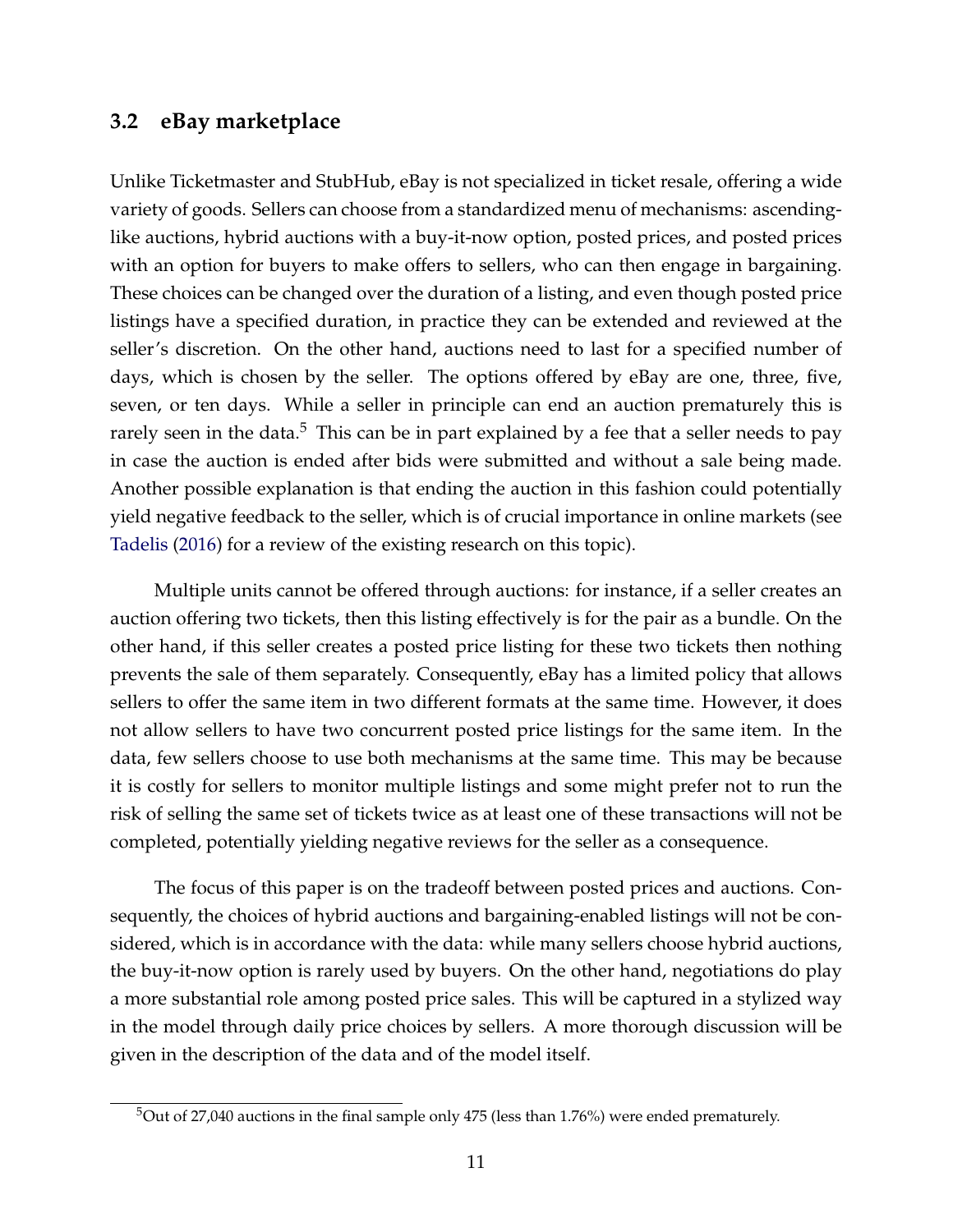## 3.2 eBay marketplace

Unlike Ticketmaster and StubHub, eBay is not specialized in ticket resale, offering a wide variety of goods. Sellers can choose from a standardized menu of mechanisms: ascending-like auctions, hybrid auctions with a buy-it-now option, posted prices, and posted prices with an option for buyers to make offers to sellers, who can then engage in bargaining. These choices can be changed over the duration of a listing, and even though posted price listings have a specified duration, in practice they can be extended and reviewed at the seller's discretion. On the other hand, auctions need to last for a specified number of days, which is chosen by the seller. The options offered by eBay are one, three, five, seven, or ten days. While a seller in principle can end an auction prematurely this is rarely seen in the data.[5] This can be in part explained by a fee that a seller needs to pay in case the auction is ended after bids were submitted and without a sale being made. Another possible explanation is that ending the auction in this fashion could potentially yield negative feedback to the seller, which is of crucial importance in online markets (see Tadelis (2016) for a review of the existing research on this topic).

Multiple units cannot be offered through auctions: for instance, if a seller creates an auction offering two tickets, then this listing effectively is for the pair as a bundle. On the other hand, if this seller creates a posted price listing for these two tickets then nothing prevents the sale of them separately. Consequently, eBay has a limited policy that allows sellers to offer the same item in two different formats at the same time. However, it does not allow sellers to have two concurrent posted price listings for the same item. In the data, few sellers choose to use both mechanisms at the same time. This may be because it is costly for sellers to monitor multiple listings and some might prefer not to run the risk of selling the same set of tickets twice as at least one of these transactions will not be completed, potentially yielding negative reviews for the seller as a consequence.

The focus of this paper is on the tradeoff between posted prices and auctions. Consequently, the choices of hybrid auctions and bargaining-enabled listings will not be considered, which is in accordance with the data: while many sellers choose hybrid auctions, the buy-it-now option is rarely used by buyers. On the other hand, negotiations do play a more substantial role among posted price sales. This will be captured in a stylized way in the model through daily price choices by sellers. A more thorough discussion will be given in the description of the data and of the model itself.

[5] Out of 27,040 auctions in the final sample only 475 (less than 1.76%) were ended prematurely.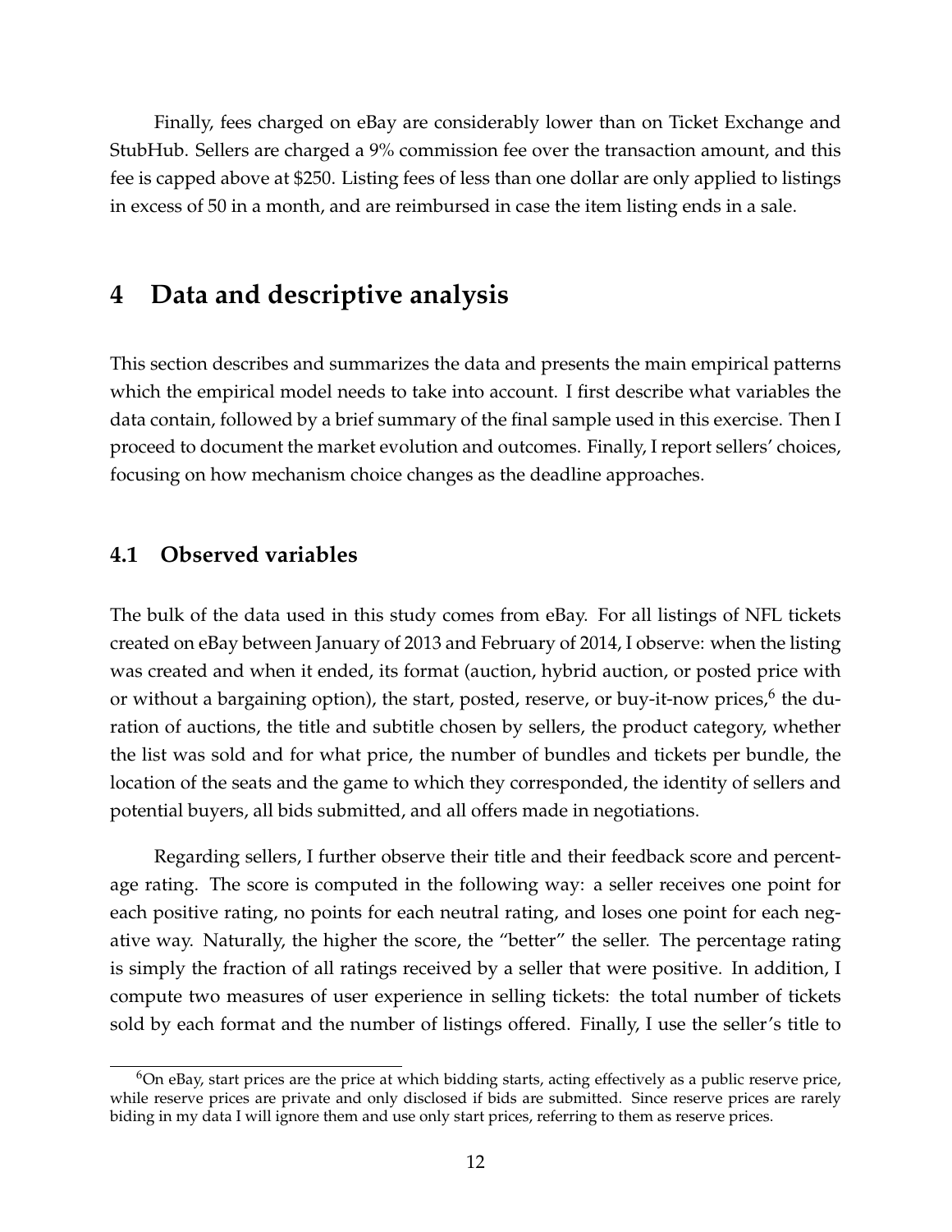Finally, fees charged on eBay are considerably lower than on Ticket Exchange and StubHub. Sellers are charged a 9% commission fee over the transaction amount, and this fee is capped above at $250. Listing fees of less than one dollar are only applied to listings in excess of 50 in a month, and are reimbursed in case the item listing ends in a sale.

# 4 Data and descriptive analysis

This section describes and summarizes the data and presents the main empirical patterns which the empirical model needs to take into account. I first describe what variables the data contain, followed by a brief summary of the final sample used in this exercise. Then I proceed to document the market evolution and outcomes. Finally, I report sellers' choices, focusing on how mechanism choice changes as the deadline approaches.

## 4.1 Observed variables

The bulk of the data used in this study comes from eBay. For all listings of NFL tickets created on eBay between January of 2013 and February of 2014, I observe: when the listing was created and when it ended, its format (auction, hybrid auction, or posted price with or without a bargaining option), the start, posted, reserve, or buy-it-now prices,[6] the duration of auctions, the title and subtitle chosen by sellers, the product category, whether the list was sold and for what price, the number of bundles and tickets per bundle, the location of the seats and the game to which they corresponded, the identity of sellers and potential buyers, all bids submitted, and all offers made in negotiations.

Regarding sellers, I further observe their title and their feedback score and percentage rating. The score is computed in the following way: a seller receives one point for each positive rating, no points for each neutral rating, and loses one point for each negative way. Naturally, the higher the score, the "better" the seller. The percentage rating is simply the fraction of all ratings received by a seller that were positive. In addition, I compute two measures of user experience in selling tickets: the total number of tickets sold by each format and the number of listings offered. Finally, I use the seller's title to

[6] On eBay, start prices are the price at which bidding starts, acting effectively as a public reserve price, while reserve prices are private and only disclosed if bids are submitted. Since reserve prices are rarely biding in my data I will ignore them and use only start prices, referring to them as reserve prices.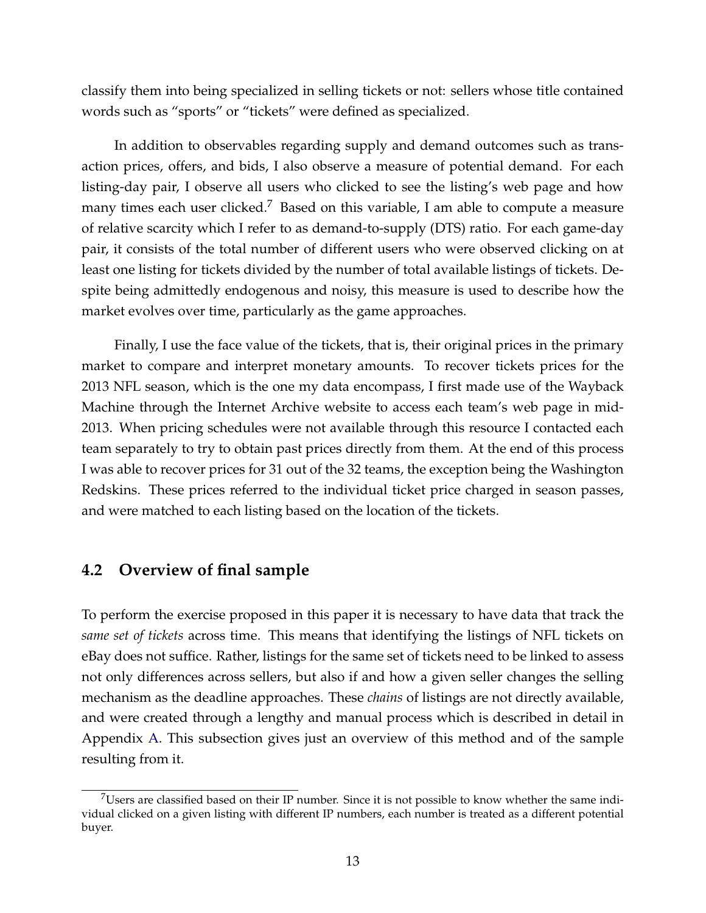classify them into being specialized in selling tickets or not: sellers whose title contained words such as "sports" or "tickets" were defined as specialized.

In addition to observables regarding supply and demand outcomes such as transaction prices, offers, and bids, I also observe a measure of potential demand. For each listing-day pair, I observe all users who clicked to see the listing's web page and how many times each user clicked.[7] Based on this variable, I am able to compute a measure of relative scarcity which I refer to as demand-to-supply (DTS) ratio. For each game-day pair, it consists of the total number of different users who were observed clicking on at least one listing for tickets divided by the number of total available listings of tickets. Despite being admittedly endogenous and noisy, this measure is used to describe how the market evolves over time, particularly as the game approaches.

Finally, I use the face value of the tickets, that is, their original prices in the primary market to compare and interpret monetary amounts. To recover tickets prices for the 2013 NFL season, which is the one my data encompass, I first made use of the Wayback Machine through the Internet Archive website to access each team's web page in mid-2013. When pricing schedules were not available through this resource I contacted each team separately to try to obtain past prices directly from them. At the end of this process I was able to recover prices for 31 out of the 32 teams, the exception being the Washington Redskins. These prices referred to the individual ticket price charged in season passes, and were matched to each listing based on the location of the tickets.

## 4.2 Overview of final sample

To perform the exercise proposed in this paper it is necessary to have data that track the *same set of tickets* across time. This means that identifying the listings of NFL tickets on eBay does not suffice. Rather, listings for the same set of tickets need to be linked to assess not only differences across sellers, but also if and how a given seller changes the selling mechanism as the deadline approaches. These *chains* of listings are not directly available, and were created through a lengthy and manual process which is described in detail in Appendix A. This subsection gives just an overview of this method and of the sample resulting from it.

[7] Users are classified based on their IP number. Since it is not possible to know whether the same individual clicked on a given listing with different IP numbers, each number is treated as a different potential buyer.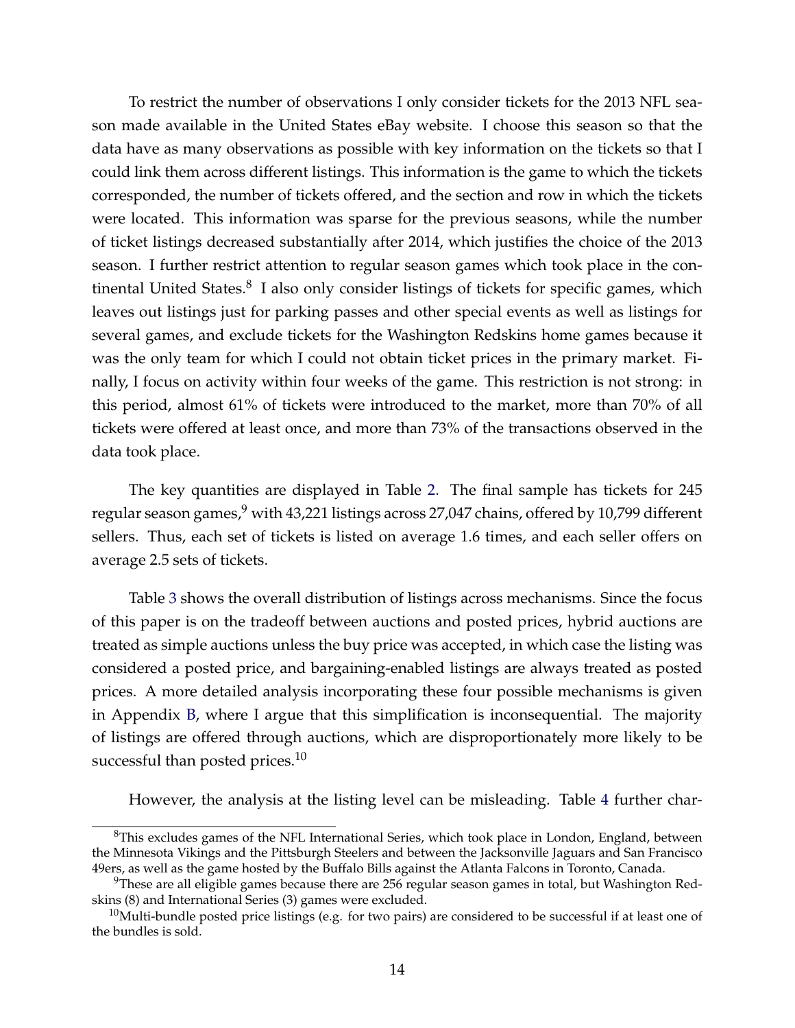To restrict the number of observations I only consider tickets for the 2013 NFL season made available in the United States eBay website. I choose this season so that the data have as many observations as possible with key information on the tickets so that I could link them across different listings. This information is the game to which the tickets corresponded, the number of tickets offered, and the section and row in which the tickets were located. This information was sparse for the previous seasons, while the number of ticket listings decreased substantially after 2014, which justifies the choice of the 2013 season. I further restrict attention to regular season games which took place in the continental United States.[8] I also only consider listings of tickets for specific games, which leaves out listings just for parking passes and other special events as well as listings for several games, and exclude tickets for the Washington Redskins home games because it was the only team for which I could not obtain ticket prices in the primary market. Finally, I focus on activity within four weeks of the game. This restriction is not strong: in this period, almost 61% of tickets were introduced to the market, more than 70% of all tickets were offered at least once, and more than 73% of the transactions observed in the data took place.

The key quantities are displayed in Table 2. The final sample has tickets for 245 regular season games,[9] with 43,221 listings across 27,047 chains, offered by 10,799 different sellers. Thus, each set of tickets is listed on average 1.6 times, and each seller offers on average 2.5 sets of tickets.

Table 3 shows the overall distribution of listings across mechanisms. Since the focus of this paper is on the tradeoff between auctions and posted prices, hybrid auctions are treated as simple auctions unless the buy price was accepted, in which case the listing was considered a posted price, and bargaining-enabled listings are always treated as posted prices. A more detailed analysis incorporating these four possible mechanisms is given in Appendix B, where I argue that this simplification is inconsequential. The majority of listings are offered through auctions, which are disproportionately more likely to be successful than posted prices.[10]

However, the analysis at the listing level can be misleading. Table 4 further char-

[8] This excludes games of the NFL International Series, which took place in London, England, between the Minnesota Vikings and the Pittsburgh Steelers and between the Jacksonville Jaguars and San Francisco 49ers, as well as the game hosted by the Buffalo Bills against the Atlanta Falcons in Toronto, Canada.

[9] These are all eligible games because there are 256 regular season games in total, but Washington Redskins (8) and International Series (3) games were excluded.

[10] Multi-bundle posted price listings (e.g. for two pairs) are considered to be successful if at least one of the bundles is sold.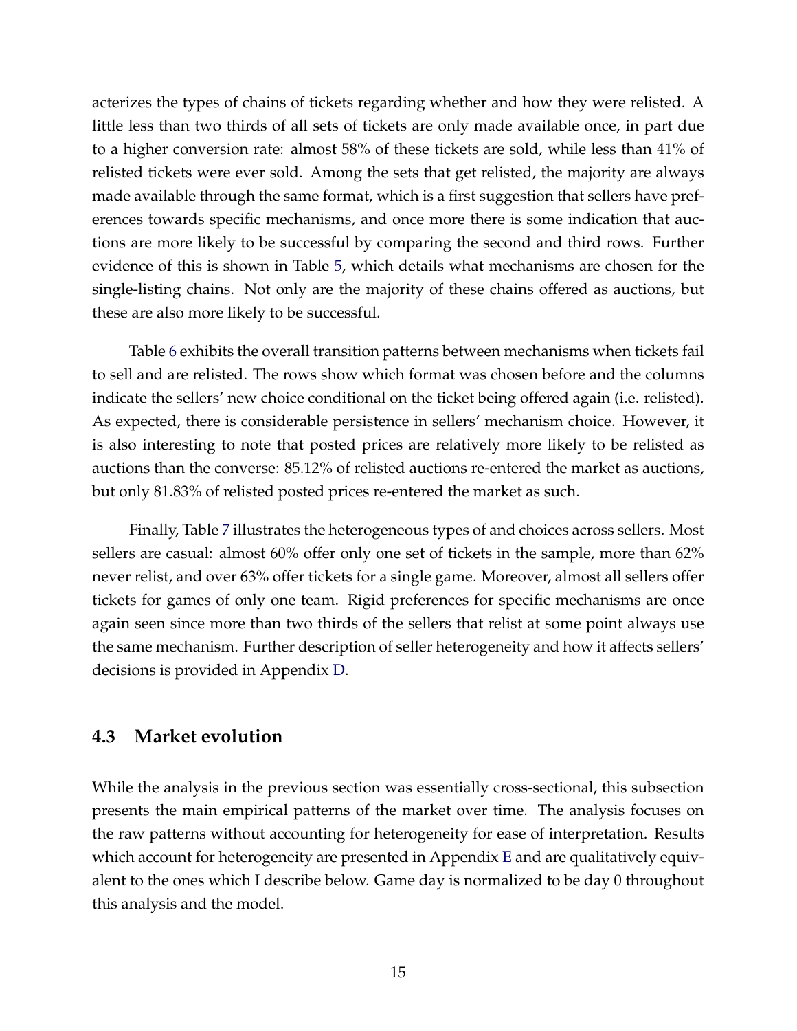acterizes the types of chains of tickets regarding whether and how they were relisted. A little less than two thirds of all sets of tickets are only made available once, in part due to a higher conversion rate: almost 58% of these tickets are sold, while less than 41% of relisted tickets were ever sold. Among the sets that get relisted, the majority are always made available through the same format, which is a first suggestion that sellers have preferences towards specific mechanisms, and once more there is some indication that auctions are more likely to be successful by comparing the second and third rows. Further evidence of this is shown in Table 5, which details what mechanisms are chosen for the single-listing chains. Not only are the majority of these chains offered as auctions, but these are also more likely to be successful.

Table 6 exhibits the overall transition patterns between mechanisms when tickets fail to sell and are relisted. The rows show which format was chosen before and the columns indicate the sellers' new choice conditional on the ticket being offered again (i.e. relisted). As expected, there is considerable persistence in sellers' mechanism choice. However, it is also interesting to note that posted prices are relatively more likely to be relisted as auctions than the converse: 85.12% of relisted auctions re-entered the market as auctions, but only 81.83% of relisted posted prices re-entered the market as such.

Finally, Table 7 illustrates the heterogeneous types of and choices across sellers. Most sellers are casual: almost 60% offer only one set of tickets in the sample, more than 62% never relist, and over 63% offer tickets for a single game. Moreover, almost all sellers offer tickets for games of only one team. Rigid preferences for specific mechanisms are once again seen since more than two thirds of the sellers that relist at some point always use the same mechanism. Further description of seller heterogeneity and how it affects sellers' decisions is provided in Appendix D.

### 4.3 Market evolution

While the analysis in the previous section was essentially cross-sectional, this subsection presents the main empirical patterns of the market over time. The analysis focuses on the raw patterns without accounting for heterogeneity for ease of interpretation. Results which account for heterogeneity are presented in Appendix E and are qualitatively equivalent to the ones which I describe below. Game day is normalized to be day 0 throughout this analysis and the model.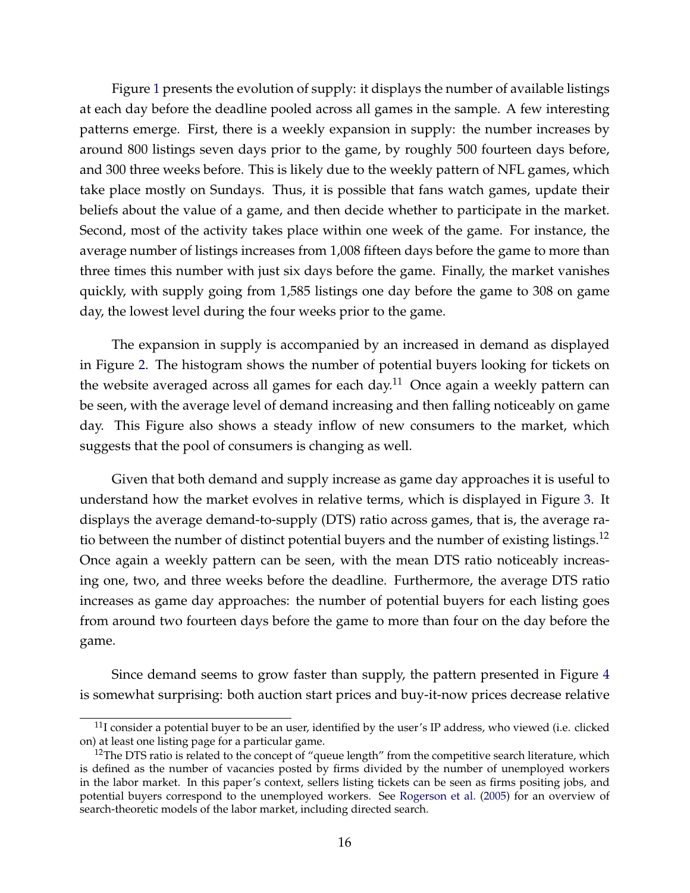Figure 1 presents the evolution of supply: it displays the number of available listings at each day before the deadline pooled across all games in the sample. A few interesting patterns emerge. First, there is a weekly expansion in supply: the number increases by around 800 listings seven days prior to the game, by roughly 500 fourteen days before, and 300 three weeks before. This is likely due to the weekly pattern of NFL games, which take place mostly on Sundays. Thus, it is possible that fans watch games, update their beliefs about the value of a game, and then decide whether to participate in the market. Second, most of the activity takes place within one week of the game. For instance, the average number of listings increases from 1,008 fifteen days before the game to more than three times this number with just six days before the game. Finally, the market vanishes quickly, with supply going from 1,585 listings one day before the game to 308 on game day, the lowest level during the four weeks prior to the game.

The expansion in supply is accompanied by an increased in demand as displayed in Figure 2. The histogram shows the number of potential buyers looking for tickets on the website averaged across all games for each day.[11] Once again a weekly pattern can be seen, with the average level of demand increasing and then falling noticeably on game day. This Figure also shows a steady inflow of new consumers to the market, which suggests that the pool of consumers is changing as well.

Given that both demand and supply increase as game day approaches it is useful to understand how the market evolves in relative terms, which is displayed in Figure 3. It displays the average demand-to-supply (DTS) ratio across games, that is, the average ratio between the number of distinct potential buyers and the number of existing listings.[12] Once again a weekly pattern can be seen, with the mean DTS ratio noticeably increasing one, two, and three weeks before the deadline. Furthermore, the average DTS ratio increases as game day approaches: the number of potential buyers for each listing goes from around two fourteen days before the game to more than four on the day before the game.

Since demand seems to grow faster than supply, the pattern presented in Figure 4 is somewhat surprising: both auction start prices and buy-it-now prices decrease relative

[11] I consider a potential buyer to be an user, identified by the user's IP address, who viewed (i.e. clicked on) at least one listing page for a particular game.

[12] The DTS ratio is related to the concept of "queue length" from the competitive search literature, which is defined as the number of vacancies posted by firms divided by the number of unemployed workers in the labor market. In this paper's context, sellers listing tickets can be seen as firms positing jobs, and potential buyers correspond to the unemployed workers. See Rogerson et al. (2005) for an overview of search-theoretic models of the labor market, including directed search.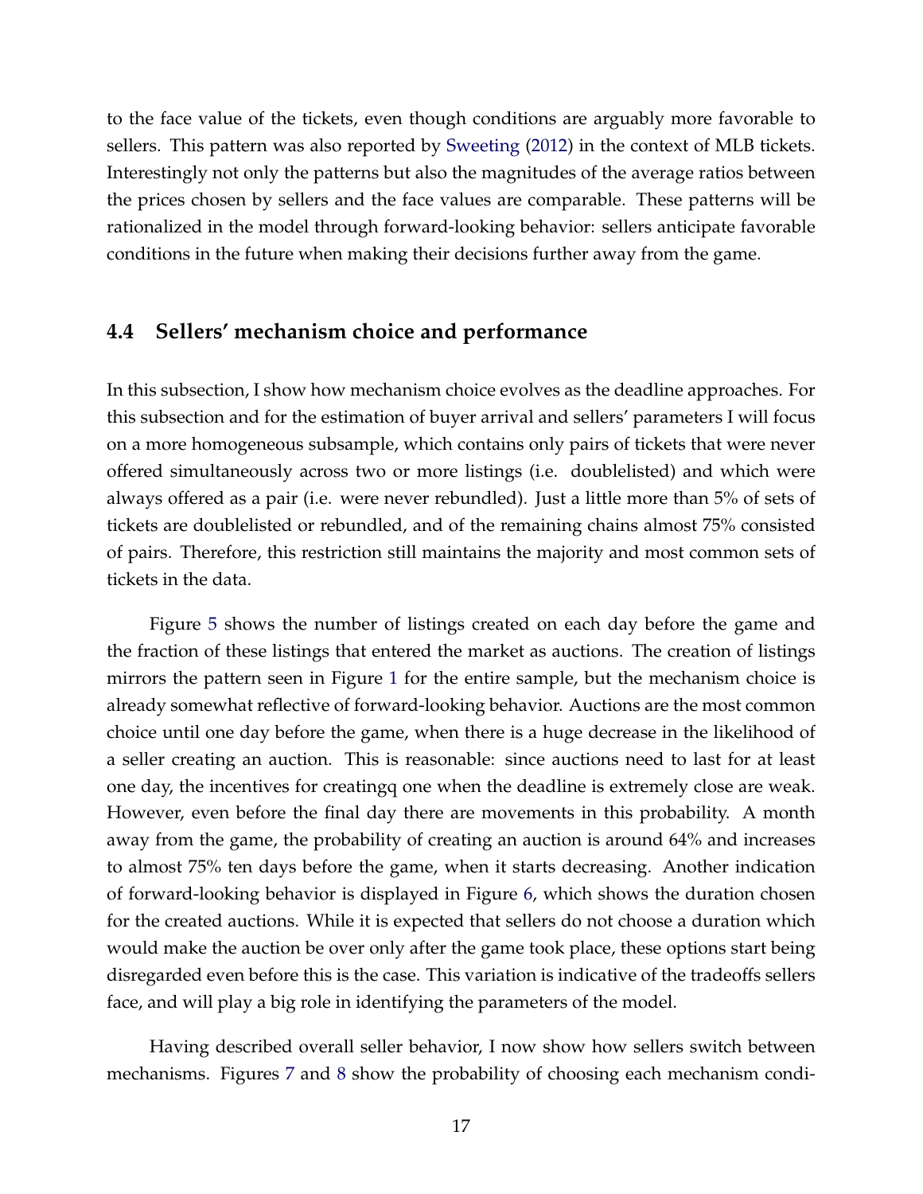to the face value of the tickets, even though conditions are arguably more favorable to sellers. This pattern was also reported by Sweeting (2012) in the context of MLB tickets. Interestingly not only the patterns but also the magnitudes of the average ratios between the prices chosen by sellers and the face values are comparable. These patterns will be rationalized in the model through forward-looking behavior: sellers anticipate favorable conditions in the future when making their decisions further away from the game.

### 4.4 Sellers' mechanism choice and performance

In this subsection, I show how mechanism choice evolves as the deadline approaches. For this subsection and for the estimation of buyer arrival and sellers' parameters I will focus on a more homogeneous subsample, which contains only pairs of tickets that were never offered simultaneously across two or more listings (i.e. doublelisted) and which were always offered as a pair (i.e. were never rebundled). Just a little more than 5% of sets of tickets are doublelisted or rebundled, and of the remaining chains almost 75% consisted of pairs. Therefore, this restriction still maintains the majority and most common sets of tickets in the data.

Figure 5 shows the number of listings created on each day before the game and the fraction of these listings that entered the market as auctions. The creation of listings mirrors the pattern seen in Figure 1 for the entire sample, but the mechanism choice is already somewhat reflective of forward-looking behavior. Auctions are the most common choice until one day before the game, when there is a huge decrease in the likelihood of a seller creating an auction. This is reasonable: since auctions need to last for at least one day, the incentives for creatingq one when the deadline is extremely close are weak. However, even before the final day there are movements in this probability. A month away from the game, the probability of creating an auction is around 64% and increases to almost 75% ten days before the game, when it starts decreasing. Another indication of forward-looking behavior is displayed in Figure 6, which shows the duration chosen for the created auctions. While it is expected that sellers do not choose a duration which would make the auction be over only after the game took place, these options start being disregarded even before this is the case. This variation is indicative of the tradeoffs sellers face, and will play a big role in identifying the parameters of the model.

Having described overall seller behavior, I now show how sellers switch between mechanisms. Figures 7 and 8 show the probability of choosing each mechanism condi-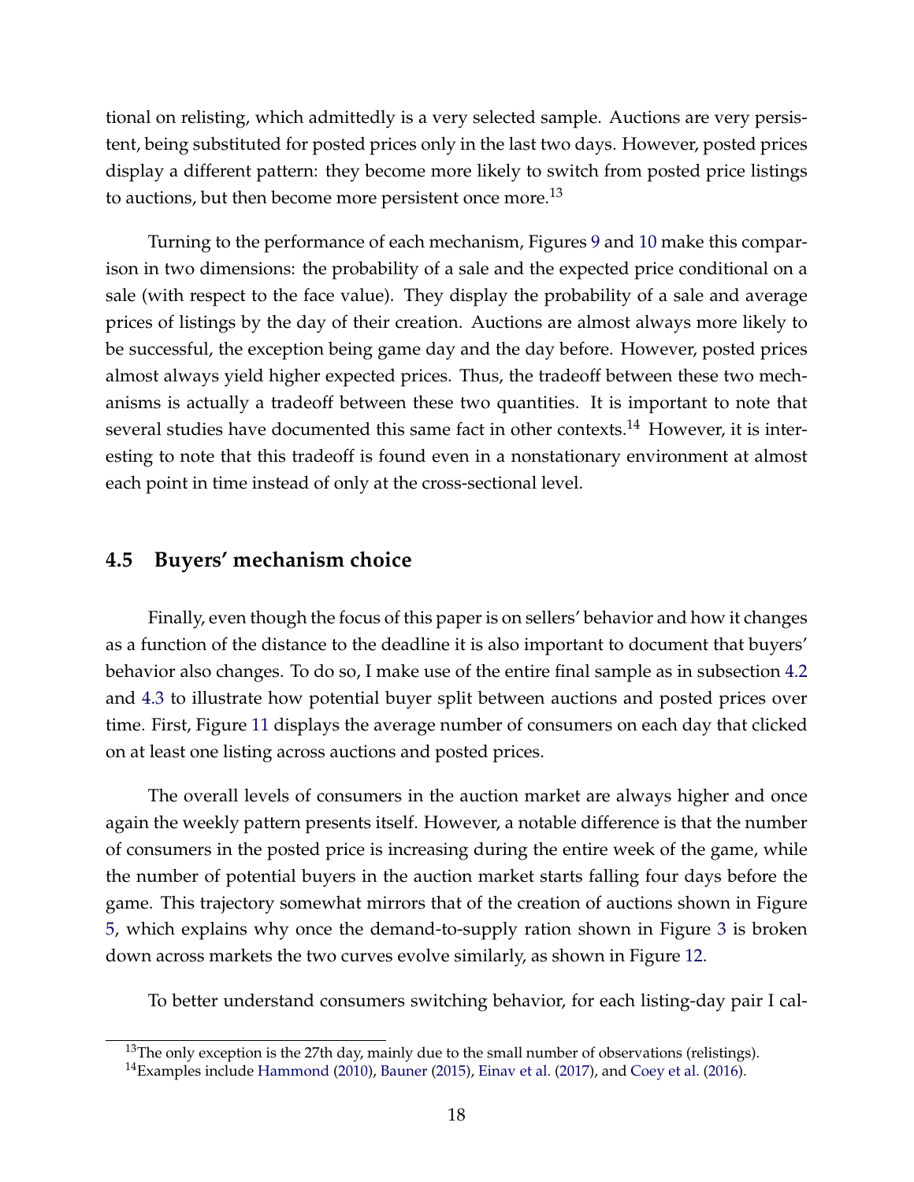tional on relisting, which admittedly is a very selected sample. Auctions are very persistent, being substituted for posted prices only in the last two days. However, posted prices display a different pattern: they become more likely to switch from posted price listings to auctions, but then become more persistent once more.[13]

Turning to the performance of each mechanism, Figures 9 and 10 make this comparison in two dimensions: the probability of a sale and the expected price conditional on a sale (with respect to the face value). They display the probability of a sale and average prices of listings by the day of their creation. Auctions are almost always more likely to be successful, the exception being game day and the day before. However, posted prices almost always yield higher expected prices. Thus, the tradeoff between these two mechanisms is actually a tradeoff between these two quantities. It is important to note that several studies have documented this same fact in other contexts.[14] However, it is interesting to note that this tradeoff is found even in a nonstationary environment at almost each point in time instead of only at the cross-sectional level.

## 4.5 Buyers' mechanism choice

Finally, even though the focus of this paper is on sellers' behavior and how it changes as a function of the distance to the deadline it is also important to document that buyers' behavior also changes. To do so, I make use of the entire final sample as in subsection 4.2 and 4.3 to illustrate how potential buyer split between auctions and posted prices over time. First, Figure 11 displays the average number of consumers on each day that clicked on at least one listing across auctions and posted prices.

The overall levels of consumers in the auction market are always higher and once again the weekly pattern presents itself. However, a notable difference is that the number of consumers in the posted price is increasing during the entire week of the game, while the number of potential buyers in the auction market starts falling four days before the game. This trajectory somewhat mirrors that of the creation of auctions shown in Figure 5, which explains why once the demand-to-supply ration shown in Figure 3 is broken down across markets the two curves evolve similarly, as shown in Figure 12.

To better understand consumers switching behavior, for each listing-day pair I cal-

[13] The only exception is the 27th day, mainly due to the small number of observations (relistings).

[14] Examples include Hammond (2010), Bauner (2015), Einav et al. (2017), and Coey et al. (2016).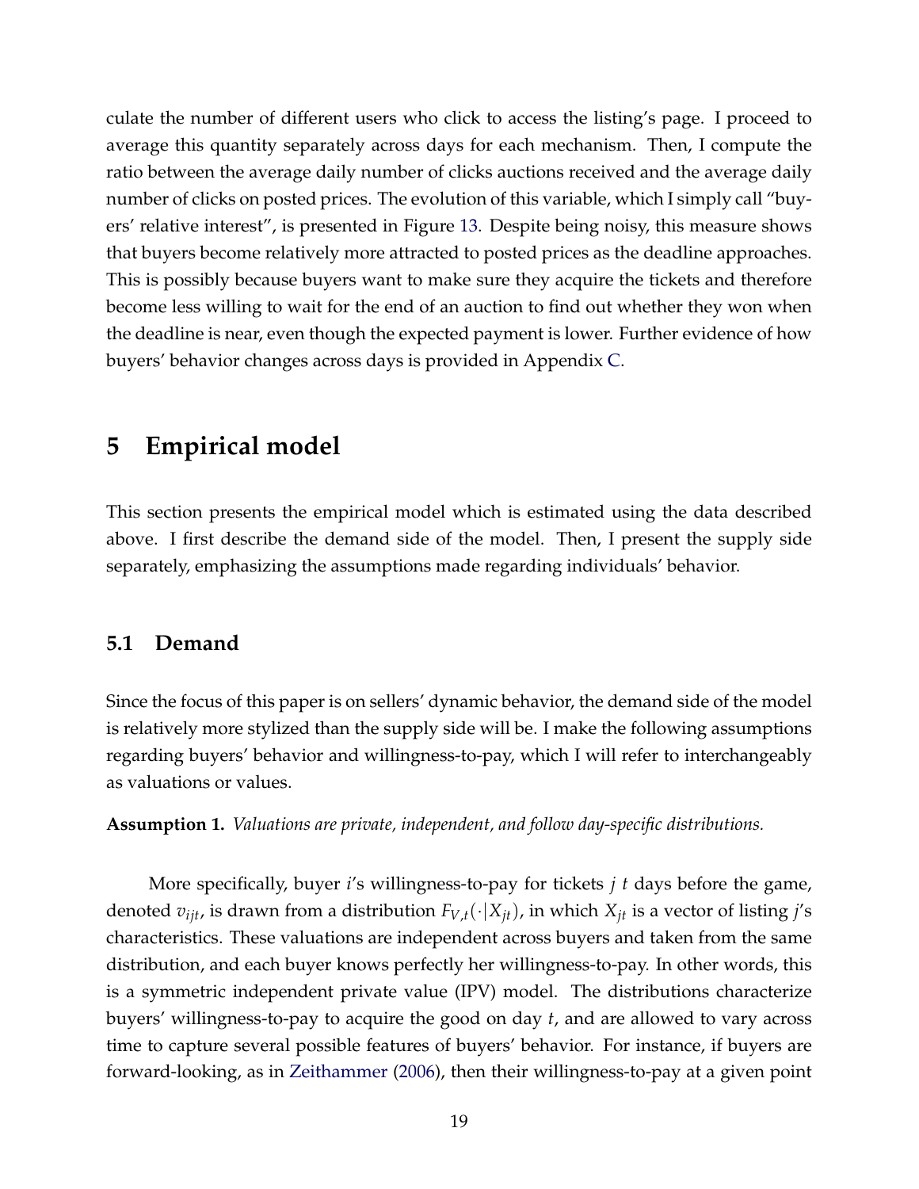culate the number of different users who click to access the listing's page. I proceed to average this quantity separately across days for each mechanism. Then, I compute the ratio between the average daily number of clicks auctions received and the average daily number of clicks on posted prices. The evolution of this variable, which I simply call "buyers' relative interest", is presented in Figure 13. Despite being noisy, this measure shows that buyers become relatively more attracted to posted prices as the deadline approaches. This is possibly because buyers want to make sure they acquire the tickets and therefore become less willing to wait for the end of an auction to find out whether they won when the deadline is near, even though the expected payment is lower. Further evidence of how buyers' behavior changes across days is provided in Appendix C.

# 5 Empirical model

This section presents the empirical model which is estimated using the data described above. I first describe the demand side of the model. Then, I present the supply side separately, emphasizing the assumptions made regarding individuals' behavior.

## 5.1 Demand

Since the focus of this paper is on sellers' dynamic behavior, the demand side of the model is relatively more stylized than the supply side will be. I make the following assumptions regarding buyers' behavior and willingness-to-pay, which I will refer to interchangeably as valuations or values.

**Assumption 1.** *Valuations are private, independent, and follow day-specific distributions.*

More specifically, buyer $i$'s willingness-to-pay for tickets $j$ $t$ days before the game, denoted $v_{ijt}$, is drawn from a distribution $F_{V,t}(\cdot|X_{jt})$, in which $X_{jt}$ is a vector of listing $j$'s characteristics. These valuations are independent across buyers and taken from the same distribution, and each buyer knows perfectly her willingness-to-pay. In other words, this is a symmetric independent private value (IPV) model. The distributions characterize buyers' willingness-to-pay to acquire the good on day $t$, and are allowed to vary across time to capture several possible features of buyers' behavior. For instance, if buyers are forward-looking, as in Zeithammer (2006), then their willingness-to-pay at a given point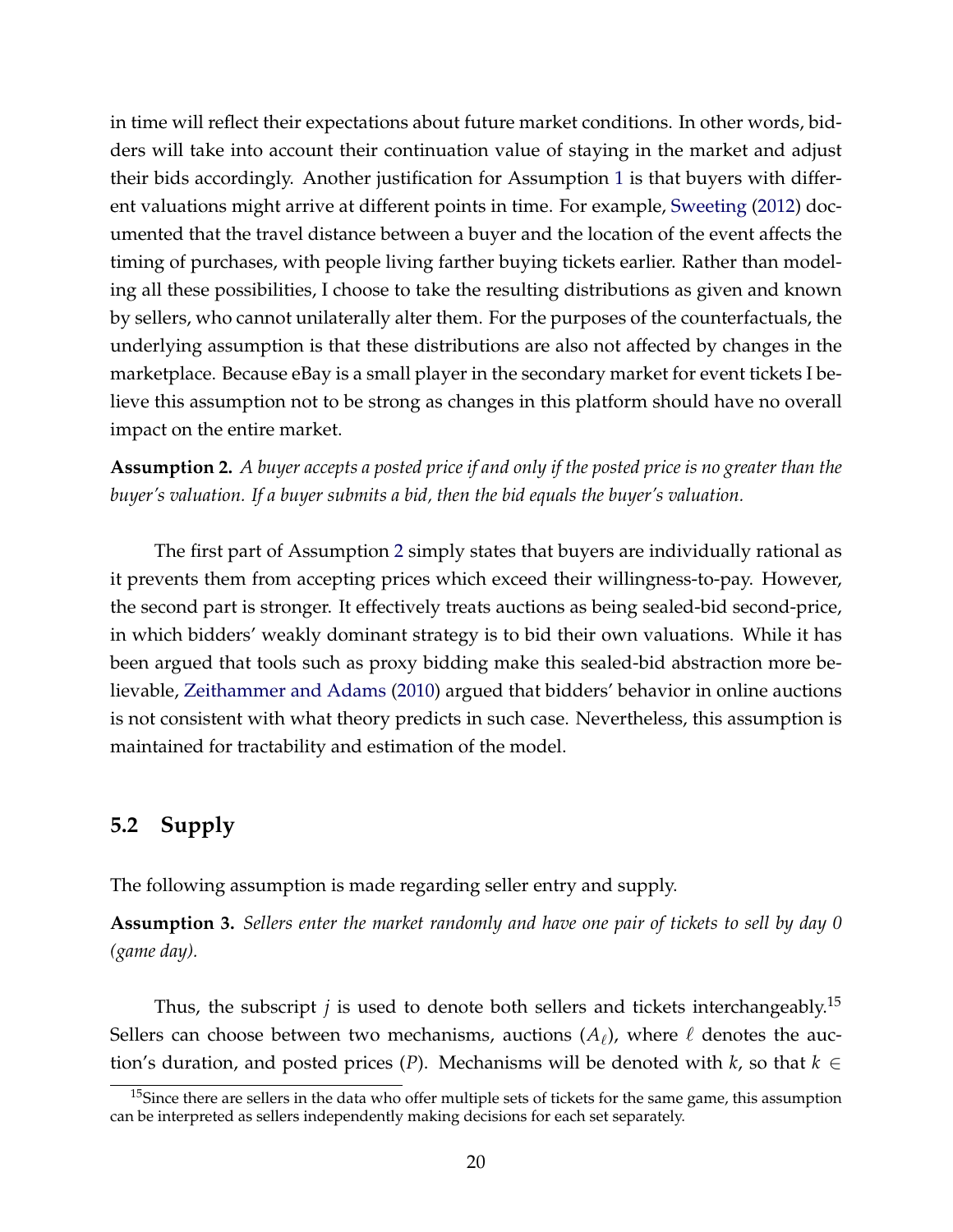in time will reflect their expectations about future market conditions. In other words, bidders will take into account their continuation value of staying in the market and adjust their bids accordingly. Another justification for Assumption 1 is that buyers with different valuations might arrive at different points in time. For example, Sweeting (2012) documented that the travel distance between a buyer and the location of the event affects the timing of purchases, with people living farther buying tickets earlier. Rather than modeling all these possibilities, I choose to take the resulting distributions as given and known by sellers, who cannot unilaterally alter them. For the purposes of the counterfactuals, the underlying assumption is that these distributions are also not affected by changes in the marketplace. Because eBay is a small player in the secondary market for event tickets I believe this assumption not to be strong as changes in this platform should have no overall impact on the entire market.

**Assumption 2.** *A buyer accepts a posted price if and only if the posted price is no greater than the buyer's valuation. If a buyer submits a bid, then the bid equals the buyer's valuation.*

The first part of Assumption 2 simply states that buyers are individually rational as it prevents them from accepting prices which exceed their willingness-to-pay. However, the second part is stronger. It effectively treats auctions as being sealed-bid second-price, in which bidders' weakly dominant strategy is to bid their own valuations. While it has been argued that tools such as proxy bidding make this sealed-bid abstraction more believable, Zeithammer and Adams (2010) argued that bidders' behavior in online auctions is not consistent with what theory predicts in such case. Nevertheless, this assumption is maintained for tractability and estimation of the model.

## 5.2 Supply

The following assumption is made regarding seller entry and supply.

**Assumption 3.** *Sellers enter the market randomly and have one pair of tickets to sell by day 0 (game day).*

Thus, the subscript $j$ is used to denote both sellers and tickets interchangeably.[15] Sellers can choose between two mechanisms, auctions ($A_\ell$), where $\ell$ denotes the auction's duration, and posted prices ($P$). Mechanisms will be denoted with $k$, so that $k \in$

[15] Since there are sellers in the data who offer multiple sets of tickets for the same game, this assumption can be interpreted as sellers independently making decisions for each set separately.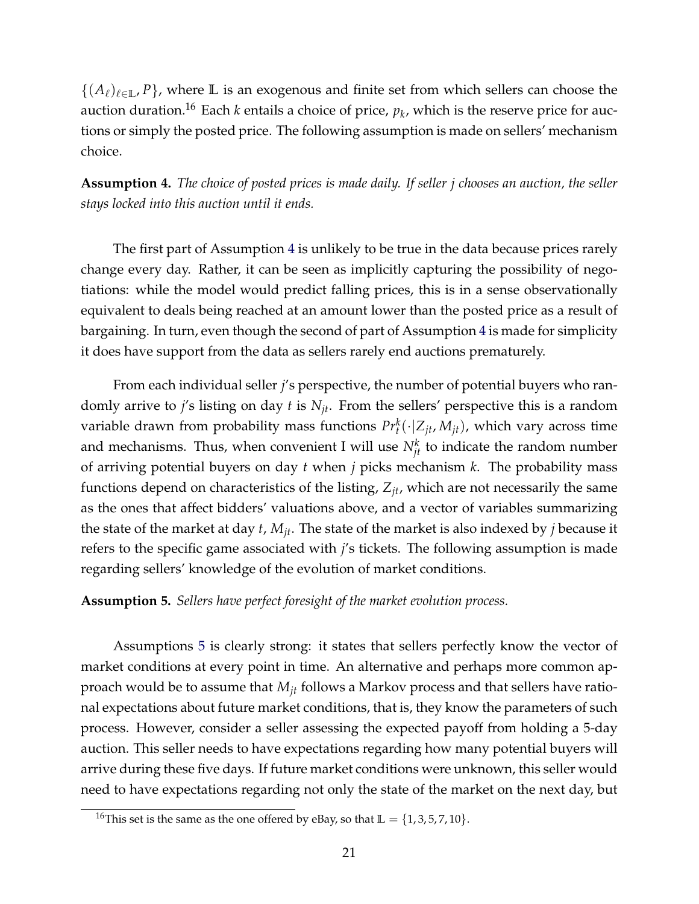$\{(A_\ell)_{\ell \in \mathbb{L}}, P\}$, where $\mathbb{L}$ is an exogenous and finite set from which sellers can choose the auction duration.[16] Each $k$ entails a choice of price, $p_k$, which is the reserve price for auctions or simply the posted price. The following assumption is made on sellers' mechanism choice.

**Assumption 4.** *The choice of posted prices is made daily. If seller $j$ chooses an auction, the seller stays locked into this auction until it ends.*

The first part of Assumption 4 is unlikely to be true in the data because prices rarely change every day. Rather, it can be seen as implicitly capturing the possibility of negotiations: while the model would predict falling prices, this is in a sense observationally equivalent to deals being reached at an amount lower than the posted price as a result of bargaining. In turn, even though the second of part of Assumption 4 is made for simplicity it does have support from the data as sellers rarely end auctions prematurely.

From each individual seller $j$'s perspective, the number of potential buyers who randomly arrive to $j$'s listing on day $t$ is $N_{jt}$. From the sellers' perspective this is a random variable drawn from probability mass functions $Pr_t^k(\cdot|Z_{jt}, M_{jt})$, which vary across time and mechanisms. Thus, when convenient I will use $N_{jt}^k$ to indicate the random number of arriving potential buyers on day $t$ when $j$ picks mechanism $k$. The probability mass functions depend on characteristics of the listing, $Z_{jt}$, which are not necessarily the same as the ones that affect bidders' valuations above, and a vector of variables summarizing the state of the market at day $t$, $M_{jt}$. The state of the market is also indexed by $j$ because it refers to the specific game associated with $j$'s tickets. The following assumption is made regarding sellers' knowledge of the evolution of market conditions.

**Assumption 5.** *Sellers have perfect foresight of the market evolution process.*

Assumptions 5 is clearly strong: it states that sellers perfectly know the vector of market conditions at every point in time. An alternative and perhaps more common approach would be to assume that $M_{jt}$ follows a Markov process and that sellers have rational expectations about future market conditions, that is, they know the parameters of such process. However, consider a seller assessing the expected payoff from holding a 5-day auction. This seller needs to have expectations regarding how many potential buyers will arrive during these five days. If future market conditions were unknown, this seller would need to have expectations regarding not only the state of the market on the next day, but

[16] This set is the same as the one offered by eBay, so that $\mathbb{L} = \{1, 3, 5, 7, 10\}$.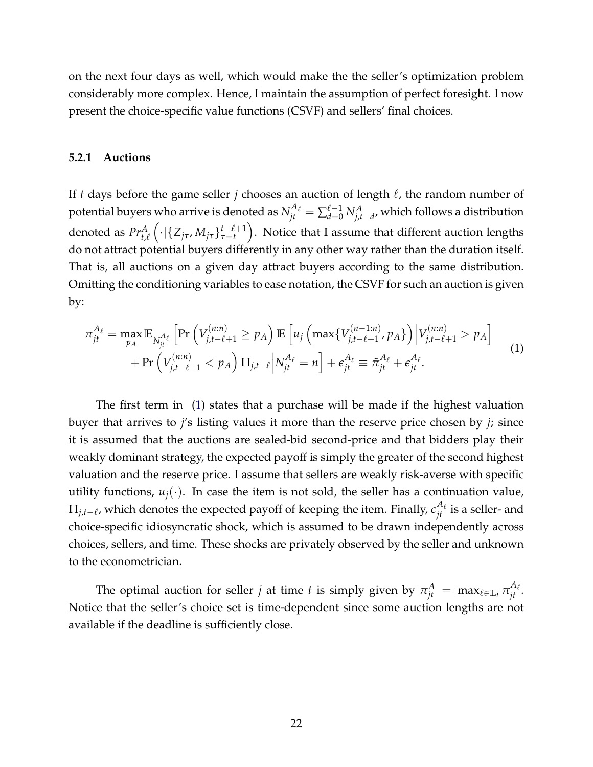on the next four days as well, which would make the the seller's optimization problem considerably more complex. Hence, I maintain the assumption of perfect foresight. I now present the choice-specific value functions (CSVF) and sellers' final choices.

### 5.2.1 Auctions

If $t$ days before the game seller $j$ chooses an auction of length $\ell$, the random number of potential buyers who arrive is denoted as $N_{jt}^{A_\ell} = \sum_{d=0}^{\ell-1} N_{j,t-d}^{A}$, which follows a distribution denoted as $Pr_{t,\ell}^{A}\left(\cdot|\{Z_{j\tau}, M_{j\tau}\}_{\tau=t}^{t-\ell+1}\right)$. Notice that I assume that different auction lengths do not attract potential buyers differently in any other way rather than the duration itself. That is, all auctions on a given day attract buyers according to the same distribution. Omitting the conditioning variables to ease notation, the CSVF for such an auction is given by:

$$
\begin{aligned}
\pi_{jt}^{A_\ell} = \max_{p_A} \mathbb{E}_{N_{jt}^{A_\ell}} \Big[ & \Pr\left(V_{j,t-\ell+1}^{(n:n)} \geq p_A\right) \mathbb{E}\left[u_j\left(\max\{V_{j,t-\ell+1}^{(n-1:n)}, p_A\}\right) \Big| V_{j,t-\ell+1}^{(n:n)} > p_A\right] \\
& + \Pr\left(V_{j,t-\ell+1}^{(n:n)} < p_A\right) \Pi_{j,t-\ell} \Big| N_{jt}^{A_\ell} = n \Big] + \epsilon_{jt}^{A_\ell} \equiv \tilde{\pi}_{jt}^{A_\ell} + \epsilon_{jt}^{A_\ell}.
\end{aligned} \tag{1}
$$

The first term in (1) states that a purchase will be made if the highest valuation buyer that arrives to $j$'s listing values it more than the reserve price chosen by $j$; since it is assumed that the auctions are sealed-bid second-price and that bidders play their weakly dominant strategy, the expected payoff is simply the greater of the second highest valuation and the reserve price. I assume that sellers are weakly risk-averse with specific utility functions, $u_j(\cdot)$. In case the item is not sold, the seller has a continuation value, $\Pi_{j,t-\ell}$, which denotes the expected payoff of keeping the item. Finally, $\epsilon_{jt}^{A_\ell}$ is a seller- and choice-specific idiosyncratic shock, which is assumed to be drawn independently across choices, sellers, and time. These shocks are privately observed by the seller and unknown to the econometrician.

The optimal auction for seller $j$ at time $t$ is simply given by $\pi_{jt}^{A} = \max_{\ell \in \mathbb{L}_t} \pi_{jt}^{A_\ell}$. Notice that the seller's choice set is time-dependent since some auction lengths are not available if the deadline is sufficiently close.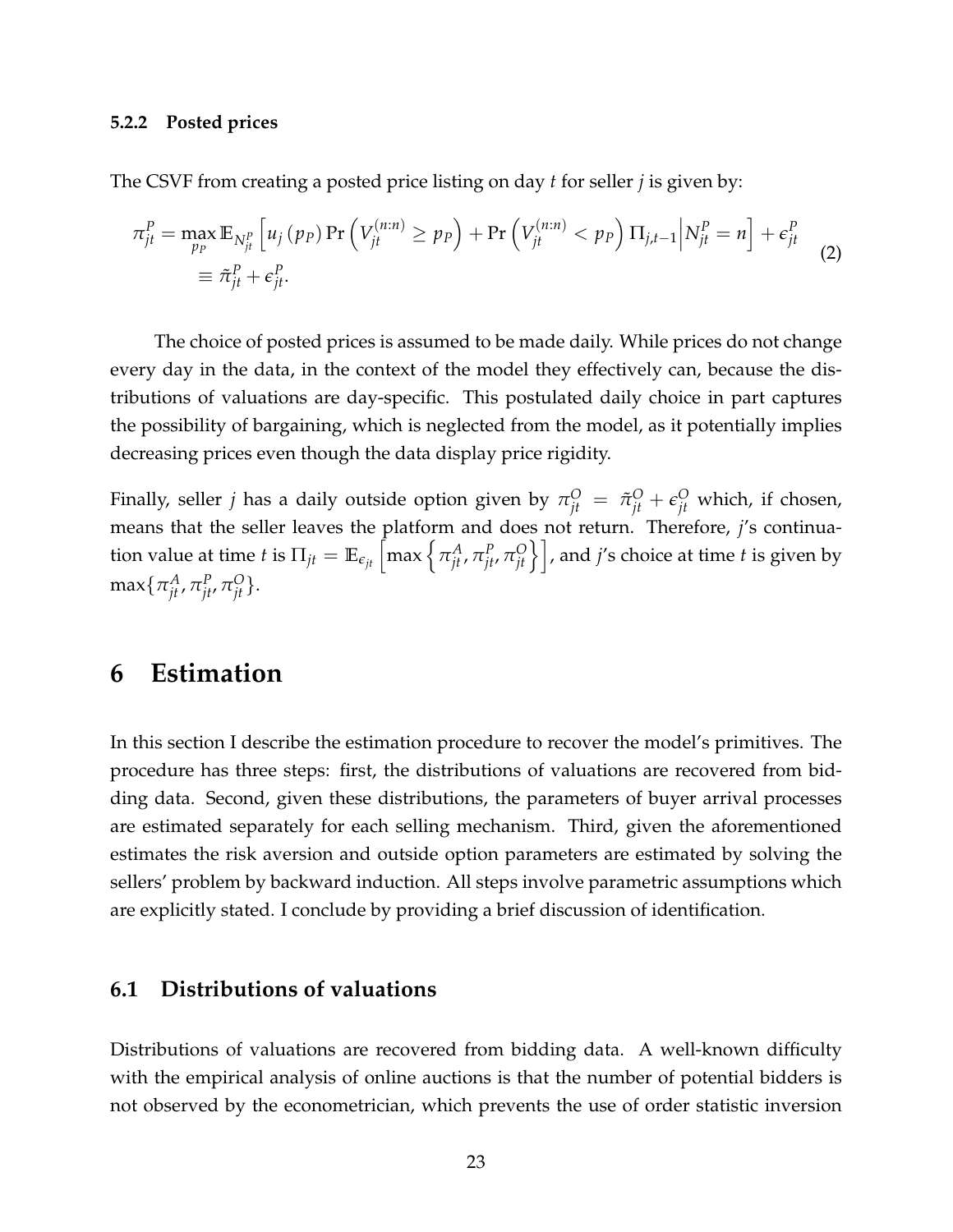#### 5.2.2 Posted prices

The CSVF from creating a posted price listing on day $t$ for seller $j$ is given by:

$$\begin{aligned}\pi_{jt}^{P} &= \max_{p_P} \mathbb{E}_{N_{jt}^{P}} \left[ u_j\left(p_P\right) \Pr\left(V_{jt}^{(n:n)} \geq p_P\right) + \Pr\left(V_{jt}^{(n:n)} < p_P\right) \Pi_{j,t-1} \middle| N_{jt}^{P} = n \right] + \epsilon_{jt}^{P} \\ &\equiv \tilde{\pi}_{jt}^{P} + \epsilon_{jt}^{P}.\end{aligned} \tag{2}$$

The choice of posted prices is assumed to be made daily. While prices do not change every day in the data, in the context of the model they effectively can, because the distributions of valuations are day-specific. This postulated daily choice in part captures the possibility of bargaining, which is neglected from the model, as it potentially implies decreasing prices even though the data display price rigidity.

Finally, seller $j$ has a daily outside option given by $\pi_{jt}^{O} = \tilde{\pi}_{jt}^{O} + \epsilon_{jt}^{O}$ which, if chosen, means that the seller leaves the platform and does not return. Therefore, $j$'s continuation value at time $t$ is $\Pi_{jt} = \mathbb{E}_{\epsilon_{jt}}\left[\max\left\{\pi_{jt}^{A}, \pi_{jt}^{P}, \pi_{jt}^{O}\right\}\right]$, and $j$'s choice at time $t$ is given by $\max\{\pi_{jt}^{A}, \pi_{jt}^{P}, \pi_{jt}^{O}\}$.

# 6 Estimation

In this section I describe the estimation procedure to recover the model's primitives. The procedure has three steps: first, the distributions of valuations are recovered from bidding data. Second, given these distributions, the parameters of buyer arrival processes are estimated separately for each selling mechanism. Third, given the aforementioned estimates the risk aversion and outside option parameters are estimated by solving the sellers' problem by backward induction. All steps involve parametric assumptions which are explicitly stated. I conclude by providing a brief discussion of identification.

## 6.1 Distributions of valuations

Distributions of valuations are recovered from bidding data. A well-known difficulty with the empirical analysis of online auctions is that the number of potential bidders is not observed by the econometrician, which prevents the use of order statistic inversion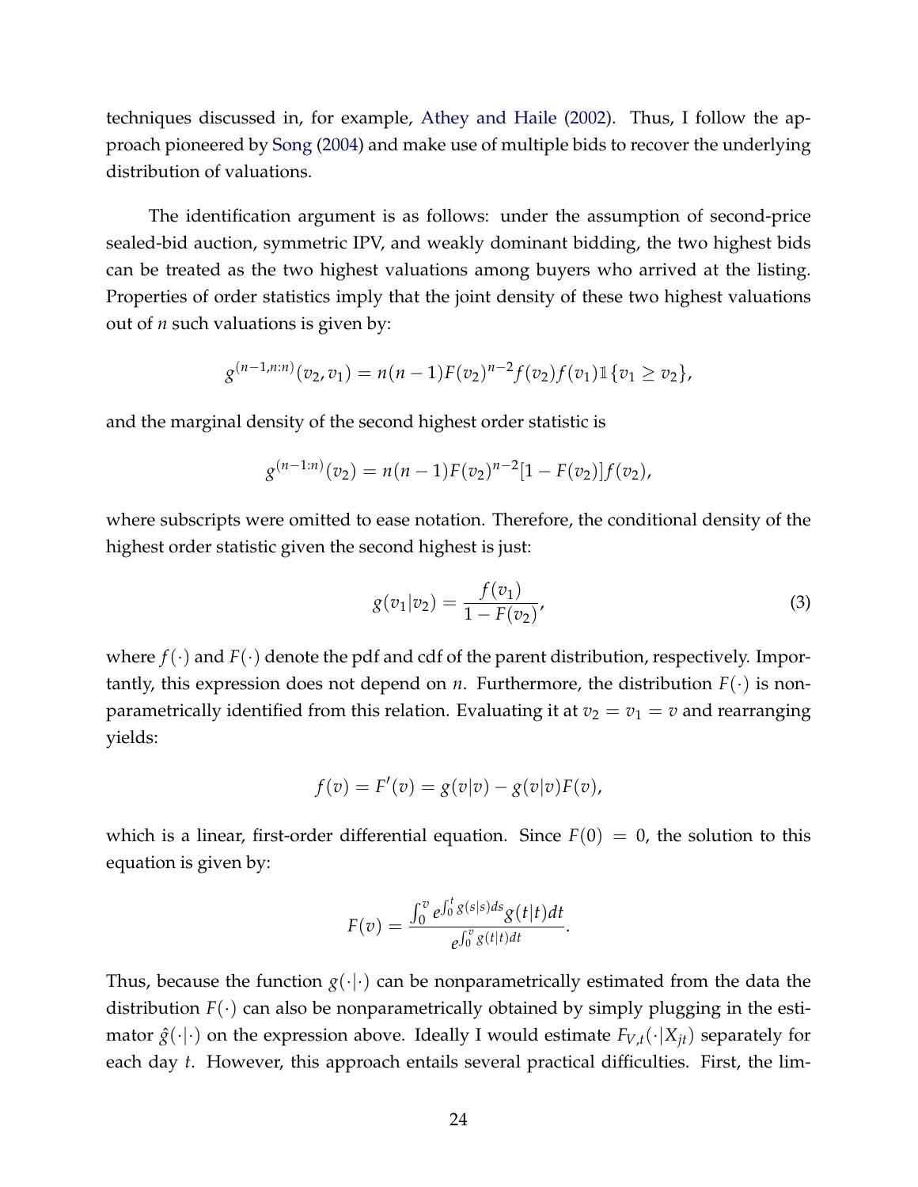techniques discussed in, for example, Athey and Haile (2002). Thus, I follow the approach pioneered by Song (2004) and make use of multiple bids to recover the underlying distribution of valuations.

The identification argument is as follows: under the assumption of second-price sealed-bid auction, symmetric IPV, and weakly dominant bidding, the two highest bids can be treated as the two highest valuations among buyers who arrived at the listing. Properties of order statistics imply that the joint density of these two highest valuations out of $n$ such valuations is given by:

$$g^{(n-1,n:n)}(v_2, v_1) = n(n-1)F(v_2)^{n-2}f(v_2)f(v_1)\mathbb{1}\{v_1 \geq v_2\},$$

and the marginal density of the second highest order statistic is

$$g^{(n-1:n)}(v_2) = n(n-1)F(v_2)^{n-2}[1-F(v_2)]f(v_2),$$

where subscripts were omitted to ease notation. Therefore, the conditional density of the highest order statistic given the second highest is just:

$$g(v_1|v_2) = \frac{f(v_1)}{1-F(v_2)}, \tag{3}$$

where $f(\cdot)$ and $F(\cdot)$ denote the pdf and cdf of the parent distribution, respectively. Importantly, this expression does not depend on $n$. Furthermore, the distribution $F(\cdot)$ is nonparametrically identified from this relation. Evaluating it at $v_2 = v_1 = v$ and rearranging yields:

$$f(v) = F'(v) = g(v|v) - g(v|v)F(v),$$

which is a linear, first-order differential equation. Since $F(0) = 0$, the solution to this equation is given by:

$$F(v) = \frac{\int_0^v e^{\int_0^t g(s|s)ds} g(t|t)dt}{e^{\int_0^v g(t|t)dt}}.$$

Thus, because the function $g(\cdot|\cdot)$ can be nonparametrically estimated from the data the distribution $F(\cdot)$ can also be nonparametrically obtained by simply plugging in the estimator $\hat{g}(\cdot|\cdot)$ on the expression above. Ideally I would estimate $F_{V,t}(\cdot|X_{jt})$ separately for each day $t$. However, this approach entails several practical difficulties. First, the lim-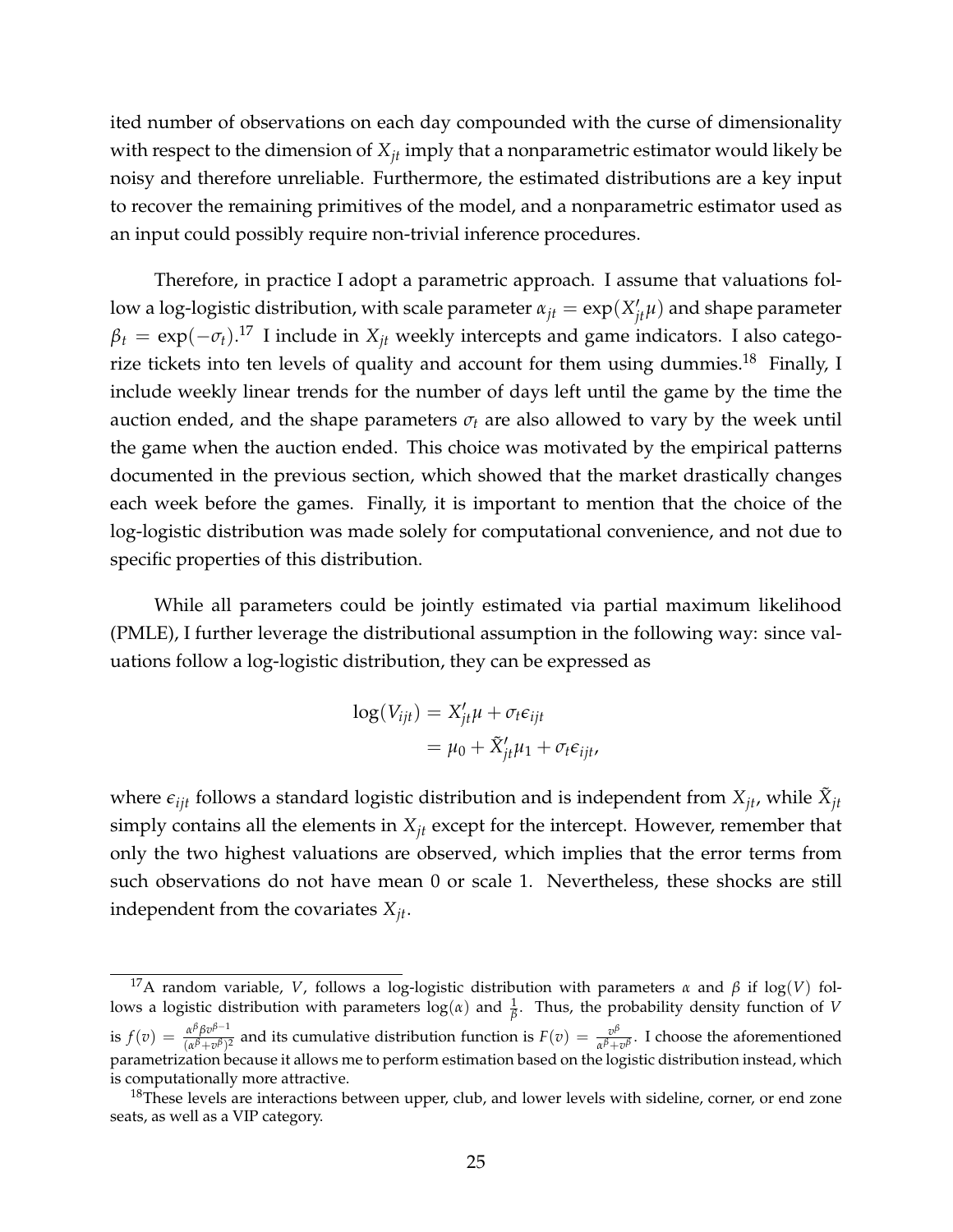ited number of observations on each day compounded with the curse of dimensionality with respect to the dimension of $X_{jt}$ imply that a nonparametric estimator would likely be noisy and therefore unreliable. Furthermore, the estimated distributions are a key input to recover the remaining primitives of the model, and a nonparametric estimator used as an input could possibly require non-trivial inference procedures.

Therefore, in practice I adopt a parametric approach. I assume that valuations follow a log-logistic distribution, with scale parameter $\alpha_{jt} = \exp(X'_{jt}\mu)$ and shape parameter $\beta_t = \exp(-\sigma_t)$.[17] I include in $X_{jt}$ weekly intercepts and game indicators. I also categorize tickets into ten levels of quality and account for them using dummies.[18] Finally, I include weekly linear trends for the number of days left until the game by the time the auction ended, and the shape parameters $\sigma_t$ are also allowed to vary by the week until the game when the auction ended. This choice was motivated by the empirical patterns documented in the previous section, which showed that the market drastically changes each week before the games. Finally, it is important to mention that the choice of the log-logistic distribution was made solely for computational convenience, and not due to specific properties of this distribution.

While all parameters could be jointly estimated via partial maximum likelihood (PMLE), I further leverage the distributional assumption in the following way: since valuations follow a log-logistic distribution, they can be expressed as

$$
\begin{aligned}
\log(V_{ijt}) &= X'_{jt}\mu + \sigma_t\epsilon_{ijt} \\
&= \mu_0 + \tilde{X}'_{jt}\mu_1 + \sigma_t\epsilon_{ijt},
\end{aligned}
$$

where $\epsilon_{ijt}$ follows a standard logistic distribution and is independent from $X_{jt}$, while $\tilde{X}_{jt}$ simply contains all the elements in $X_{jt}$ except for the intercept. However, remember that only the two highest valuations are observed, which implies that the error terms from such observations do not have mean 0 or scale 1. Nevertheless, these shocks are still independent from the covariates $X_{jt}$.

---

[17] A random variable, $V$, follows a log-logistic distribution with parameters $\alpha$ and $\beta$ if $\log(V)$ follows a logistic distribution with parameters $\log(\alpha)$ and $\frac{1}{\beta}$. Thus, the probability density function of $V$ is $f(v) = \frac{\alpha^\beta \beta v^{\beta-1}}{(\alpha^\beta + v^\beta)^2}$ and its cumulative distribution function is $F(v) = \frac{v^\beta}{\alpha^\beta + v^\beta}$. I choose the aforementioned parametrization because it allows me to perform estimation based on the logistic distribution instead, which is computationally more attractive.

[18] These levels are interactions between upper, club, and lower levels with sideline, corner, or end zone seats, as well as a VIP category.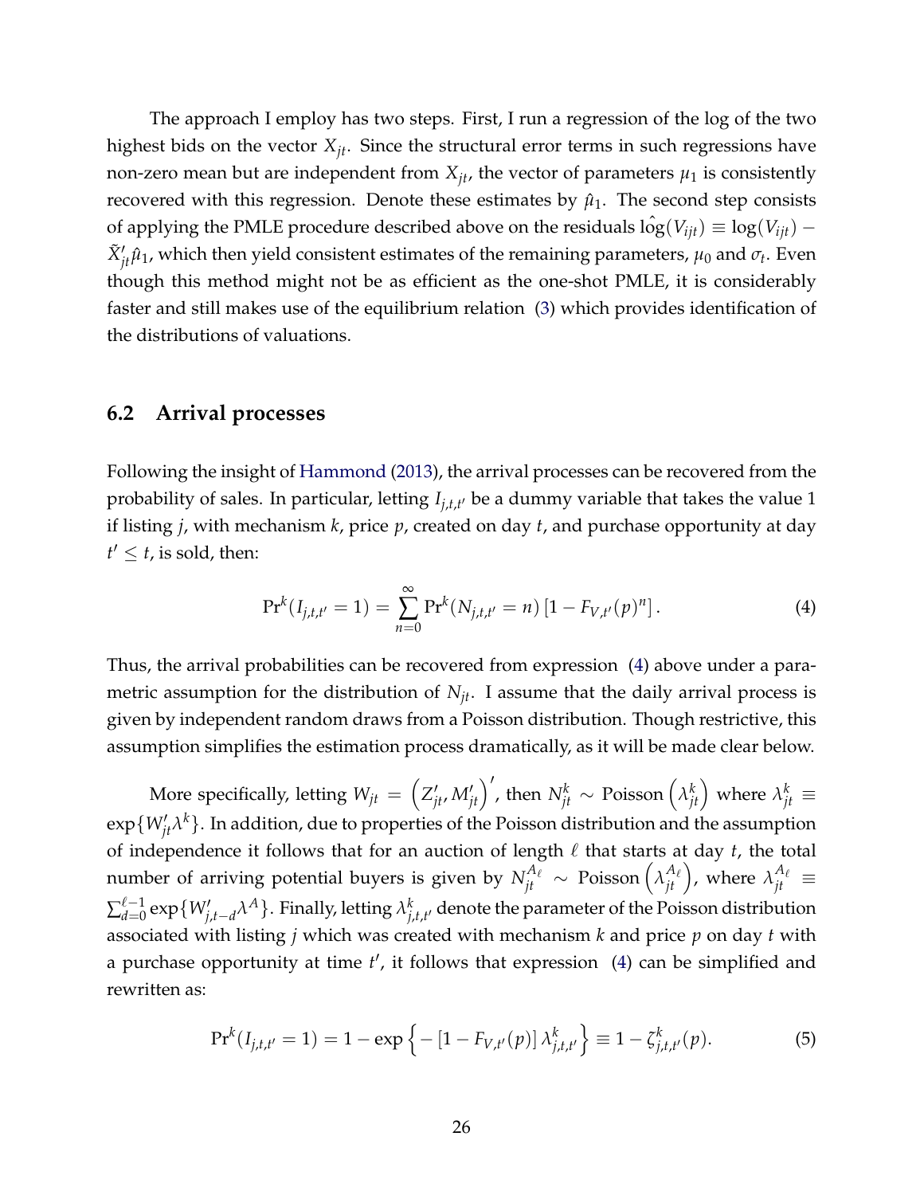The approach I employ has two steps. First, I run a regression of the log of the two highest bids on the vector $X_{jt}$. Since the structural error terms in such regressions have non-zero mean but are independent from $X_{jt}$, the vector of parameters $\mu_1$ is consistently recovered with this regression. Denote these estimates by $\hat{\mu}_1$. The second step consists of applying the PMLE procedure described above on the residuals $\hat{\log}(V_{ijt}) \equiv \log(V_{ijt}) - \tilde{X}'_{jt}\hat{\mu}_1$, which then yield consistent estimates of the remaining parameters, $\mu_0$ and $\sigma_t$. Even though this method might not be as efficient as the one-shot PMLE, it is considerably faster and still makes use of the equilibrium relation (3) which provides identification of the distributions of valuations.

## 6.2 Arrival processes

Following the insight of Hammond (2013), the arrival processes can be recovered from the probability of sales. In particular, letting $I_{j,t,t'}$ be a dummy variable that takes the value 1 if listing $j$, with mechanism $k$, price $p$, created on day $t$, and purchase opportunity at day $t' \leq t$, is sold, then:

$$\Pr^k(I_{j,t,t'} = 1) = \sum_{n=0}^{\infty} \Pr^k(N_{j,t,t'} = n)\left[1 - F_{V,t'}(p)^n\right]. \tag{4}$$

Thus, the arrival probabilities can be recovered from expression (4) above under a parametric assumption for the distribution of $N_{jt}$. I assume that the daily arrival process is given by independent random draws from a Poisson distribution. Though restrictive, this assumption simplifies the estimation process dramatically, as it will be made clear below.

More specifically, letting $W_{jt} = \left(Z'_{jt}, M'_{jt}\right)'$, then $N^k_{jt} \sim \text{Poisson}\left(\lambda^k_{jt}\right)$ where $\lambda^k_{jt} \equiv \exp\{W'_{jt}\lambda^k\}$. In addition, due to properties of the Poisson distribution and the assumption of independence it follows that for an auction of length $\ell$ that starts at day $t$, the total number of arriving potential buyers is given by $N^{A_\ell}_{jt} \sim \text{Poisson}\left(\lambda^{A_\ell}_{jt}\right)$, where $\lambda^{A_\ell}_{jt} \equiv \sum_{d=0}^{\ell-1} \exp\{W'_{j,t-d}\lambda^A\}$. Finally, letting $\lambda^k_{j,t,t'}$ denote the parameter of the Poisson distribution associated with listing $j$ which was created with mechanism $k$ and price $p$ on day $t$ with a purchase opportunity at time $t'$, it follows that expression (4) can be simplified and rewritten as:

$$\Pr^k(I_{j,t,t'} = 1) = 1 - \exp\left\{-\left[1 - F_{V,t'}(p)\right]\lambda^k_{j,t,t'}\right\} \equiv 1 - \zeta^k_{j,t,t'}(p). \tag{5}$$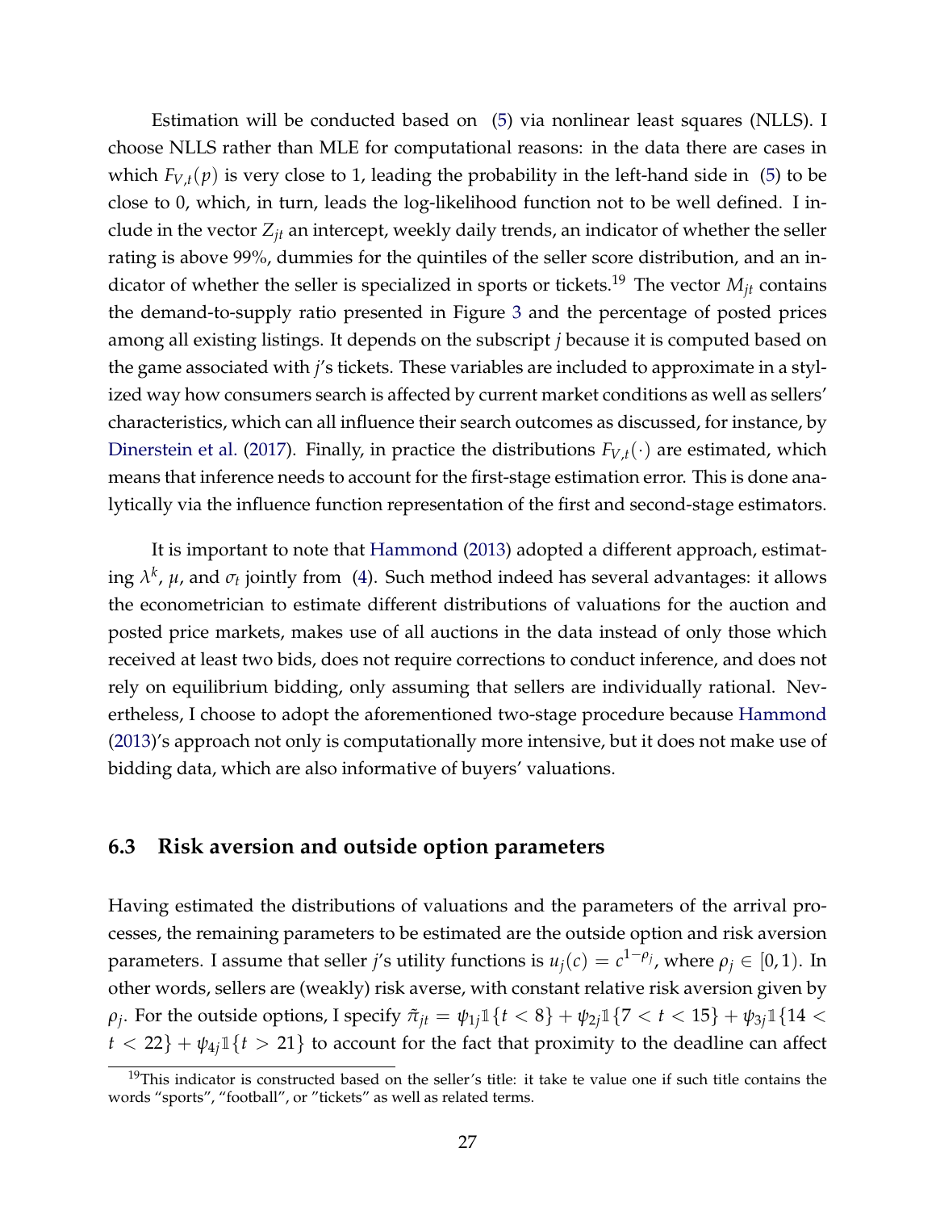Estimation will be conducted based on (5) via nonlinear least squares (NLLS). I choose NLLS rather than MLE for computational reasons: in the data there are cases in which $F_{V,t}(p)$ is very close to 1, leading the probability in the left-hand side in (5) to be close to 0, which, in turn, leads the log-likelihood function not to be well defined. I include in the vector $Z_{jt}$ an intercept, weekly daily trends, an indicator of whether the seller rating is above 99%, dummies for the quintiles of the seller score distribution, and an indicator of whether the seller is specialized in sports or tickets.[19] The vector $M_{jt}$ contains the demand-to-supply ratio presented in Figure 3 and the percentage of posted prices among all existing listings. It depends on the subscript $j$ because it is computed based on the game associated with $j$'s tickets. These variables are included to approximate in a stylized way how consumers search is affected by current market conditions as well as sellers' characteristics, which can all influence their search outcomes as discussed, for instance, by Dinerstein et al. (2017). Finally, in practice the distributions $F_{V,t}(\cdot)$ are estimated, which means that inference needs to account for the first-stage estimation error. This is done analytically via the influence function representation of the first and second-stage estimators.

It is important to note that Hammond (2013) adopted a different approach, estimating $\lambda^k$, $\mu$, and $\sigma_t$ jointly from (4). Such method indeed has several advantages: it allows the econometrician to estimate different distributions of valuations for the auction and posted price markets, makes use of all auctions in the data instead of only those which received at least two bids, does not require corrections to conduct inference, and does not rely on equilibrium bidding, only assuming that sellers are individually rational. Nevertheless, I choose to adopt the aforementioned two-stage procedure because Hammond (2013)'s approach not only is computationally more intensive, but it does not make use of bidding data, which are also informative of buyers' valuations.

### 6.3 Risk aversion and outside option parameters

Having estimated the distributions of valuations and the parameters of the arrival processes, the remaining parameters to be estimated are the outside option and risk aversion parameters. I assume that seller $j$'s utility functions is $u_j(c) = c^{1-\rho_j}$, where $\rho_j \in [0, 1)$. In other words, sellers are (weakly) risk averse, with constant relative risk aversion given by $\rho_j$. For the outside options, I specify $\tilde{\pi}_{jt} = \psi_{1j}\mathbb{1}\{t < 8\} + \psi_{2j}\mathbb{1}\{7 < t < 15\} + \psi_{3j}\mathbb{1}\{14 < t < 22\} + \psi_{4j}\mathbb{1}\{t > 21\}$ to account for the fact that proximity to the deadline can affect

[19] This indicator is constructed based on the seller's title: it take te value one if such title contains the words "sports", "football", or "tickets" as well as related terms.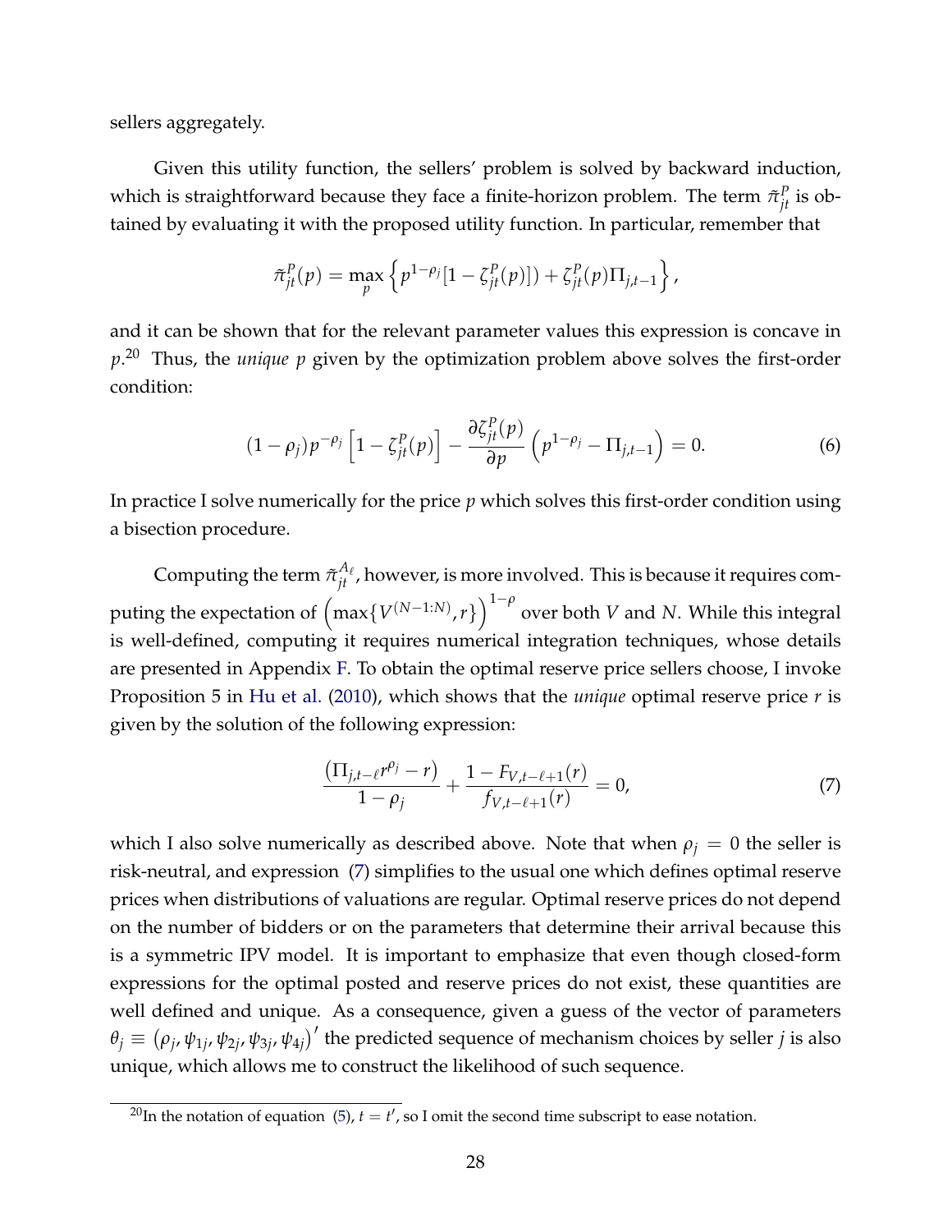sellers aggregately.

Given this utility function, the sellers' problem is solved by backward induction, which is straightforward because they face a finite-horizon problem. The term $\tilde{\pi}^P_{jt}$ is obtained by evaluating it with the proposed utility function. In particular, remember that

$$\tilde{\pi}^P_{jt}(p) = \max_p \left\{ p^{1-\rho_j}[1 - \zeta^P_{jt}(p)]) + \zeta^P_{jt}(p)\Pi_{j,t-1} \right\},$$

and it can be shown that for the relevant parameter values this expression is concave in $p$.[20] Thus, the *unique* $p$ given by the optimization problem above solves the first-order condition:

$$(1-\rho_j)p^{-\rho_j}\left[1 - \zeta^P_{jt}(p)\right] - \frac{\partial \zeta^P_{jt}(p)}{\partial p}\left(p^{1-\rho_j} - \Pi_{j,t-1}\right) = 0. \tag{6}$$

In practice I solve numerically for the price $p$ which solves this first-order condition using a bisection procedure.

Computing the term $\tilde{\pi}^{A_\ell}_{jt}$, however, is more involved. This is because it requires computing the expectation of $\left(\max\{V^{(N-1:N)}, r\}\right)^{1-\rho}$ over both $V$ and $N$. While this integral is well-defined, computing it requires numerical integration techniques, whose details are presented in Appendix F. To obtain the optimal reserve price sellers choose, I invoke Proposition 5 in Hu et al. (2010), which shows that the *unique* optimal reserve price $r$ is given by the solution of the following expression:

$$\frac{\left(\Pi_{j,t-\ell}r^{\rho_j} - r\right)}{1-\rho_j} + \frac{1 - F_{V,t-\ell+1}(r)}{f_{V,t-\ell+1}(r)} = 0, \tag{7}$$

which I also solve numerically as described above. Note that when $\rho_j = 0$ the seller is risk-neutral, and expression (7) simplifies to the usual one which defines optimal reserve prices when distributions of valuations are regular. Optimal reserve prices do not depend on the number of bidders or on the parameters that determine their arrival because this is a symmetric IPV model. It is important to emphasize that even though closed-form expressions for the optimal posted and reserve prices do not exist, these quantities are well defined and unique. As a consequence, given a guess of the vector of parameters $\theta_j \equiv \left(\rho_j, \psi_{1j}, \psi_{2j}, \psi_{3j}, \psi_{4j}\right)'$ the predicted sequence of mechanism choices by seller $j$ is also unique, which allows me to construct the likelihood of such sequence.

[20] In the notation of equation (5), $t = t'$, so I omit the second time subscript to ease notation.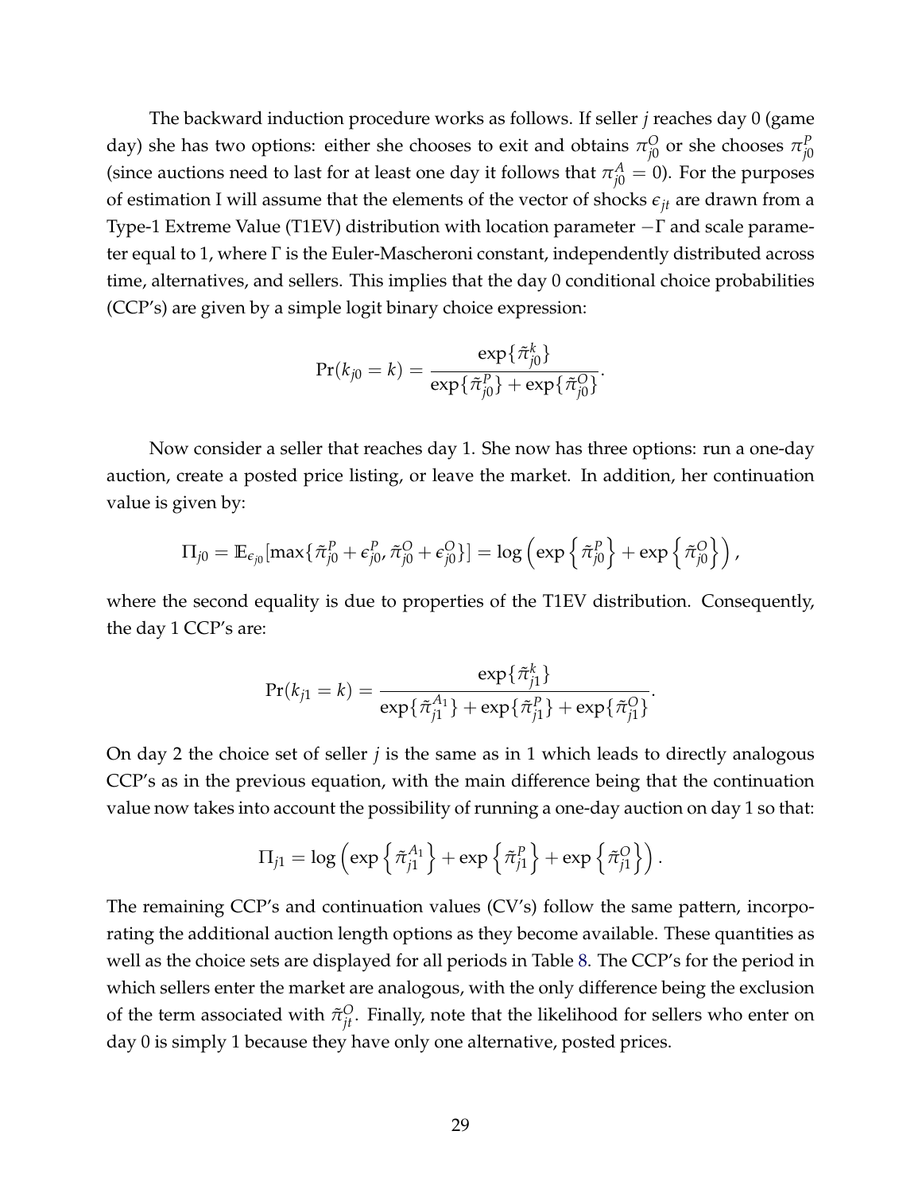The backward induction procedure works as follows. If seller $j$ reaches day 0 (game day) she has two options: either she chooses to exit and obtains $\pi_{j0}^O$ or she chooses $\pi_{j0}^P$ (since auctions need to last for at least one day it follows that $\pi_{j0}^A = 0$). For the purposes of estimation I will assume that the elements of the vector of shocks $\epsilon_{jt}$ are drawn from a Type-1 Extreme Value (T1EV) distribution with location parameter $-\Gamma$ and scale parameter equal to 1, where $\Gamma$ is the Euler-Mascheroni constant, independently distributed across time, alternatives, and sellers. This implies that the day 0 conditional choice probabilities (CCP's) are given by a simple logit binary choice expression:

$$\Pr(k_{j0} = k) = \frac{\exp\{\tilde{\pi}_{j0}^k\}}{\exp\{\tilde{\pi}_{j0}^P\} + \exp\{\tilde{\pi}_{j0}^O\}}.$$

Now consider a seller that reaches day 1. She now has three options: run a one-day auction, create a posted price listing, or leave the market. In addition, her continuation value is given by:

$$\Pi_{j0} = \mathbb{E}_{\epsilon_{j0}}[\max\{\tilde{\pi}_{j0}^P + \epsilon_{j0}^P, \tilde{\pi}_{j0}^O + \epsilon_{j0}^O\}] = \log\left(\exp\left\{\tilde{\pi}_{j0}^P\right\} + \exp\left\{\tilde{\pi}_{j0}^O\right\}\right),$$

where the second equality is due to properties of the T1EV distribution. Consequently, the day 1 CCP's are:

$$\Pr(k_{j1} = k) = \frac{\exp\{\tilde{\pi}_{j1}^k\}}{\exp\{\tilde{\pi}_{j1}^{A_1}\} + \exp\{\tilde{\pi}_{j1}^P\} + \exp\{\tilde{\pi}_{j1}^O\}}.$$

On day 2 the choice set of seller $j$ is the same as in 1 which leads to directly analogous CCP's as in the previous equation, with the main difference being that the continuation value now takes into account the possibility of running a one-day auction on day 1 so that:

$$\Pi_{j1} = \log\left(\exp\left\{\tilde{\pi}_{j1}^{A_1}\right\} + \exp\left\{\tilde{\pi}_{j1}^P\right\} + \exp\left\{\tilde{\pi}_{j1}^O\right\}\right).$$

The remaining CCP's and continuation values (CV's) follow the same pattern, incorporating the additional auction length options as they become available. These quantities as well as the choice sets are displayed for all periods in Table 8. The CCP's for the period in which sellers enter the market are analogous, with the only difference being the exclusion of the term associated with $\tilde{\pi}_{jt}^O$. Finally, note that the likelihood for sellers who enter on day 0 is simply 1 because they have only one alternative, posted prices.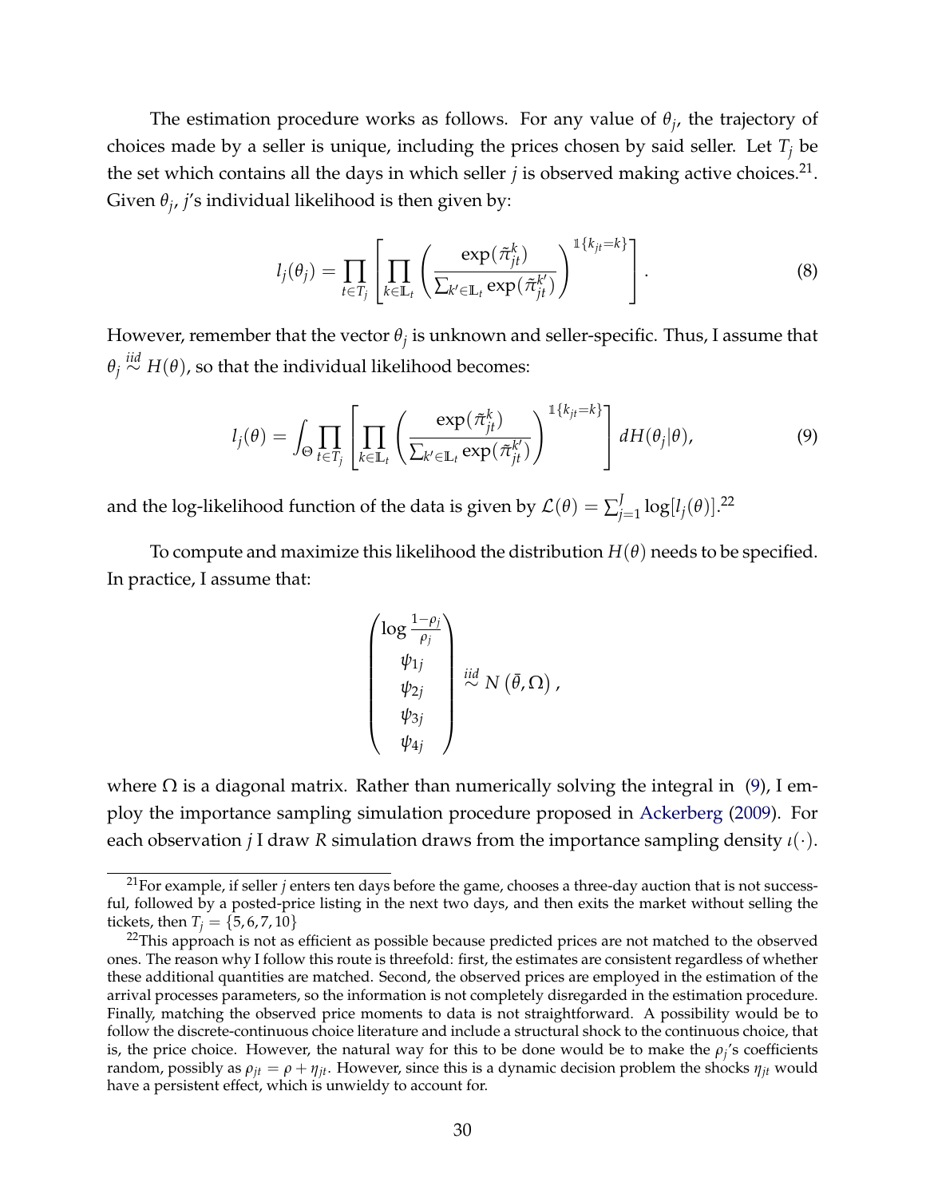The estimation procedure works as follows. For any value of $\theta_j$, the trajectory of choices made by a seller is unique, including the prices chosen by said seller. Let $T_j$ be the set which contains all the days in which seller $j$ is observed making active choices.[21]. Given $\theta_j$, $j$'s individual likelihood is then given by:

$$l_j(\theta_j) = \prod_{t \in T_j} \left[ \prod_{k \in \mathbb{L}_t} \left( \frac{\exp(\tilde{\pi}_{jt}^k)}{\sum_{k' \in \mathbb{L}_t} \exp(\tilde{\pi}_{jt}^{k'})} \right)^{\mathbb{1}\{k_{jt}=k\}} \right]. \tag{8}$$

However, remember that the vector $\theta_j$ is unknown and seller-specific. Thus, I assume that $\theta_j \overset{iid}{\sim} H(\theta)$, so that the individual likelihood becomes:

$$l_j(\theta) = \int_\Theta \prod_{t \in T_j} \left[ \prod_{k \in \mathbb{L}_t} \left( \frac{\exp(\tilde{\pi}_{jt}^k)}{\sum_{k' \in \mathbb{L}_t} \exp(\tilde{\pi}_{jt}^{k'})} \right)^{\mathbb{1}\{k_{jt}=k\}} \right] dH(\theta_j|\theta), \tag{9}$$

and the log-likelihood function of the data is given by $\mathcal{L}(\theta) = \sum_{j=1}^{J} \log[l_j(\theta)]$.[22]

To compute and maximize this likelihood the distribution $H(\theta)$ needs to be specified. In practice, I assume that:

$$\begin{pmatrix} \log \frac{1-\rho_j}{\rho_j} \\ \psi_{1j} \\ \psi_{2j} \\ \psi_{3j} \\ \psi_{4j} \end{pmatrix} \overset{iid}{\sim} N\left(\bar{\theta}, \Omega\right),$$

where $\Omega$ is a diagonal matrix. Rather than numerically solving the integral in (9), I employ the importance sampling simulation procedure proposed in Ackerberg (2009). For each observation $j$ I draw $R$ simulation draws from the importance sampling density $\iota(\cdot)$.

[21] For example, if seller $j$ enters ten days before the game, chooses a three-day auction that is not successful, followed by a posted-price listing in the next two days, and then exits the market without selling the tickets, then $T_j = \{5, 6, 7, 10\}$

[22] This approach is not as efficient as possible because predicted prices are not matched to the observed ones. The reason why I follow this route is threefold: first, the estimates are consistent regardless of whether these additional quantities are matched. Second, the observed prices are employed in the estimation of the arrival processes parameters, so the information is not completely disregarded in the estimation procedure. Finally, matching the observed price moments to data is not straightforward. A possibility would be to follow the discrete-continuous choice literature and include a structural shock to the continuous choice, that is, the price choice. However, the natural way for this to be done would be to make the $\rho_j$'s coefficients random, possibly as $\rho_{jt} = \rho + \eta_{jt}$. However, since this is a dynamic decision problem the shocks $\eta_{jt}$ would have a persistent effect, which is unwieldy to account for.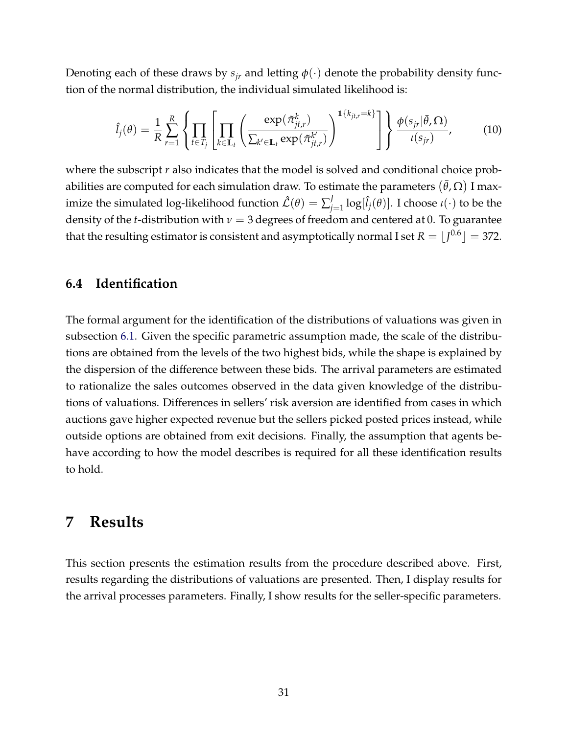Denoting each of these draws by $s_{jr}$ and letting $\phi(\cdot)$ denote the probability density function of the normal distribution, the individual simulated likelihood is:

$$\hat{l}_j(\theta) = \frac{1}{R}\sum_{r=1}^{R}\left\{\prod_{t\in T_j}\left[\prod_{k\in\mathbb{L}_t}\left(\frac{\exp(\tilde{\pi}^k_{jt,r})}{\sum_{k'\in\mathbb{L}_t}\exp(\tilde{\pi}^{k'}_{jt,r})}\right)^{\mathbb{1}\{k_{jt,r}=k\}}\right]\right\}\frac{\phi(s_{jr}|\bar{\theta},\Omega)}{\iota(s_{jr})}, \tag{10}$$

where the subscript $r$ also indicates that the model is solved and conditional choice probabilities are computed for each simulation draw. To estimate the parameters $(\bar{\theta},\Omega)$ I maximize the simulated log-likelihood function $\hat{\mathcal{L}}(\theta) = \sum_{j=1}^{J}\log[\hat{l}_j(\theta)]$. I choose $\iota(\cdot)$ to be the density of the $t$-distribution with $\nu = 3$ degrees of freedom and centered at 0. To guarantee that the resulting estimator is consistent and asymptotically normal I set $R = \lfloor J^{0.6}\rfloor = 372$.

### 6.4 Identification

The formal argument for the identification of the distributions of valuations was given in subsection 6.1. Given the specific parametric assumption made, the scale of the distributions are obtained from the levels of the two highest bids, while the shape is explained by the dispersion of the difference between these bids. The arrival parameters are estimated to rationalize the sales outcomes observed in the data given knowledge of the distributions of valuations. Differences in sellers' risk aversion are identified from cases in which auctions gave higher expected revenue but the sellers picked posted prices instead, while outside options are obtained from exit decisions. Finally, the assumption that agents behave according to how the model describes is required for all these identification results to hold.

## 7 Results

This section presents the estimation results from the procedure described above. First, results regarding the distributions of valuations are presented. Then, I display results for the arrival processes parameters. Finally, I show results for the seller-specific parameters.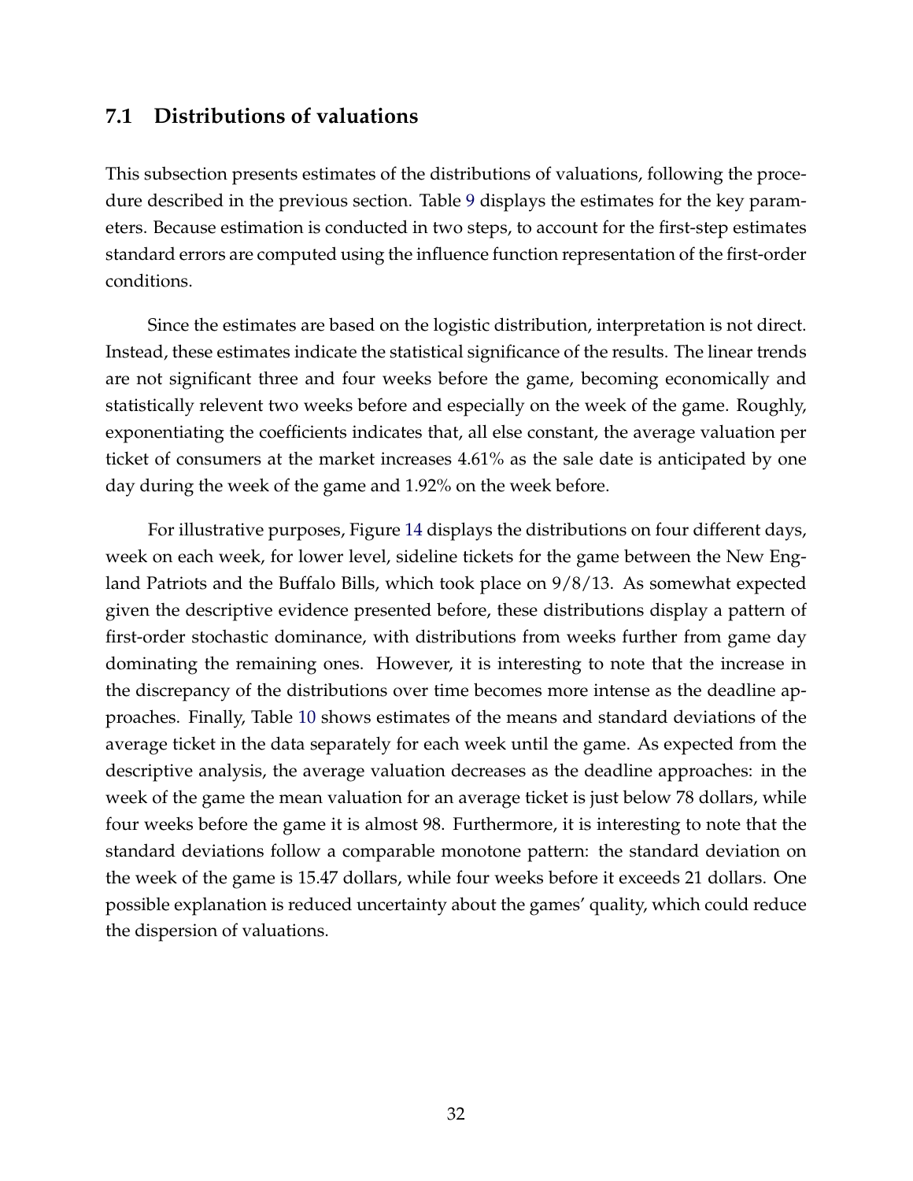## 7.1 Distributions of valuations

This subsection presents estimates of the distributions of valuations, following the procedure described in the previous section. Table 9 displays the estimates for the key parameters. Because estimation is conducted in two steps, to account for the first-step estimates standard errors are computed using the influence function representation of the first-order conditions.

Since the estimates are based on the logistic distribution, interpretation is not direct. Instead, these estimates indicate the statistical significance of the results. The linear trends are not significant three and four weeks before the game, becoming economically and statistically relevent two weeks before and especially on the week of the game. Roughly, exponentiating the coefficients indicates that, all else constant, the average valuation per ticket of consumers at the market increases 4.61% as the sale date is anticipated by one day during the week of the game and 1.92% on the week before.

For illustrative purposes, Figure 14 displays the distributions on four different days, week on each week, for lower level, sideline tickets for the game between the New England Patriots and the Buffalo Bills, which took place on 9/8/13. As somewhat expected given the descriptive evidence presented before, these distributions display a pattern of first-order stochastic dominance, with distributions from weeks further from game day dominating the remaining ones. However, it is interesting to note that the increase in the discrepancy of the distributions over time becomes more intense as the deadline approaches. Finally, Table 10 shows estimates of the means and standard deviations of the average ticket in the data separately for each week until the game. As expected from the descriptive analysis, the average valuation decreases as the deadline approaches: in the week of the game the mean valuation for an average ticket is just below 78 dollars, while four weeks before the game it is almost 98. Furthermore, it is interesting to note that the standard deviations follow a comparable monotone pattern: the standard deviation on the week of the game is 15.47 dollars, while four weeks before it exceeds 21 dollars. One possible explanation is reduced uncertainty about the games' quality, which could reduce the dispersion of valuations.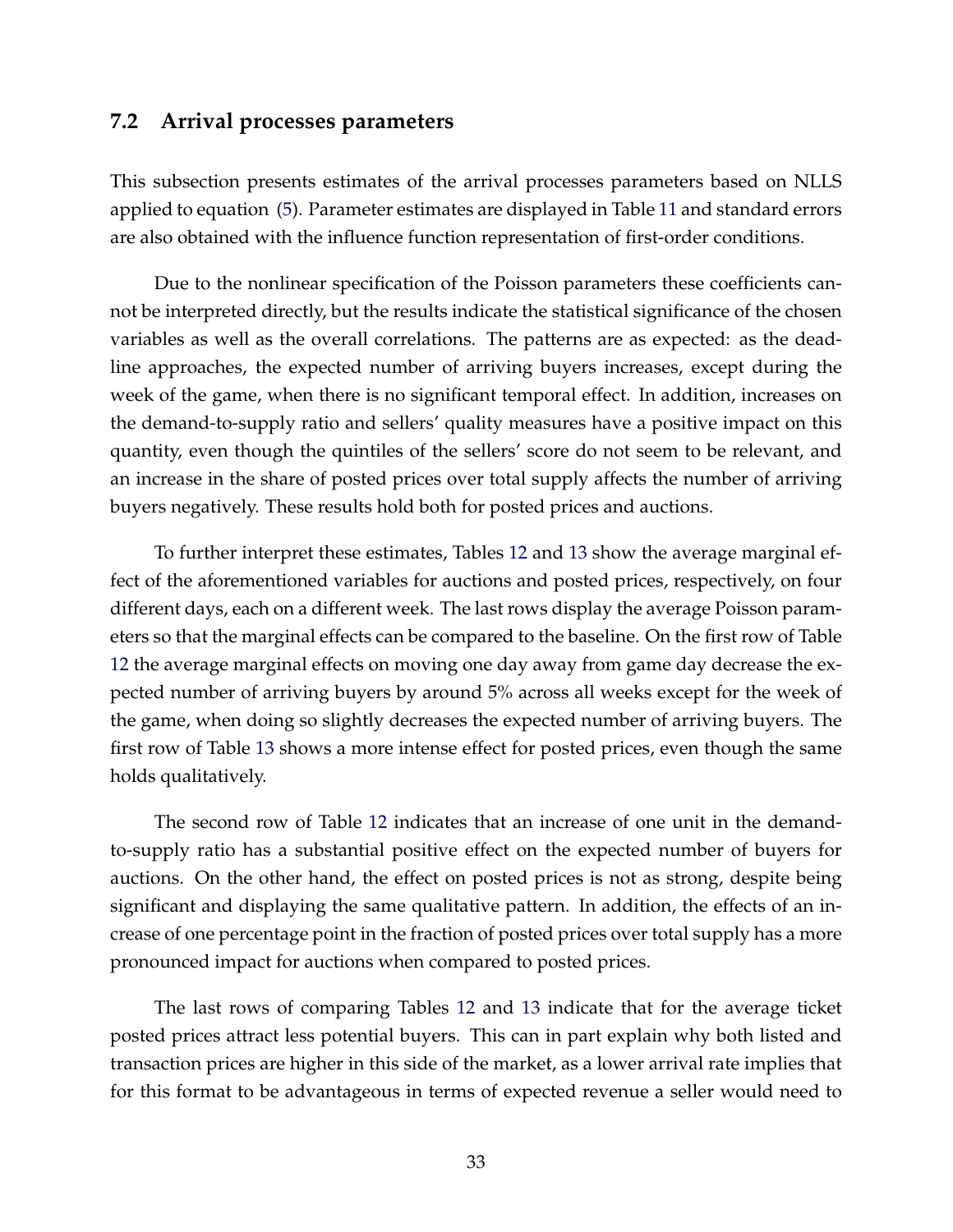## 7.2 Arrival processes parameters

This subsection presents estimates of the arrival processes parameters based on NLLS applied to equation (5). Parameter estimates are displayed in Table 11 and standard errors are also obtained with the influence function representation of first-order conditions.

Due to the nonlinear specification of the Poisson parameters these coefficients cannot be interpreted directly, but the results indicate the statistical significance of the chosen variables as well as the overall correlations. The patterns are as expected: as the deadline approaches, the expected number of arriving buyers increases, except during the week of the game, when there is no significant temporal effect. In addition, increases on the demand-to-supply ratio and sellers' quality measures have a positive impact on this quantity, even though the quintiles of the sellers' score do not seem to be relevant, and an increase in the share of posted prices over total supply affects the number of arriving buyers negatively. These results hold both for posted prices and auctions.

To further interpret these estimates, Tables 12 and 13 show the average marginal effect of the aforementioned variables for auctions and posted prices, respectively, on four different days, each on a different week. The last rows display the average Poisson parameters so that the marginal effects can be compared to the baseline. On the first row of Table 12 the average marginal effects on moving one day away from game day decrease the expected number of arriving buyers by around 5% across all weeks except for the week of the game, when doing so slightly decreases the expected number of arriving buyers. The first row of Table 13 shows a more intense effect for posted prices, even though the same holds qualitatively.

The second row of Table 12 indicates that an increase of one unit in the demand-to-supply ratio has a substantial positive effect on the expected number of buyers for auctions. On the other hand, the effect on posted prices is not as strong, despite being significant and displaying the same qualitative pattern. In addition, the effects of an increase of one percentage point in the fraction of posted prices over total supply has a more pronounced impact for auctions when compared to posted prices.

The last rows of comparing Tables 12 and 13 indicate that for the average ticket posted prices attract less potential buyers. This can in part explain why both listed and transaction prices are higher in this side of the market, as a lower arrival rate implies that for this format to be advantageous in terms of expected revenue a seller would need to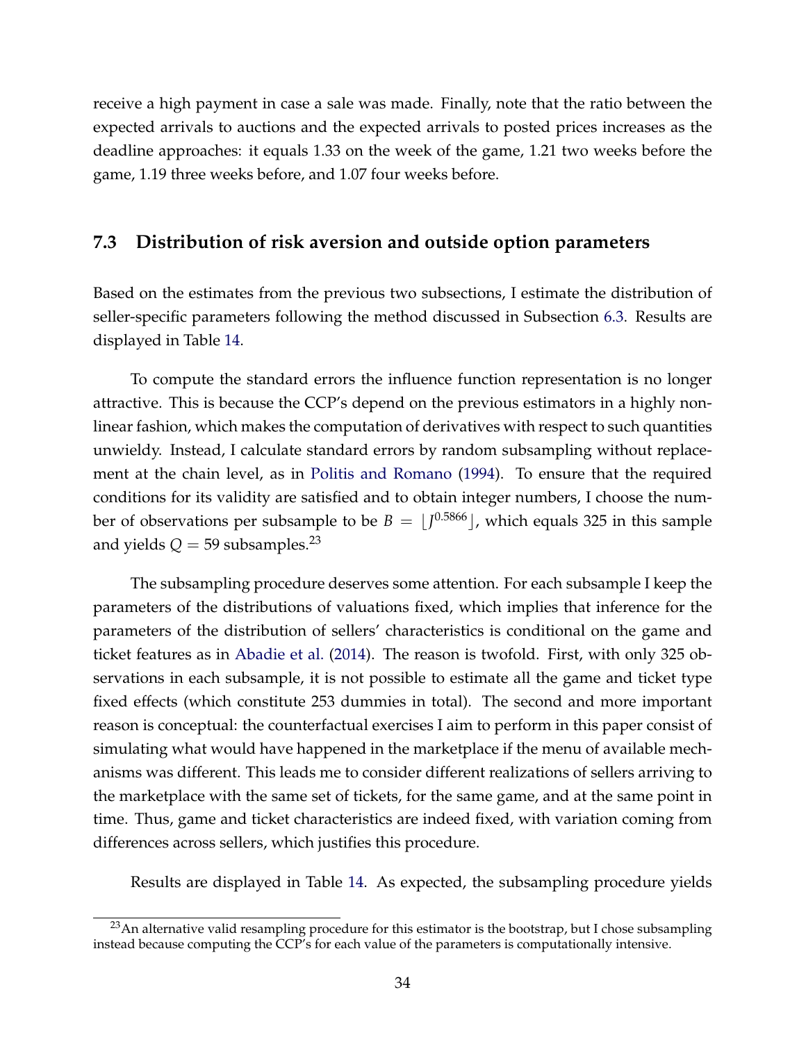receive a high payment in case a sale was made. Finally, note that the ratio between the expected arrivals to auctions and the expected arrivals to posted prices increases as the deadline approaches: it equals 1.33 on the week of the game, 1.21 two weeks before the game, 1.19 three weeks before, and 1.07 four weeks before.

### 7.3 Distribution of risk aversion and outside option parameters

Based on the estimates from the previous two subsections, I estimate the distribution of seller-specific parameters following the method discussed in Subsection 6.3. Results are displayed in Table 14.

To compute the standard errors the influence function representation is no longer attractive. This is because the CCP's depend on the previous estimators in a highly non-linear fashion, which makes the computation of derivatives with respect to such quantities unwieldy. Instead, I calculate standard errors by random subsampling without replacement at the chain level, as in Politis and Romano (1994). To ensure that the required conditions for its validity are satisfied and to obtain integer numbers, I choose the number of observations per subsample to be $B = \lfloor J^{0.5866} \rfloor$, which equals 325 in this sample and yields $Q = 59$ subsamples.[23]

The subsampling procedure deserves some attention. For each subsample I keep the parameters of the distributions of valuations fixed, which implies that inference for the parameters of the distribution of sellers' characteristics is conditional on the game and ticket features as in Abadie et al. (2014). The reason is twofold. First, with only 325 observations in each subsample, it is not possible to estimate all the game and ticket type fixed effects (which constitute 253 dummies in total). The second and more important reason is conceptual: the counterfactual exercises I aim to perform in this paper consist of simulating what would have happened in the marketplace if the menu of available mechanisms was different. This leads me to consider different realizations of sellers arriving to the marketplace with the same set of tickets, for the same game, and at the same point in time. Thus, game and ticket characteristics are indeed fixed, with variation coming from differences across sellers, which justifies this procedure.

Results are displayed in Table 14. As expected, the subsampling procedure yields

[23] An alternative valid resampling procedure for this estimator is the bootstrap, but I chose subsampling instead because computing the CCP's for each value of the parameters is computationally intensive.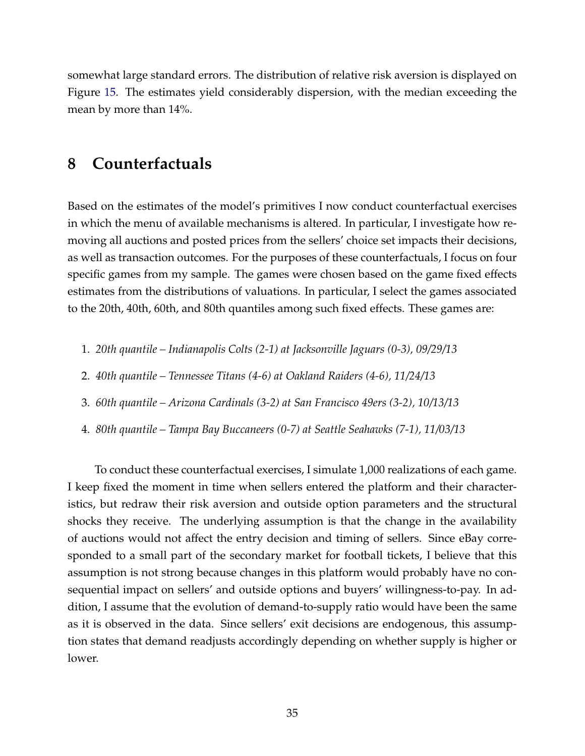somewhat large standard errors. The distribution of relative risk aversion is displayed on Figure 15. The estimates yield considerably dispersion, with the median exceeding the mean by more than 14%.

# 8 Counterfactuals

Based on the estimates of the model's primitives I now conduct counterfactual exercises in which the menu of available mechanisms is altered. In particular, I investigate how removing all auctions and posted prices from the sellers' choice set impacts their decisions, as well as transaction outcomes. For the purposes of these counterfactuals, I focus on four specific games from my sample. The games were chosen based on the game fixed effects estimates from the distributions of valuations. In particular, I select the games associated to the 20th, 40th, 60th, and 80th quantiles among such fixed effects. These games are:

1. *20th quantile – Indianapolis Colts (2-1) at Jacksonville Jaguars (0-3), 09/29/13*
2. *40th quantile – Tennessee Titans (4-6) at Oakland Raiders (4-6), 11/24/13*
3. *60th quantile – Arizona Cardinals (3-2) at San Francisco 49ers (3-2), 10/13/13*
4. *80th quantile – Tampa Bay Buccaneers (0-7) at Seattle Seahawks (7-1), 11/03/13*

To conduct these counterfactual exercises, I simulate 1,000 realizations of each game. I keep fixed the moment in time when sellers entered the platform and their characteristics, but redraw their risk aversion and outside option parameters and the structural shocks they receive. The underlying assumption is that the change in the availability of auctions would not affect the entry decision and timing of sellers. Since eBay corresponded to a small part of the secondary market for football tickets, I believe that this assumption is not strong because changes in this platform would probably have no consequential impact on sellers' and outside options and buyers' willingness-to-pay. In addition, I assume that the evolution of demand-to-supply ratio would have been the same as it is observed in the data. Since sellers' exit decisions are endogenous, this assumption states that demand readjusts accordingly depending on whether supply is higher or lower.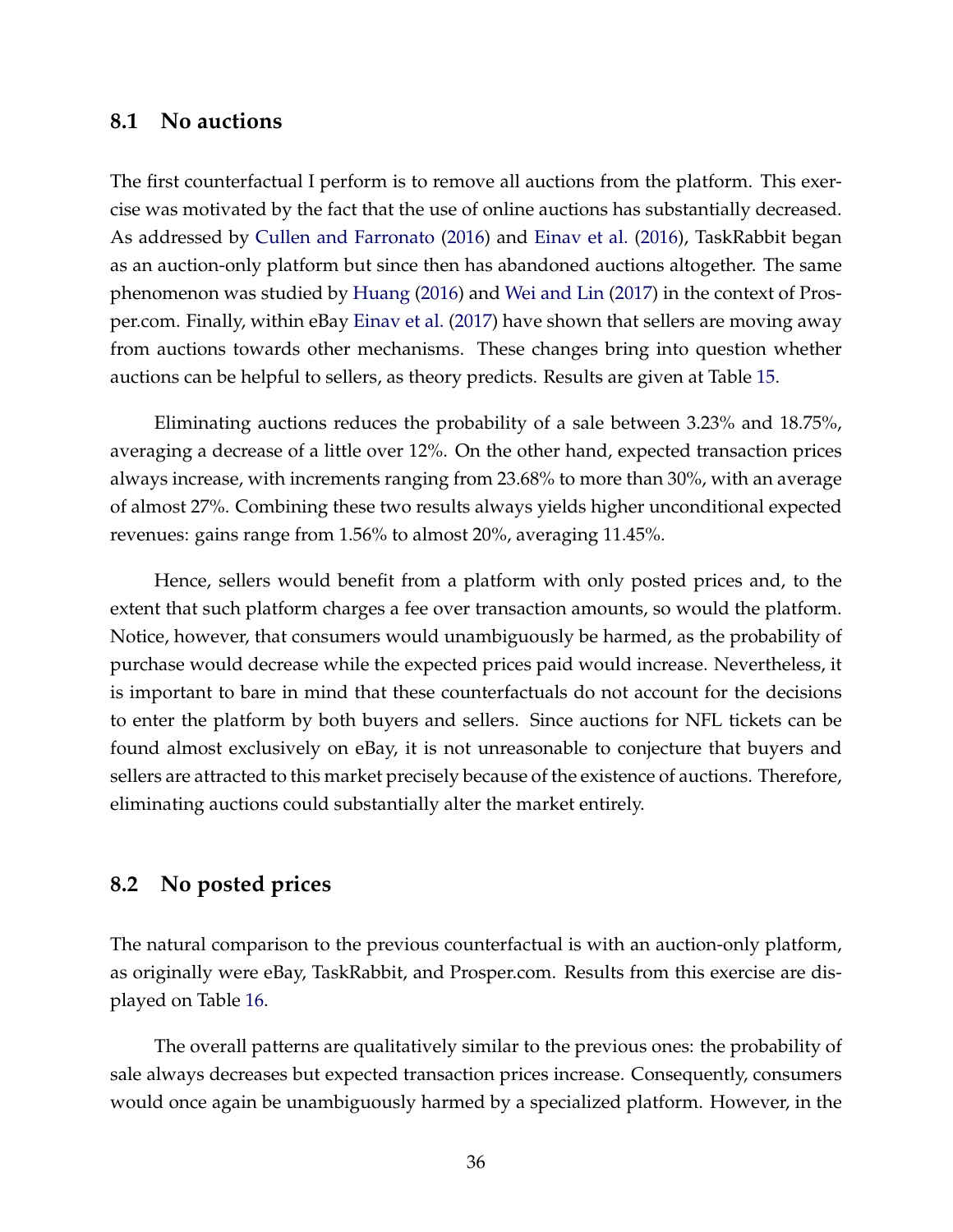## 8.1 No auctions

The first counterfactual I perform is to remove all auctions from the platform. This exercise was motivated by the fact that the use of online auctions has substantially decreased. As addressed by Cullen and Farronato (2016) and Einav et al. (2016), TaskRabbit began as an auction-only platform but since then has abandoned auctions altogether. The same phenomenon was studied by Huang (2016) and Wei and Lin (2017) in the context of Prosper.com. Finally, within eBay Einav et al. (2017) have shown that sellers are moving away from auctions towards other mechanisms. These changes bring into question whether auctions can be helpful to sellers, as theory predicts. Results are given at Table 15.

Eliminating auctions reduces the probability of a sale between 3.23% and 18.75%, averaging a decrease of a little over 12%. On the other hand, expected transaction prices always increase, with increments ranging from 23.68% to more than 30%, with an average of almost 27%. Combining these two results always yields higher unconditional expected revenues: gains range from 1.56% to almost 20%, averaging 11.45%.

Hence, sellers would benefit from a platform with only posted prices and, to the extent that such platform charges a fee over transaction amounts, so would the platform. Notice, however, that consumers would unambiguously be harmed, as the probability of purchase would decrease while the expected prices paid would increase. Nevertheless, it is important to bare in mind that these counterfactuals do not account for the decisions to enter the platform by both buyers and sellers. Since auctions for NFL tickets can be found almost exclusively on eBay, it is not unreasonable to conjecture that buyers and sellers are attracted to this market precisely because of the existence of auctions. Therefore, eliminating auctions could substantially alter the market entirely.

## 8.2 No posted prices

The natural comparison to the previous counterfactual is with an auction-only platform, as originally were eBay, TaskRabbit, and Prosper.com. Results from this exercise are displayed on Table 16.

The overall patterns are qualitatively similar to the previous ones: the probability of sale always decreases but expected transaction prices increase. Consequently, consumers would once again be unambiguously harmed by a specialized platform. However, in the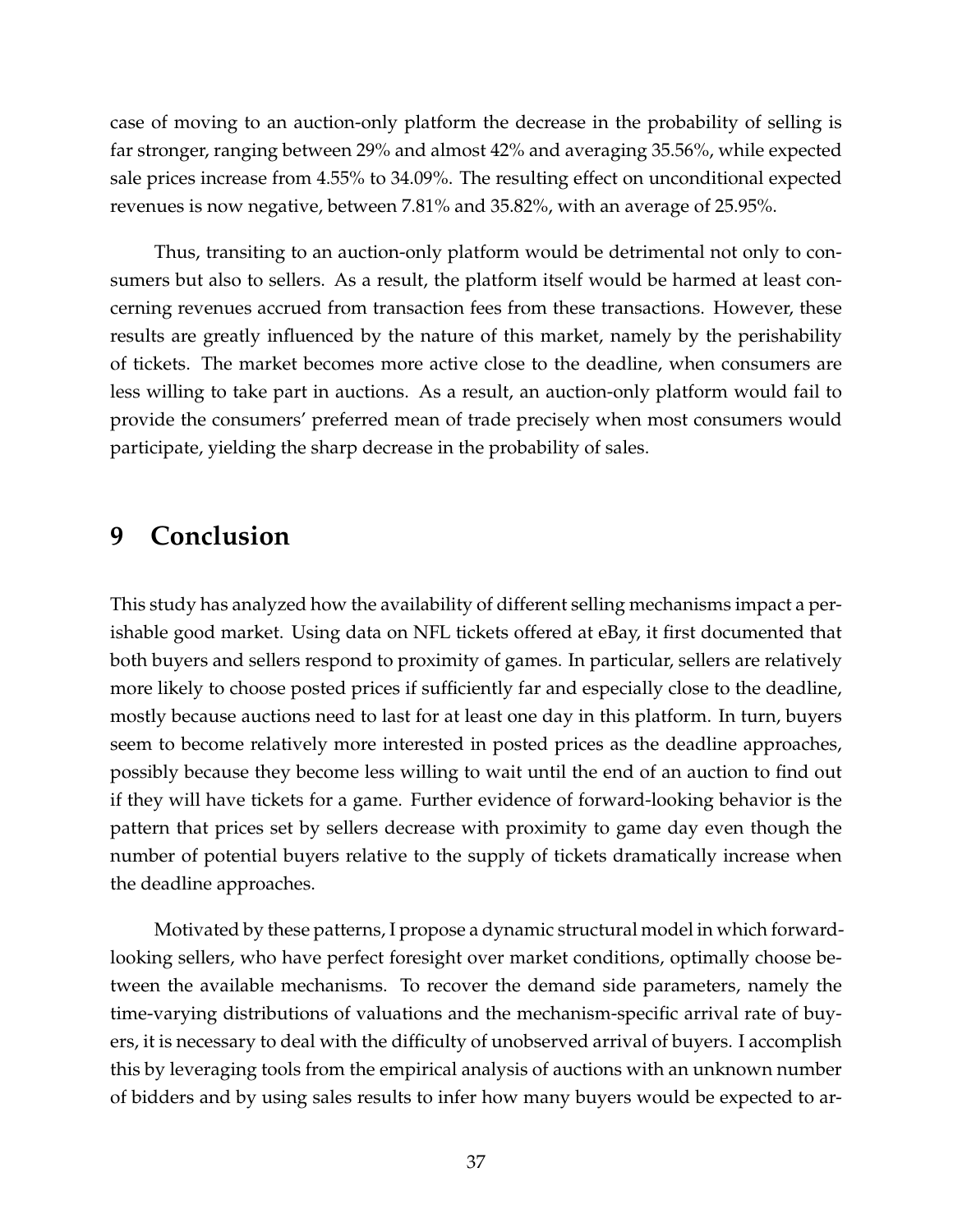case of moving to an auction-only platform the decrease in the probability of selling is far stronger, ranging between 29% and almost 42% and averaging 35.56%, while expected sale prices increase from 4.55% to 34.09%. The resulting effect on unconditional expected revenues is now negative, between 7.81% and 35.82%, with an average of 25.95%.

Thus, transiting to an auction-only platform would be detrimental not only to consumers but also to sellers. As a result, the platform itself would be harmed at least concerning revenues accrued from transaction fees from these transactions. However, these results are greatly influenced by the nature of this market, namely by the perishability of tickets. The market becomes more active close to the deadline, when consumers are less willing to take part in auctions. As a result, an auction-only platform would fail to provide the consumers' preferred mean of trade precisely when most consumers would participate, yielding the sharp decrease in the probability of sales.

# 9 Conclusion

This study has analyzed how the availability of different selling mechanisms impact a perishable good market. Using data on NFL tickets offered at eBay, it first documented that both buyers and sellers respond to proximity of games. In particular, sellers are relatively more likely to choose posted prices if sufficiently far and especially close to the deadline, mostly because auctions need to last for at least one day in this platform. In turn, buyers seem to become relatively more interested in posted prices as the deadline approaches, possibly because they become less willing to wait until the end of an auction to find out if they will have tickets for a game. Further evidence of forward-looking behavior is the pattern that prices set by sellers decrease with proximity to game day even though the number of potential buyers relative to the supply of tickets dramatically increase when the deadline approaches.

Motivated by these patterns, I propose a dynamic structural model in which forward-looking sellers, who have perfect foresight over market conditions, optimally choose between the available mechanisms. To recover the demand side parameters, namely the time-varying distributions of valuations and the mechanism-specific arrival rate of buyers, it is necessary to deal with the difficulty of unobserved arrival of buyers. I accomplish this by leveraging tools from the empirical analysis of auctions with an unknown number of bidders and by using sales results to infer how many buyers would be expected to ar-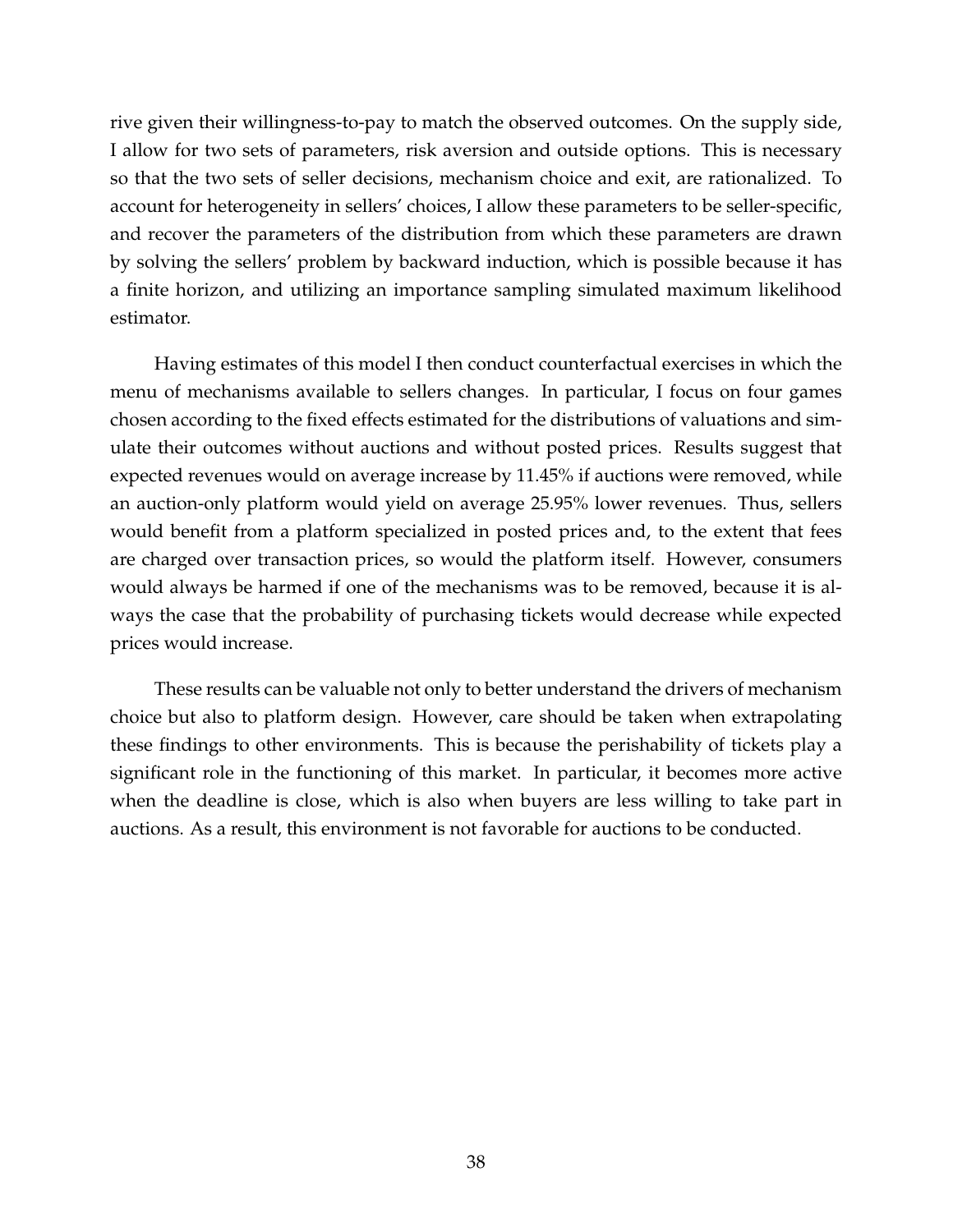rive given their willingness-to-pay to match the observed outcomes. On the supply side, I allow for two sets of parameters, risk aversion and outside options. This is necessary so that the two sets of seller decisions, mechanism choice and exit, are rationalized. To account for heterogeneity in sellers' choices, I allow these parameters to be seller-specific, and recover the parameters of the distribution from which these parameters are drawn by solving the sellers' problem by backward induction, which is possible because it has a finite horizon, and utilizing an importance sampling simulated maximum likelihood estimator.

Having estimates of this model I then conduct counterfactual exercises in which the menu of mechanisms available to sellers changes. In particular, I focus on four games chosen according to the fixed effects estimated for the distributions of valuations and simulate their outcomes without auctions and without posted prices. Results suggest that expected revenues would on average increase by 11.45% if auctions were removed, while an auction-only platform would yield on average 25.95% lower revenues. Thus, sellers would benefit from a platform specialized in posted prices and, to the extent that fees are charged over transaction prices, so would the platform itself. However, consumers would always be harmed if one of the mechanisms was to be removed, because it is always the case that the probability of purchasing tickets would decrease while expected prices would increase.

These results can be valuable not only to better understand the drivers of mechanism choice but also to platform design. However, care should be taken when extrapolating these findings to other environments. This is because the perishability of tickets play a significant role in the functioning of this market. In particular, it becomes more active when the deadline is close, which is also when buyers are less willing to take part in auctions. As a result, this environment is not favorable for auctions to be conducted.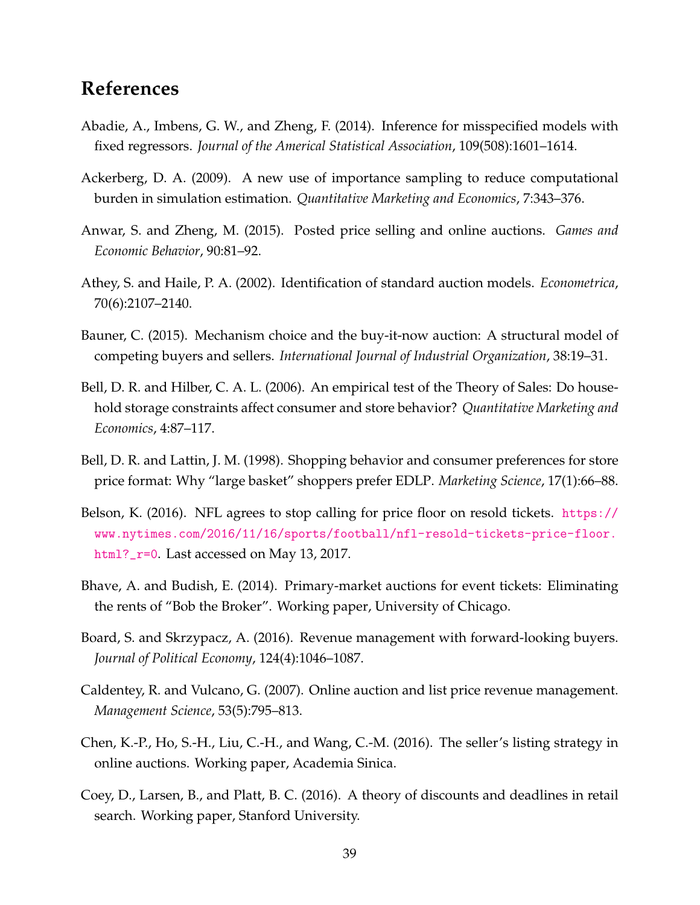# References

Abadie, A., Imbens, G. W., and Zheng, F. (2014). Inference for misspecified models with fixed regressors. *Journal of the Americal Statistical Association*, 109(508):1601–1614.

Ackerberg, D. A. (2009). A new use of importance sampling to reduce computational burden in simulation estimation. *Quantitative Marketing and Economics*, 7:343–376.

Anwar, S. and Zheng, M. (2015). Posted price selling and online auctions. *Games and Economic Behavior*, 90:81–92.

Athey, S. and Haile, P. A. (2002). Identification of standard auction models. *Econometrica*, 70(6):2107–2140.

Bauner, C. (2015). Mechanism choice and the buy-it-now auction: A structural model of competing buyers and sellers. *International Journal of Industrial Organization*, 38:19–31.

Bell, D. R. and Hilber, C. A. L. (2006). An empirical test of the Theory of Sales: Do household storage constraints affect consumer and store behavior? *Quantitative Marketing and Economics*, 4:87–117.

Bell, D. R. and Lattin, J. M. (1998). Shopping behavior and consumer preferences for store price format: Why "large basket" shoppers prefer EDLP. *Marketing Science*, 17(1):66–88.

Belson, K. (2016). NFL agrees to stop calling for price floor on resold tickets. https://www.nytimes.com/2016/11/16/sports/football/nfl-resold-tickets-price-floor.html?_r=0. Last accessed on May 13, 2017.

Bhave, A. and Budish, E. (2014). Primary-market auctions for event tickets: Eliminating the rents of "Bob the Broker". Working paper, University of Chicago.

Board, S. and Skrzypacz, A. (2016). Revenue management with forward-looking buyers. *Journal of Political Economy*, 124(4):1046–1087.

Caldentey, R. and Vulcano, G. (2007). Online auction and list price revenue management. *Management Science*, 53(5):795–813.

Chen, K.-P., Ho, S.-H., Liu, C.-H., and Wang, C.-M. (2016). The seller's listing strategy in online auctions. Working paper, Academia Sinica.

Coey, D., Larsen, B., and Platt, B. C. (2016). A theory of discounts and deadlines in retail search. Working paper, Stanford University.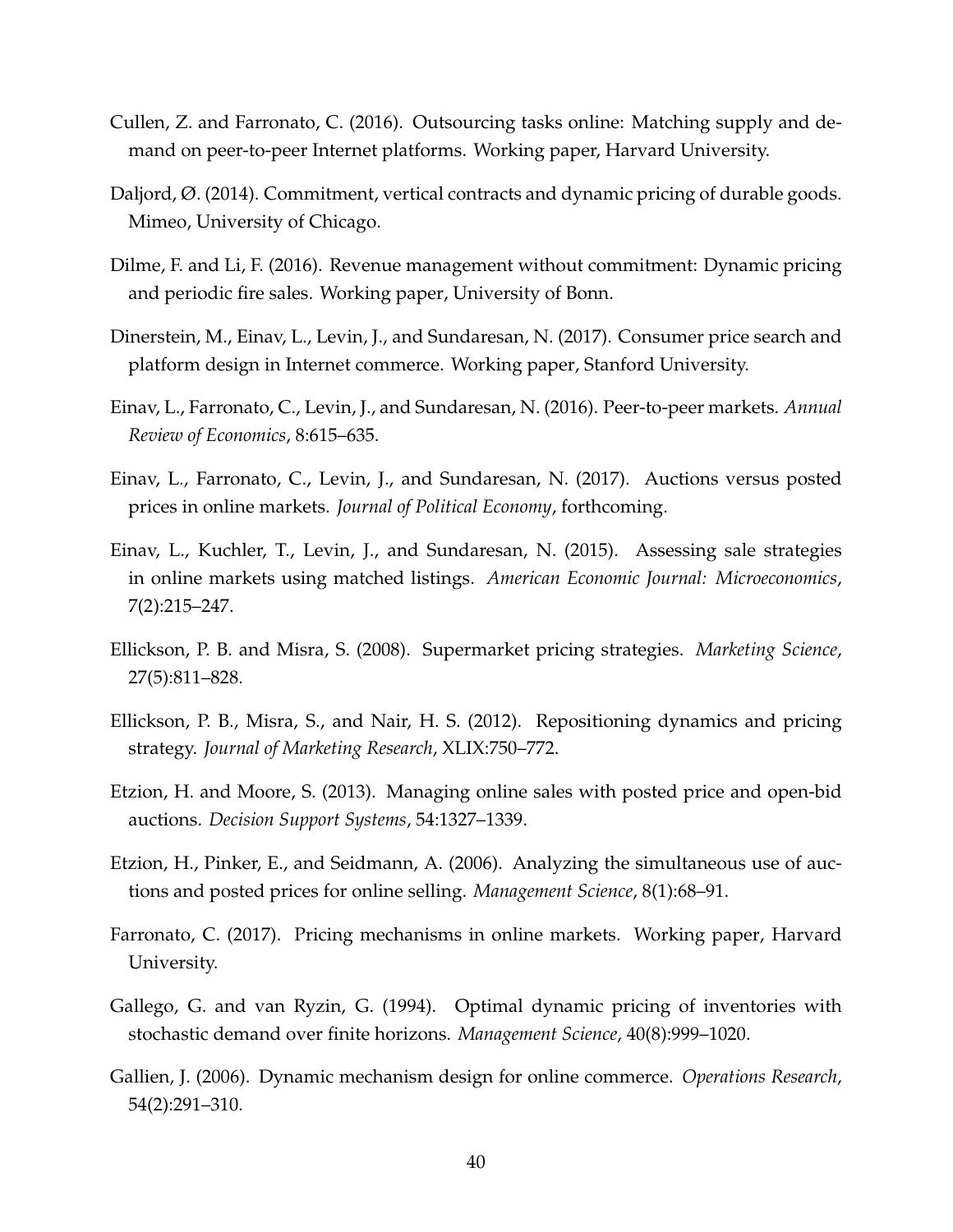Cullen, Z. and Farronato, C. (2016). Outsourcing tasks online: Matching supply and demand on peer-to-peer Internet platforms. Working paper, Harvard University.

Daljord, Ø. (2014). Commitment, vertical contracts and dynamic pricing of durable goods. Mimeo, University of Chicago.

Dilme, F. and Li, F. (2016). Revenue management without commitment: Dynamic pricing and periodic fire sales. Working paper, University of Bonn.

Dinerstein, M., Einav, L., Levin, J., and Sundaresan, N. (2017). Consumer price search and platform design in Internet commerce. Working paper, Stanford University.

Einav, L., Farronato, C., Levin, J., and Sundaresan, N. (2016). Peer-to-peer markets. *Annual Review of Economics*, 8:615–635.

Einav, L., Farronato, C., Levin, J., and Sundaresan, N. (2017). Auctions versus posted prices in online markets. *Journal of Political Economy*, forthcoming.

Einav, L., Kuchler, T., Levin, J., and Sundaresan, N. (2015). Assessing sale strategies in online markets using matched listings. *American Economic Journal: Microeconomics*, 7(2):215–247.

Ellickson, P. B. and Misra, S. (2008). Supermarket pricing strategies. *Marketing Science*, 27(5):811–828.

Ellickson, P. B., Misra, S., and Nair, H. S. (2012). Repositioning dynamics and pricing strategy. *Journal of Marketing Research*, XLIX:750–772.

Etzion, H. and Moore, S. (2013). Managing online sales with posted price and open-bid auctions. *Decision Support Systems*, 54:1327–1339.

Etzion, H., Pinker, E., and Seidmann, A. (2006). Analyzing the simultaneous use of auctions and posted prices for online selling. *Management Science*, 8(1):68–91.

Farronato, C. (2017). Pricing mechanisms in online markets. Working paper, Harvard University.

Gallego, G. and van Ryzin, G. (1994). Optimal dynamic pricing of inventories with stochastic demand over finite horizons. *Management Science*, 40(8):999–1020.

Gallien, J. (2006). Dynamic mechanism design for online commerce. *Operations Research*, 54(2):291–310.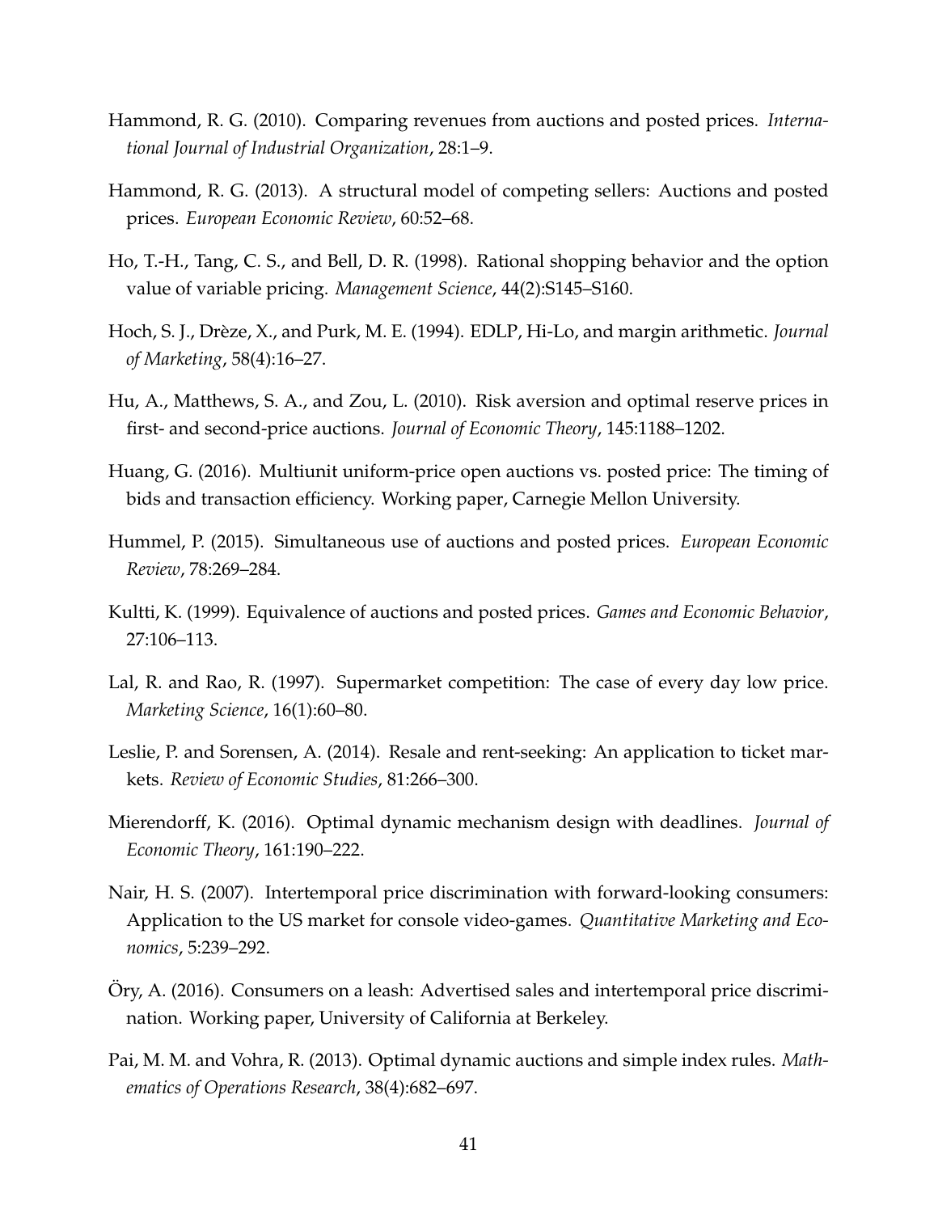Hammond, R. G. (2010). Comparing revenues from auctions and posted prices. *International Journal of Industrial Organization*, 28:1–9.

Hammond, R. G. (2013). A structural model of competing sellers: Auctions and posted prices. *European Economic Review*, 60:52–68.

Ho, T.-H., Tang, C. S., and Bell, D. R. (1998). Rational shopping behavior and the option value of variable pricing. *Management Science*, 44(2):S145–S160.

Hoch, S. J., Drèze, X., and Purk, M. E. (1994). EDLP, Hi-Lo, and margin arithmetic. *Journal of Marketing*, 58(4):16–27.

Hu, A., Matthews, S. A., and Zou, L. (2010). Risk aversion and optimal reserve prices in first- and second-price auctions. *Journal of Economic Theory*, 145:1188–1202.

Huang, G. (2016). Multiunit uniform-price open auctions vs. posted price: The timing of bids and transaction efficiency. Working paper, Carnegie Mellon University.

Hummel, P. (2015). Simultaneous use of auctions and posted prices. *European Economic Review*, 78:269–284.

Kultti, K. (1999). Equivalence of auctions and posted prices. *Games and Economic Behavior*, 27:106–113.

Lal, R. and Rao, R. (1997). Supermarket competition: The case of every day low price. *Marketing Science*, 16(1):60–80.

Leslie, P. and Sorensen, A. (2014). Resale and rent-seeking: An application to ticket markets. *Review of Economic Studies*, 81:266–300.

Mierendorff, K. (2016). Optimal dynamic mechanism design with deadlines. *Journal of Economic Theory*, 161:190–222.

Nair, H. S. (2007). Intertemporal price discrimination with forward-looking consumers: Application to the US market for console video-games. *Quantitative Marketing and Economics*, 5:239–292.

Öry, A. (2016). Consumers on a leash: Advertised sales and intertemporal price discrimination. Working paper, University of California at Berkeley.

Pai, M. M. and Vohra, R. (2013). Optimal dynamic auctions and simple index rules. *Mathematics of Operations Research*, 38(4):682–697.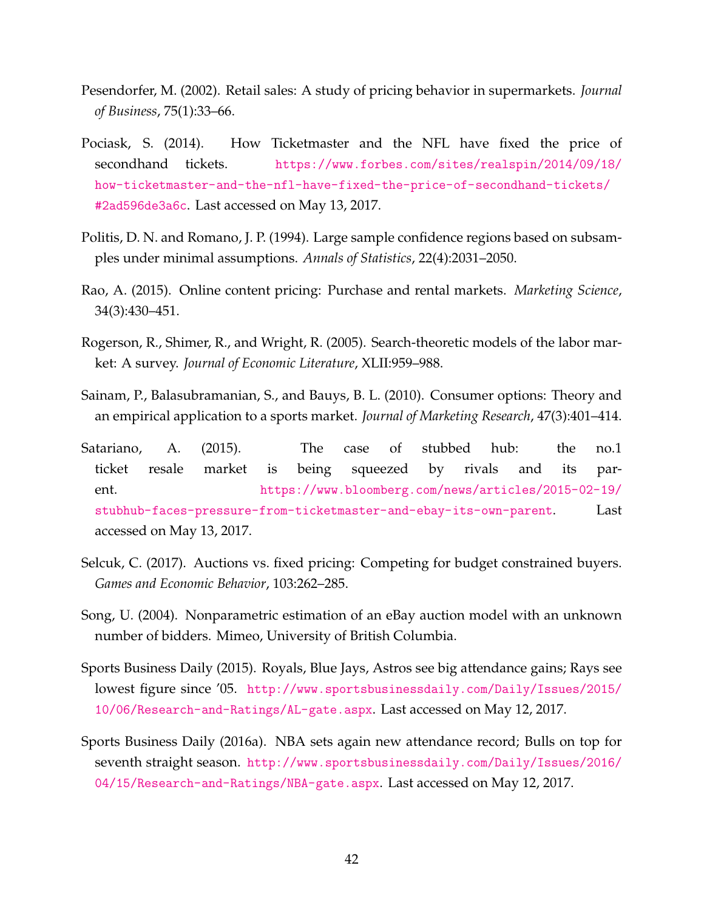Pesendorfer, M. (2002). Retail sales: A study of pricing behavior in supermarkets. *Journal of Business*, 75(1):33–66.

Pociask, S. (2014). How Ticketmaster and the NFL have fixed the price of secondhand tickets. https://www.forbes.com/sites/realspin/2014/09/18/how-ticketmaster-and-the-nfl-have-fixed-the-price-of-secondhand-tickets/#2ad596de3a6c. Last accessed on May 13, 2017.

Politis, D. N. and Romano, J. P. (1994). Large sample confidence regions based on subsamples under minimal assumptions. *Annals of Statistics*, 22(4):2031–2050.

Rao, A. (2015). Online content pricing: Purchase and rental markets. *Marketing Science*, 34(3):430–451.

Rogerson, R., Shimer, R., and Wright, R. (2005). Search-theoretic models of the labor market: A survey. *Journal of Economic Literature*, XLII:959–988.

Sainam, P., Balasubramanian, S., and Bauys, B. L. (2010). Consumer options: Theory and an empirical application to a sports market. *Journal of Marketing Research*, 47(3):401–414.

Satariano, A. (2015). The case of stubbed hub: the no.1 ticket resale market is being squeezed by rivals and its parent. https://www.bloomberg.com/news/articles/2015-02-19/stubhub-faces-pressure-from-ticketmaster-and-ebay-its-own-parent. Last accessed on May 13, 2017.

Selcuk, C. (2017). Auctions vs. fixed pricing: Competing for budget constrained buyers. *Games and Economic Behavior*, 103:262–285.

Song, U. (2004). Nonparametric estimation of an eBay auction model with an unknown number of bidders. Mimeo, University of British Columbia.

Sports Business Daily (2015). Royals, Blue Jays, Astros see big attendance gains; Rays see lowest figure since '05. http://www.sportsbusinessdaily.com/Daily/Issues/2015/10/06/Research-and-Ratings/AL-gate.aspx. Last accessed on May 12, 2017.

Sports Business Daily (2016a). NBA sets again new attendance record; Bulls on top for seventh straight season. http://www.sportsbusinessdaily.com/Daily/Issues/2016/04/15/Research-and-Ratings/NBA-gate.aspx. Last accessed on May 12, 2017.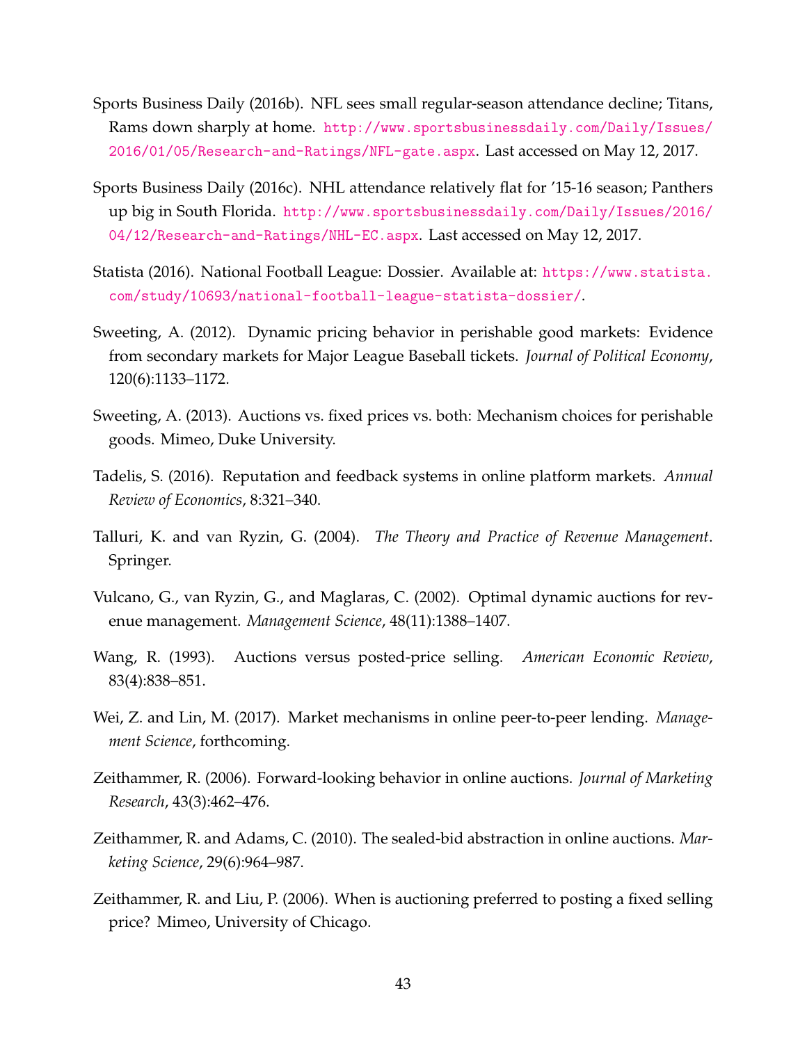Sports Business Daily (2016b). NFL sees small regular-season attendance decline; Titans, Rams down sharply at home. http://www.sportsbusinessdaily.com/Daily/Issues/2016/01/05/Research-and-Ratings/NFL-gate.aspx. Last accessed on May 12, 2017.

Sports Business Daily (2016c). NHL attendance relatively flat for '15-16 season; Panthers up big in South Florida. http://www.sportsbusinessdaily.com/Daily/Issues/2016/04/12/Research-and-Ratings/NHL-EC.aspx. Last accessed on May 12, 2017.

Statista (2016). National Football League: Dossier. Available at: https://www.statista.com/study/10693/national-football-league-statista-dossier/.

Sweeting, A. (2012). Dynamic pricing behavior in perishable good markets: Evidence from secondary markets for Major League Baseball tickets. *Journal of Political Economy*, 120(6):1133–1172.

Sweeting, A. (2013). Auctions vs. fixed prices vs. both: Mechanism choices for perishable goods. Mimeo, Duke University.

Tadelis, S. (2016). Reputation and feedback systems in online platform markets. *Annual Review of Economics*, 8:321–340.

Talluri, K. and van Ryzin, G. (2004). *The Theory and Practice of Revenue Management*. Springer.

Vulcano, G., van Ryzin, G., and Maglaras, C. (2002). Optimal dynamic auctions for revenue management. *Management Science*, 48(11):1388–1407.

Wang, R. (1993). Auctions versus posted-price selling. *American Economic Review*, 83(4):838–851.

Wei, Z. and Lin, M. (2017). Market mechanisms in online peer-to-peer lending. *Management Science*, forthcoming.

Zeithammer, R. (2006). Forward-looking behavior in online auctions. *Journal of Marketing Research*, 43(3):462–476.

Zeithammer, R. and Adams, C. (2010). The sealed-bid abstraction in online auctions. *Marketing Science*, 29(6):964–987.

Zeithammer, R. and Liu, P. (2006). When is auctioning preferred to posting a fixed selling price? Mimeo, University of Chicago.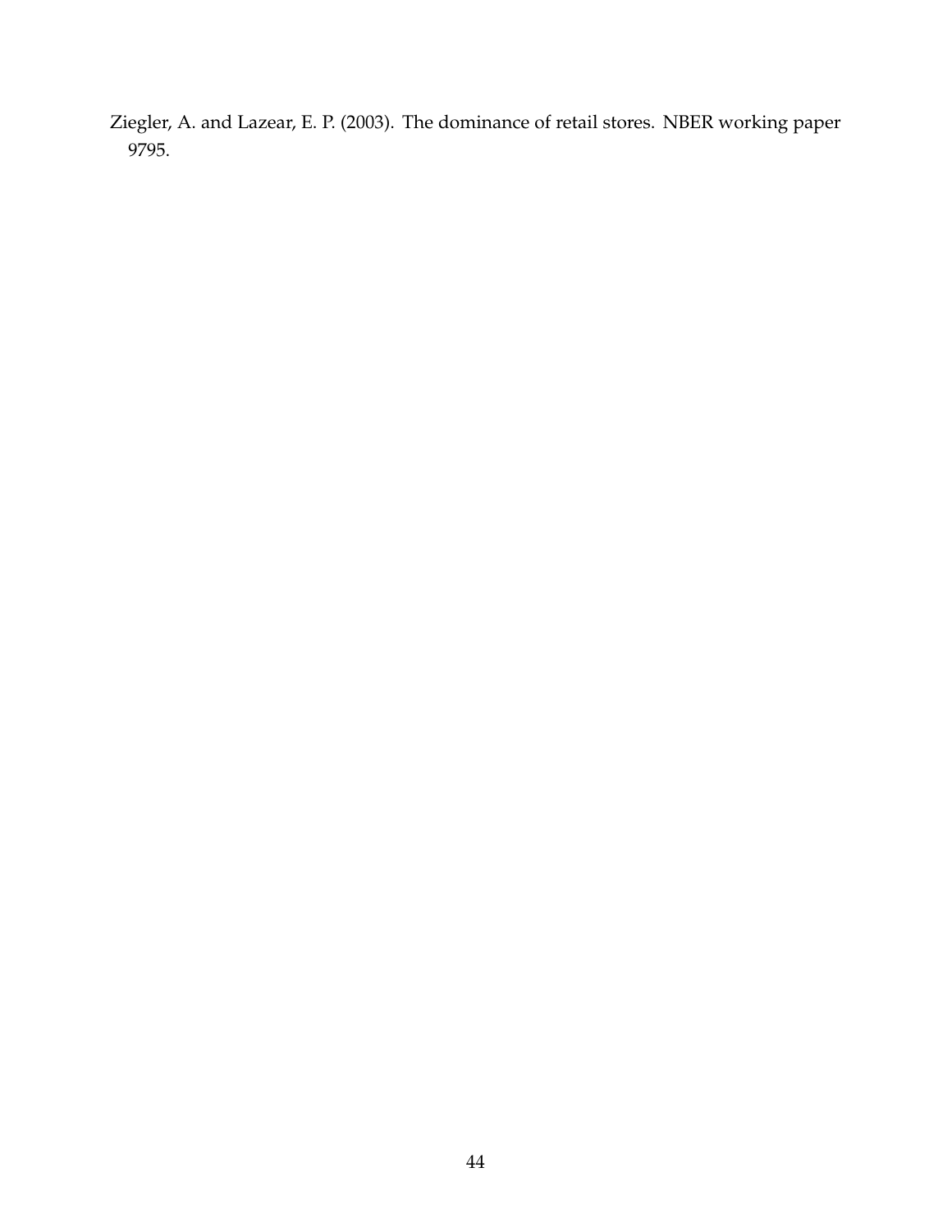Ziegler, A. and Lazear, E. P. (2003). The dominance of retail stores. NBER working paper 9795.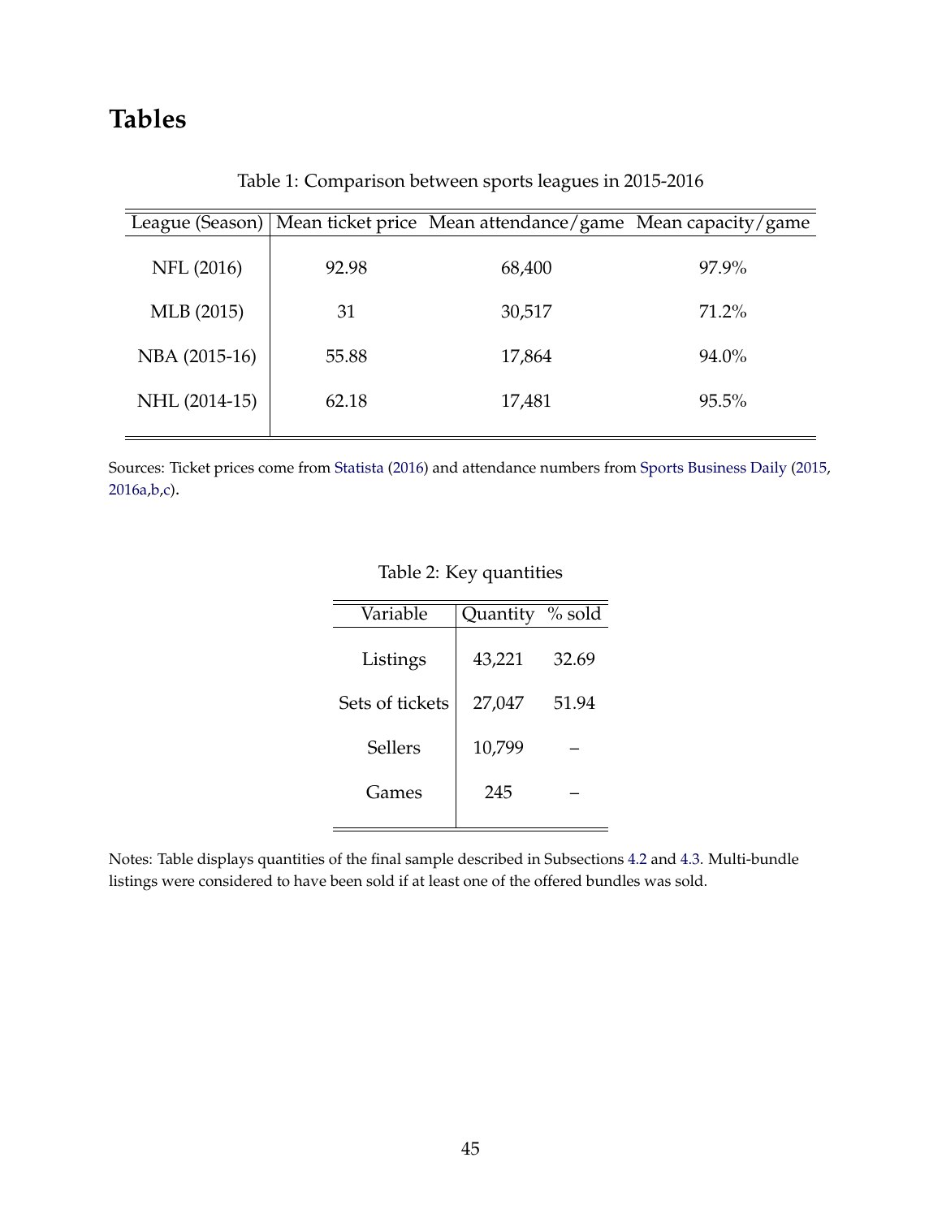# Tables

Table 1: Comparison between sports leagues in 2015-2016

| League (Season) | Mean ticket price | Mean attendance/game | Mean capacity/game |
|---|---|---|---|
| NFL (2016) | 92.98 | 68,400 | 97.9% |
| MLB (2015) | 31 | 30,517 | 71.2% |
| NBA (2015-16) | 55.88 | 17,864 | 94.0% |
| NHL (2014-15) | 62.18 | 17,481 | 95.5% |

Sources: Ticket prices come from Statista (2016) and attendance numbers from Sports Business Daily (2015, 2016a,b,c).

Table 2: Key quantities

| Variable | Quantity | % sold |
|---|---|---|
| Listings | 43,221 | 32.69 |
| Sets of tickets | 27,047 | 51.94 |
| Sellers | 10,799 | – |
| Games | 245 | – |

Notes: Table displays quantities of the final sample described in Subsections 4.2 and 4.3. Multi-bundle listings were considered to have been sold if at least one of the offered bundles was sold.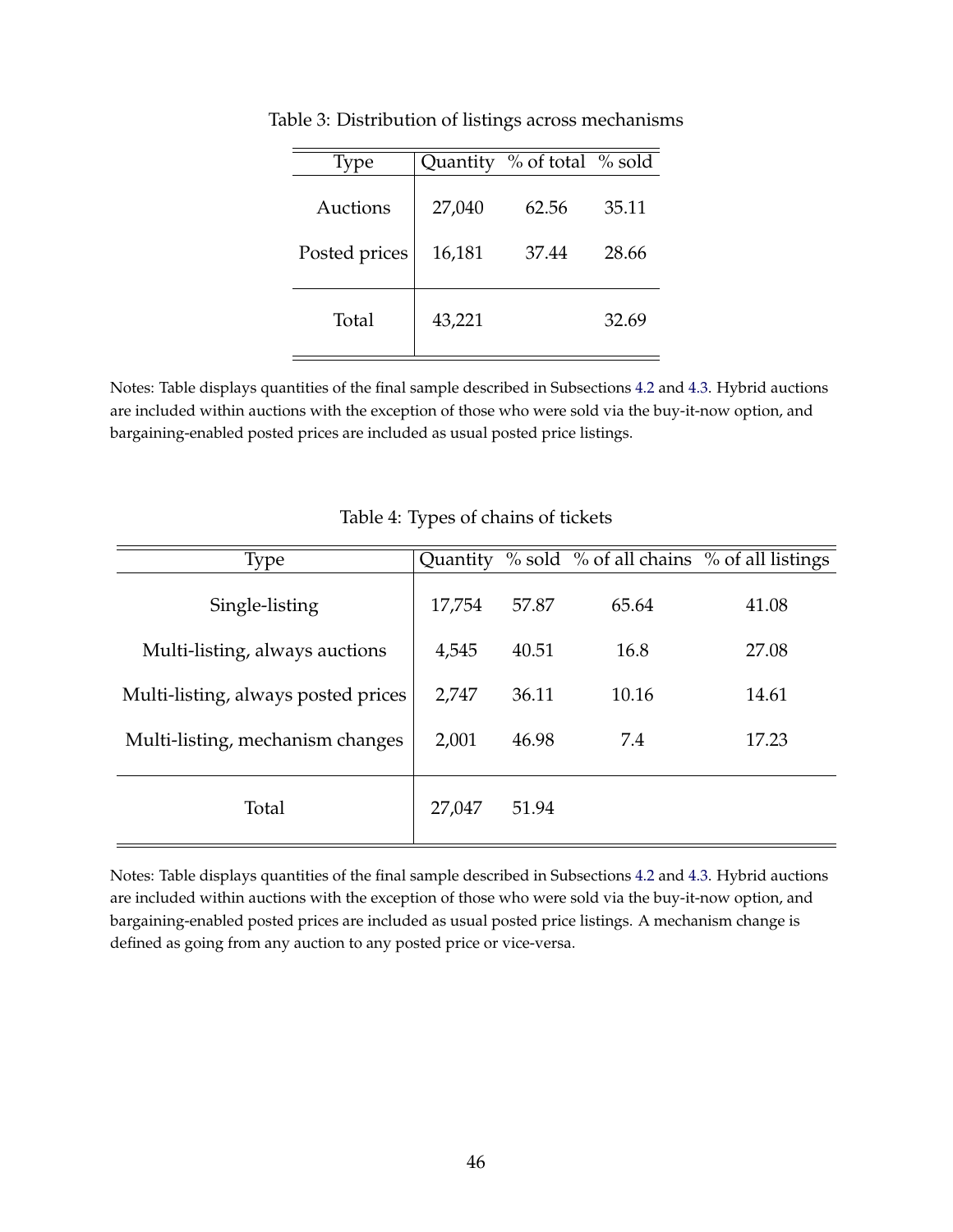Table 3: Distribution of listings across mechanisms

| Type | Quantity | % of total | % sold |
|---|---|---|---|
| Auctions | 27,040 | 62.56 | 35.11 |
| Posted prices | 16,181 | 37.44 | 28.66 |
| Total | 43,221 | | 32.69 |

Notes: Table displays quantities of the final sample described in Subsections 4.2 and 4.3. Hybrid auctions are included within auctions with the exception of those who were sold via the buy-it-now option, and bargaining-enabled posted prices are included as usual posted price listings.

Table 4: Types of chains of tickets

| Type | Quantity | % sold | % of all chains | % of all listings |
|---|---|---|---|---|
| Single-listing | 17,754 | 57.87 | 65.64 | 41.08 |
| Multi-listing, always auctions | 4,545 | 40.51 | 16.8 | 27.08 |
| Multi-listing, always posted prices | 2,747 | 36.11 | 10.16 | 14.61 |
| Multi-listing, mechanism changes | 2,001 | 46.98 | 7.4 | 17.23 |
| Total | 27,047 | 51.94 | | |

Notes: Table displays quantities of the final sample described in Subsections 4.2 and 4.3. Hybrid auctions are included within auctions with the exception of those who were sold via the buy-it-now option, and bargaining-enabled posted prices are included as usual posted price listings. A mechanism change is defined as going from any auction to any posted price or vice-versa.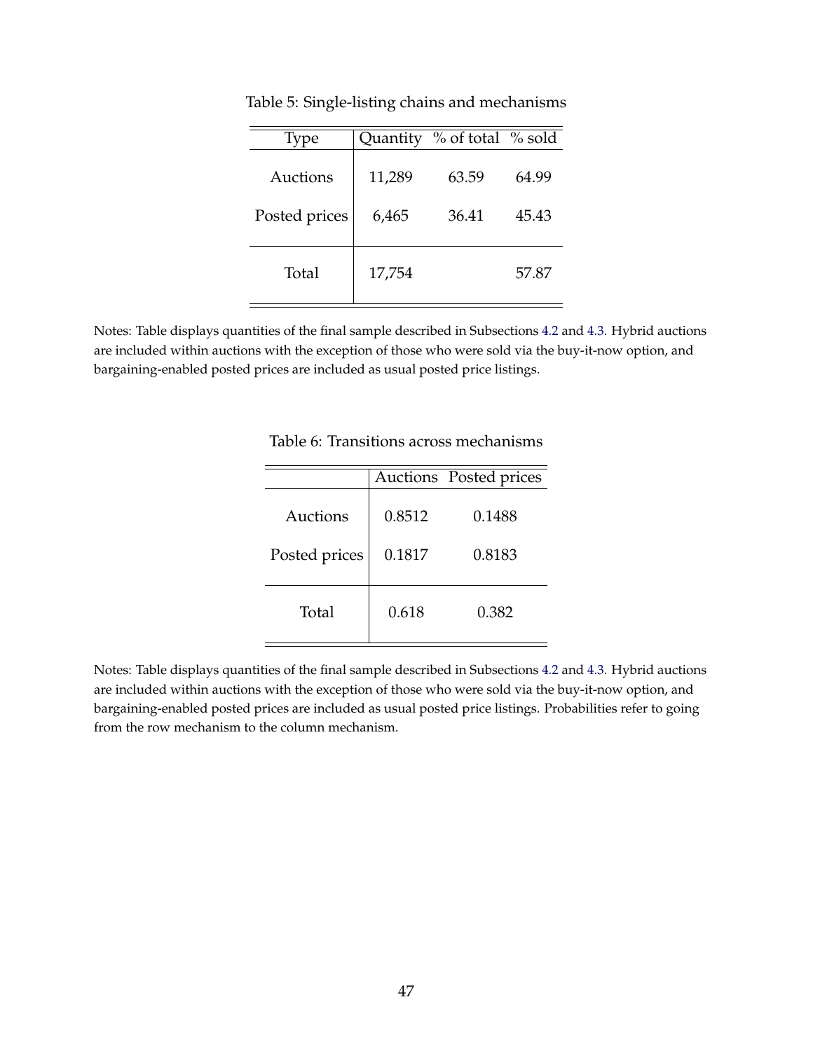Table 5: Single-listing chains and mechanisms

| Type | Quantity | % of total | % sold |
|---|---|---|---|
| Auctions | 11,289 | 63.59 | 64.99 |
| Posted prices | 6,465 | 36.41 | 45.43 |
| Total | 17,754 | | 57.87 |

Notes: Table displays quantities of the final sample described in Subsections 4.2 and 4.3. Hybrid auctions are included within auctions with the exception of those who were sold via the buy-it-now option, and bargaining-enabled posted prices are included as usual posted price listings.

Table 6: Transitions across mechanisms

| | Auctions | Posted prices |
|---|---|---|
| Auctions | 0.8512 | 0.1488 |
| Posted prices | 0.1817 | 0.8183 |
| Total | 0.618 | 0.382 |

Notes: Table displays quantities of the final sample described in Subsections 4.2 and 4.3. Hybrid auctions are included within auctions with the exception of those who were sold via the buy-it-now option, and bargaining-enabled posted prices are included as usual posted price listings. Probabilities refer to going from the row mechanism to the column mechanism.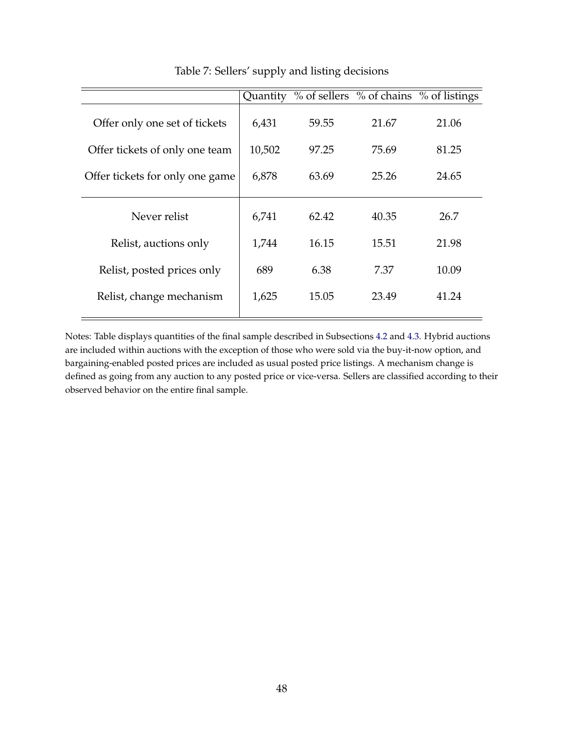Table 7: Sellers' supply and listing decisions

| | Quantity | % of sellers | % of chains | % of listings |
|---|---|---|---|---|
| Offer only one set of tickets | 6,431 | 59.55 | 21.67 | 21.06 |
| Offer tickets of only one team | 10,502 | 97.25 | 75.69 | 81.25 |
| Offer tickets for only one game | 6,878 | 63.69 | 25.26 | 24.65 |
| Never relist | 6,741 | 62.42 | 40.35 | 26.7 |
| Relist, auctions only | 1,744 | 16.15 | 15.51 | 21.98 |
| Relist, posted prices only | 689 | 6.38 | 7.37 | 10.09 |
| Relist, change mechanism | 1,625 | 15.05 | 23.49 | 41.24 |

Notes: Table displays quantities of the final sample described in Subsections 4.2 and 4.3. Hybrid auctions are included within auctions with the exception of those who were sold via the buy-it-now option, and bargaining-enabled posted prices are included as usual posted price listings. A mechanism change is defined as going from any auction to any posted price or vice-versa. Sellers are classified according to their observed behavior on the entire final sample.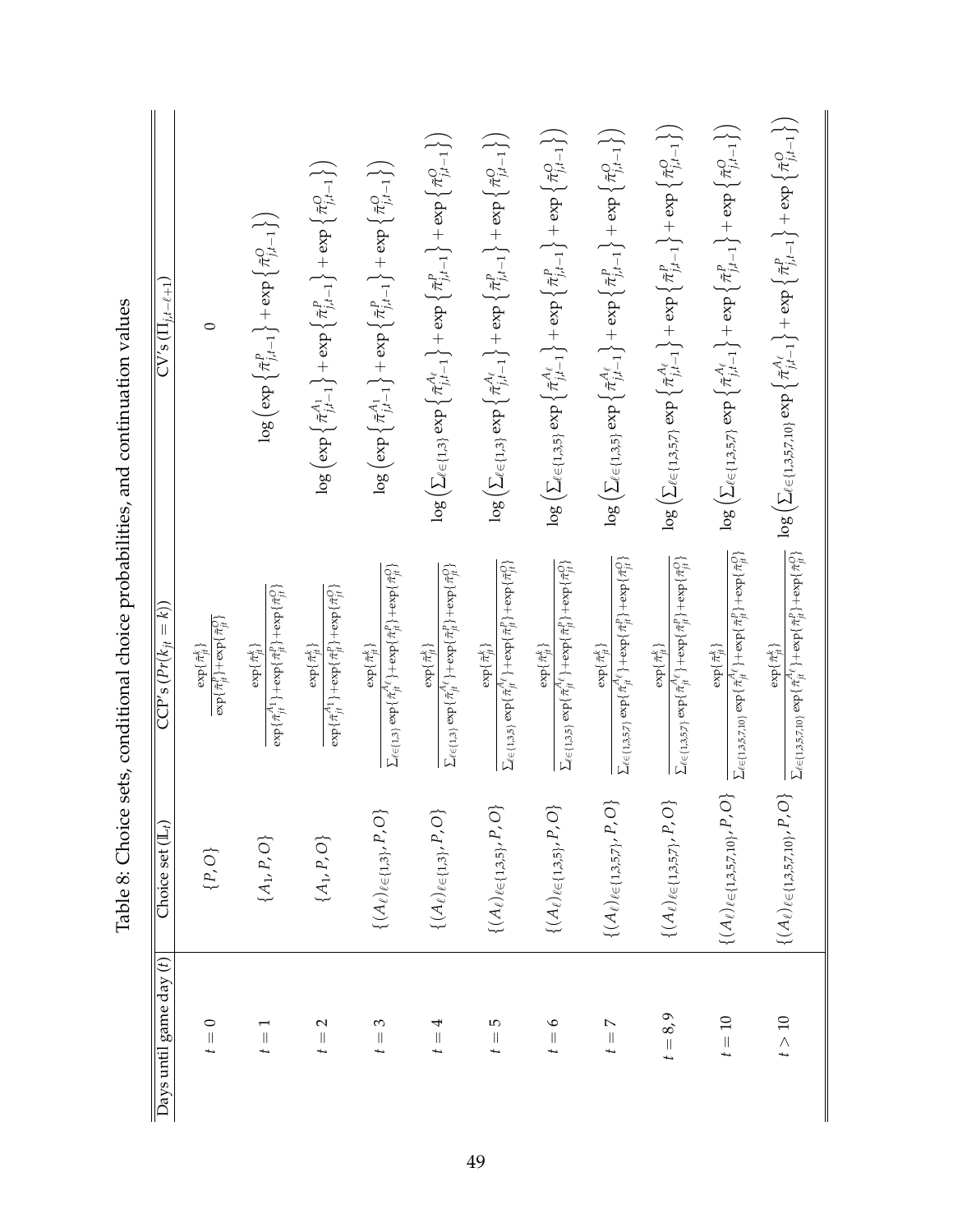Table 8: Choice sets, conditional choice probabilities, and continuation values

| Days until game day ($t$) | Choice set ($\mathbb{L}_t$) | CCP's ($Pr(k_{jt}=k)$) | CV's ($\Pi_{j,t-\ell+1}$) |
|---|---|---|---|
| $t=0$ | $\{P,O\}$ | $\frac{\exp\{\tilde{\pi}^k_{jt}\}}{\exp\{\tilde{\pi}^P_{jt}\}+\exp\{\tilde{\pi}^O_{jt}\}}$ | $0$ |
| $t=1$ | $\{A_1,P,O\}$ | $\frac{\exp\{\tilde{\pi}^k_{jt}\}}{\exp\{\tilde{\pi}^{A_1}_{jt}\}+\exp\{\tilde{\pi}^P_{jt}\}+\exp\{\tilde{\pi}^O_{jt}\}}$ | $\log\left(\exp\left\{\tilde{\pi}^P_{j,t-1}\right\}+\exp\left\{\tilde{\pi}^O_{j,t-1}\right\}\right)$ |
| $t=2$ | $\{A_1,P,O\}$ | $\frac{\exp\{\tilde{\pi}^k_{jt}\}}{\exp\{\tilde{\pi}^{A_1}_{jt}\}+\exp\{\tilde{\pi}^P_{jt}\}+\exp\{\tilde{\pi}^O_{jt}\}}$ | $\log\left(\exp\left\{\tilde{\pi}^{A_1}_{j,t-1}\right\}+\exp\left\{\tilde{\pi}^P_{j,t-1}\right\}+\exp\left\{\tilde{\pi}^O_{j,t-1}\right\}\right)$ |
| $t=3$ | $\{(A_\ell)_{\ell\in\{1,3\}},P,O\}$ | $\frac{\exp\{\tilde{\pi}^k_{jt}\}}{\sum_{\ell\in\{1,3\}}\exp\{\tilde{\pi}^{A_\ell}_{jt}\}+\exp\{\tilde{\pi}^P_{jt}\}+\exp\{\tilde{\pi}^O_{jt}\}}$ | $\log\left(\exp\left\{\tilde{\pi}^{A_1}_{j,t-1}\right\}+\exp\left\{\tilde{\pi}^P_{j,t-1}\right\}+\exp\left\{\tilde{\pi}^O_{j,t-1}\right\}\right)$ |
| $t=4$ | $\{(A_\ell)_{\ell\in\{1,3\}},P,O\}$ | $\frac{\exp\{\tilde{\pi}^k_{jt}\}}{\sum_{\ell\in\{1,3\}}\exp\{\tilde{\pi}^{A_\ell}_{jt}\}+\exp\{\tilde{\pi}^P_{jt}\}+\exp\{\tilde{\pi}^O_{jt}\}}$ | $\log\left(\sum_{\ell\in\{1,3\}}\exp\left\{\tilde{\pi}^{A_\ell}_{j,t-1}\right\}+\exp\left\{\tilde{\pi}^P_{j,t-1}\right\}+\exp\left\{\tilde{\pi}^O_{j,t-1}\right\}\right)$ |
| $t=5$ | $\{(A_\ell)_{\ell\in\{1,3,5\}},P,O\}$ | $\frac{\exp\{\tilde{\pi}^k_{jt}\}}{\sum_{\ell\in\{1,3,5\}}\exp\{\tilde{\pi}^{A_\ell}_{jt}\}+\exp\{\tilde{\pi}^P_{jt}\}+\exp\{\tilde{\pi}^O_{jt}\}}$ | $\log\left(\sum_{\ell\in\{1,3\}}\exp\left\{\tilde{\pi}^{A_\ell}_{j,t-1}\right\}+\exp\left\{\tilde{\pi}^P_{j,t-1}\right\}+\exp\left\{\tilde{\pi}^O_{j,t-1}\right\}\right)$ |
| $t=6$ | $\{(A_\ell)_{\ell\in\{1,3,5\}},P,O\}$ | $\frac{\exp\{\tilde{\pi}^k_{jt}\}}{\sum_{\ell\in\{1,3,5\}}\exp\{\tilde{\pi}^{A_\ell}_{jt}\}+\exp\{\tilde{\pi}^P_{jt}\}+\exp\{\tilde{\pi}^O_{jt}\}}$ | $\log\left(\sum_{\ell\in\{1,3,5\}}\exp\left\{\tilde{\pi}^{A_\ell}_{j,t-1}\right\}+\exp\left\{\tilde{\pi}^P_{j,t-1}\right\}+\exp\left\{\tilde{\pi}^O_{j,t-1}\right\}\right)$ |
| $t=7$ | $\{(A_\ell)_{\ell\in\{1,3,5,7\}},P,O\}$ | $\frac{\exp\{\tilde{\pi}^k_{jt}\}}{\sum_{\ell\in\{1,3,5,7\}}\exp\{\tilde{\pi}^{A_\ell}_{jt}\}+\exp\{\tilde{\pi}^P_{jt}\}+\exp\{\tilde{\pi}^O_{jt}\}}$ | $\log\left(\sum_{\ell\in\{1,3,5\}}\exp\left\{\tilde{\pi}^{A_\ell}_{j,t-1}\right\}+\exp\left\{\tilde{\pi}^P_{j,t-1}\right\}+\exp\left\{\tilde{\pi}^O_{j,t-1}\right\}\right)$ |
| $t=8,9$ | $\{(A_\ell)_{\ell\in\{1,3,5,7\}},P,O\}$ | $\frac{\exp\{\tilde{\pi}^k_{jt}\}}{\sum_{\ell\in\{1,3,5,7\}}\exp\{\tilde{\pi}^{A_\ell}_{jt}\}+\exp\{\tilde{\pi}^P_{jt}\}+\exp\{\tilde{\pi}^O_{jt}\}}$ | $\log\left(\sum_{\ell\in\{1,3,5,7\}}\exp\left\{\tilde{\pi}^{A_\ell}_{j,t-1}\right\}+\exp\left\{\tilde{\pi}^P_{j,t-1}\right\}+\exp\left\{\tilde{\pi}^O_{j,t-1}\right\}\right)$ |
| $t=10$ | $\{(A_\ell)_{\ell\in\{1,3,5,7,10\}},P,O\}$ | $\frac{\exp\{\tilde{\pi}^k_{jt}\}}{\sum_{\ell\in\{1,3,5,7,10\}}\exp\{\tilde{\pi}^{A_\ell}_{jt}\}+\exp\{\tilde{\pi}^P_{jt}\}+\exp\{\tilde{\pi}^O_{jt}\}}$ | $\log\left(\sum_{\ell\in\{1,3,5,7\}}\exp\left\{\tilde{\pi}^{A_\ell}_{j,t-1}\right\}+\exp\left\{\tilde{\pi}^P_{j,t-1}\right\}+\exp\left\{\tilde{\pi}^O_{j,t-1}\right\}\right)$ |
| $t>10$ | $\{(A_\ell)_{\ell\in\{1,3,5,7,10\}},P,O\}$ | $\frac{\exp\{\tilde{\pi}^k_{jt}\}}{\sum_{\ell\in\{1,3,5,7,10\}}\exp\{\tilde{\pi}^{A_\ell}_{jt}\}+\exp\{\tilde{\pi}^P_{jt}\}+\exp\{\tilde{\pi}^O_{jt}\}}$ | $\log\left(\sum_{\ell\in\{1,3,5,7,10\}}\exp\left\{\tilde{\pi}^{A_\ell}_{j,t-1}\right\}+\exp\left\{\tilde{\pi}^P_{j,t-1}\right\}+\exp\left\{\tilde{\pi}^O_{j,t-1}\right\}\right)$ |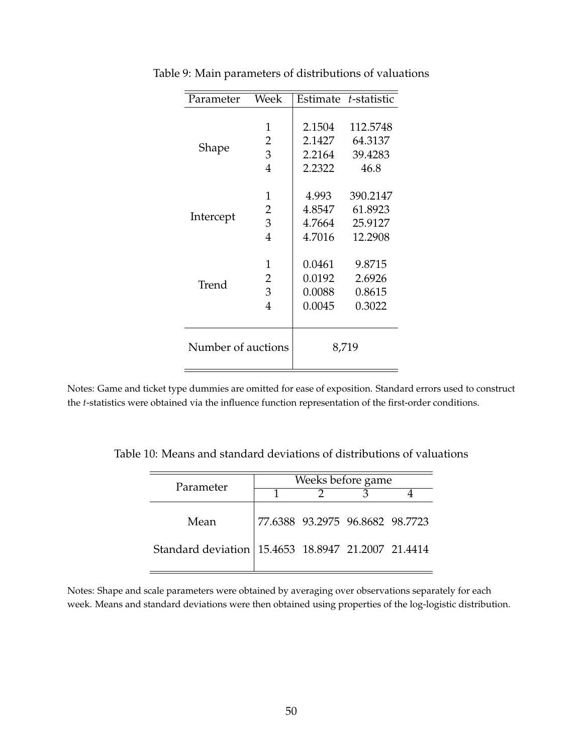Table 9: Main parameters of distributions of valuations

| Parameter | Week | Estimate | *t*-statistic |
|---|---|---|---|
| Shape | 1 | 2.1504 | 112.5748 |
| | 2 | 2.1427 | 64.3137 |
| | 3 | 2.2164 | 39.4283 |
| | 4 | 2.2322 | 46.8 |
| Intercept | 1 | 4.993 | 390.2147 |
| | 2 | 4.8547 | 61.8923 |
| | 3 | 4.7664 | 25.9127 |
| | 4 | 4.7016 | 12.2908 |
| Trend | 1 | 0.0461 | 9.8715 |
| | 2 | 0.0192 | 2.6926 |
| | 3 | 0.0088 | 0.8615 |
| | 4 | 0.0045 | 0.3022 |
| Number of auctions | | 8,719 | |

Notes: Game and ticket type dummies are omitted for ease of exposition. Standard errors used to construct the *t*-statistics were obtained via the influence function representation of the first-order conditions.

Table 10: Means and standard deviations of distributions of valuations

| Parameter | Weeks before game | | | |
|---|---|---|---|---|
| | 1 | 2 | 3 | 4 |
| Mean | 77.6388 | 93.2975 | 96.8682 | 98.7723 |
| Standard deviation | 15.4653 | 18.8947 | 21.2007 | 21.4414 |

Notes: Shape and scale parameters were obtained by averaging over observations separately for each week. Means and standard deviations were then obtained using properties of the log-logistic distribution.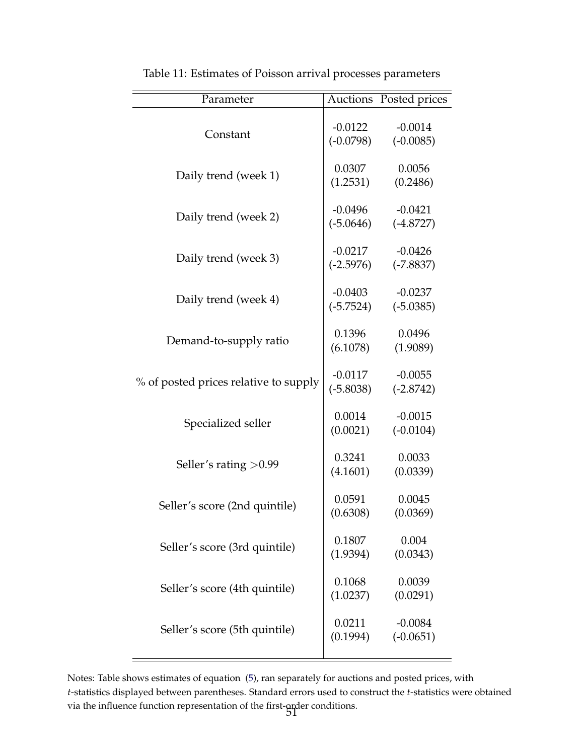Table 11: Estimates of Poisson arrival processes parameters

| Parameter | Auctions | Posted prices |
|---|---|---|
| Constant | -0.0122<br>(-0.0798) | -0.0014<br>(-0.0085) |
| Daily trend (week 1) | 0.0307<br>(1.2531) | 0.0056<br>(0.2486) |
| Daily trend (week 2) | -0.0496<br>(-5.0646) | -0.0421<br>(-4.8727) |
| Daily trend (week 3) | -0.0217<br>(-2.5976) | -0.0426<br>(-7.8837) |
| Daily trend (week 4) | -0.0403<br>(-5.7524) | -0.0237<br>(-5.0385) |
| Demand-to-supply ratio | 0.1396<br>(6.1078) | 0.0496<br>(1.9089) |
| % of posted prices relative to supply | -0.0117<br>(-5.8038) | -0.0055<br>(-2.8742) |
| Specialized seller | 0.0014<br>(0.0021) | -0.0015<br>(-0.0104) |
| Seller's rating $>0.99$ | 0.3241<br>(4.1601) | 0.0033<br>(0.0339) |
| Seller's score (2nd quintile) | 0.0591<br>(0.6308) | 0.0045<br>(0.0369) |
| Seller's score (3rd quintile) | 0.1807<br>(1.9394) | 0.004<br>(0.0343) |
| Seller's score (4th quintile) | 0.1068<br>(1.0237) | 0.0039<br>(0.0291) |
| Seller's score (5th quintile) | 0.0211<br>(0.1994) | -0.0084<br>(-0.0651) |

Notes: Table shows estimates of equation (5), ran separately for auctions and posted prices, with *t*-statistics displayed between parentheses. Standard errors used to construct the *t*-statistics were obtained via the influence function representation of the first-order conditions.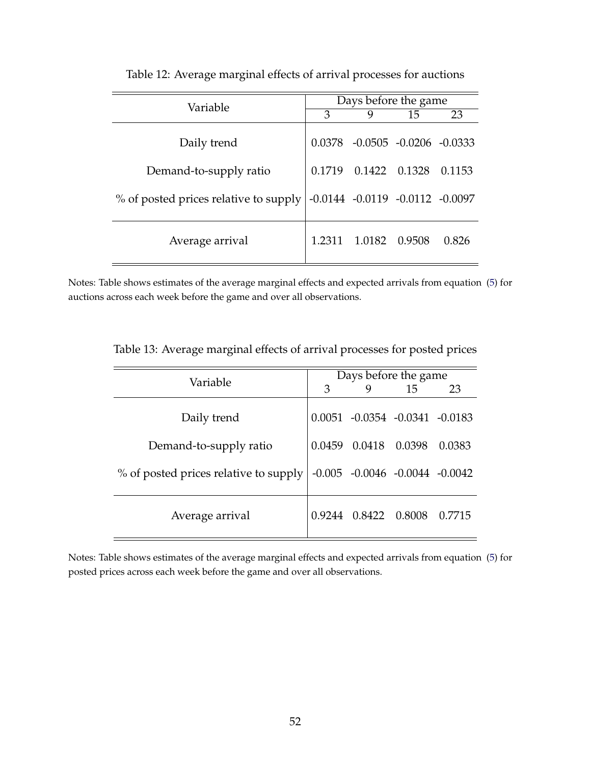Table 12: Average marginal effects of arrival processes for auctions

| Variable | Days before the game | | | |
|---|---|---|---|---|
| | 3 | 9 | 15 | 23 |
| Daily trend | 0.0378 | -0.0505 | -0.0206 | -0.0333 |
| Demand-to-supply ratio | 0.1719 | 0.1422 | 0.1328 | 0.1153 |
| % of posted prices relative to supply | -0.0144 | -0.0119 | -0.0112 | -0.0097 |
| Average arrival | 1.2311 | 1.0182 | 0.9508 | 0.826 |

Notes: Table shows estimates of the average marginal effects and expected arrivals from equation (5) for auctions across each week before the game and over all observations.

Table 13: Average marginal effects of arrival processes for posted prices

| Variable | Days before the game | | | |
|---|---|---|---|---|
| | 3 | 9 | 15 | 23 |
| Daily trend | 0.0051 | -0.0354 | -0.0341 | -0.0183 |
| Demand-to-supply ratio | 0.0459 | 0.0418 | 0.0398 | 0.0383 |
| % of posted prices relative to supply | -0.005 | -0.0046 | -0.0044 | -0.0042 |
| Average arrival | 0.9244 | 0.8422 | 0.8008 | 0.7715 |

Notes: Table shows estimates of the average marginal effects and expected arrivals from equation (5) for posted prices across each week before the game and over all observations.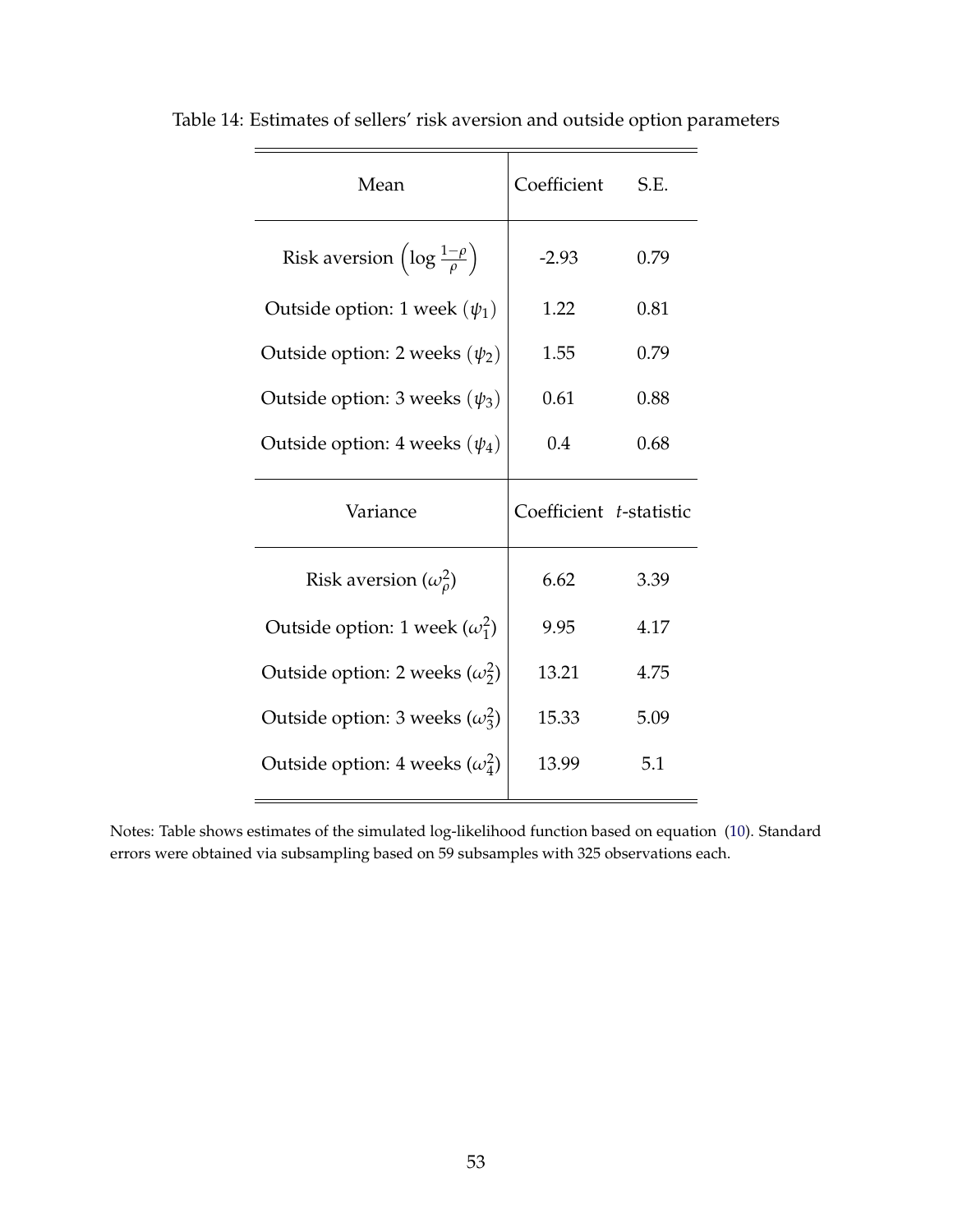Table 14: Estimates of sellers' risk aversion and outside option parameters

| Mean | Coefficient | S.E. |
|---|---|---|
| Risk aversion $\left(\log \frac{1-\rho}{\rho}\right)$ | -2.93 | 0.79 |
| Outside option: 1 week ($\psi_1$) | 1.22 | 0.81 |
| Outside option: 2 weeks ($\psi_2$) | 1.55 | 0.79 |
| Outside option: 3 weeks ($\psi_3$) | 0.61 | 0.88 |
| Outside option: 4 weeks ($\psi_4$) | 0.4 | 0.68 |
| **Variance** | **Coefficient** | ***t*-statistic** |
| Risk aversion ($\omega_\rho^2$) | 6.62 | 3.39 |
| Outside option: 1 week ($\omega_1^2$) | 9.95 | 4.17 |
| Outside option: 2 weeks ($\omega_2^2$) | 13.21 | 4.75 |
| Outside option: 3 weeks ($\omega_3^2$) | 15.33 | 5.09 |
| Outside option: 4 weeks ($\omega_4^2$) | 13.99 | 5.1 |

Notes: Table shows estimates of the simulated log-likelihood function based on equation (10). Standard errors were obtained via subsampling based on 59 subsamples with 325 observations each.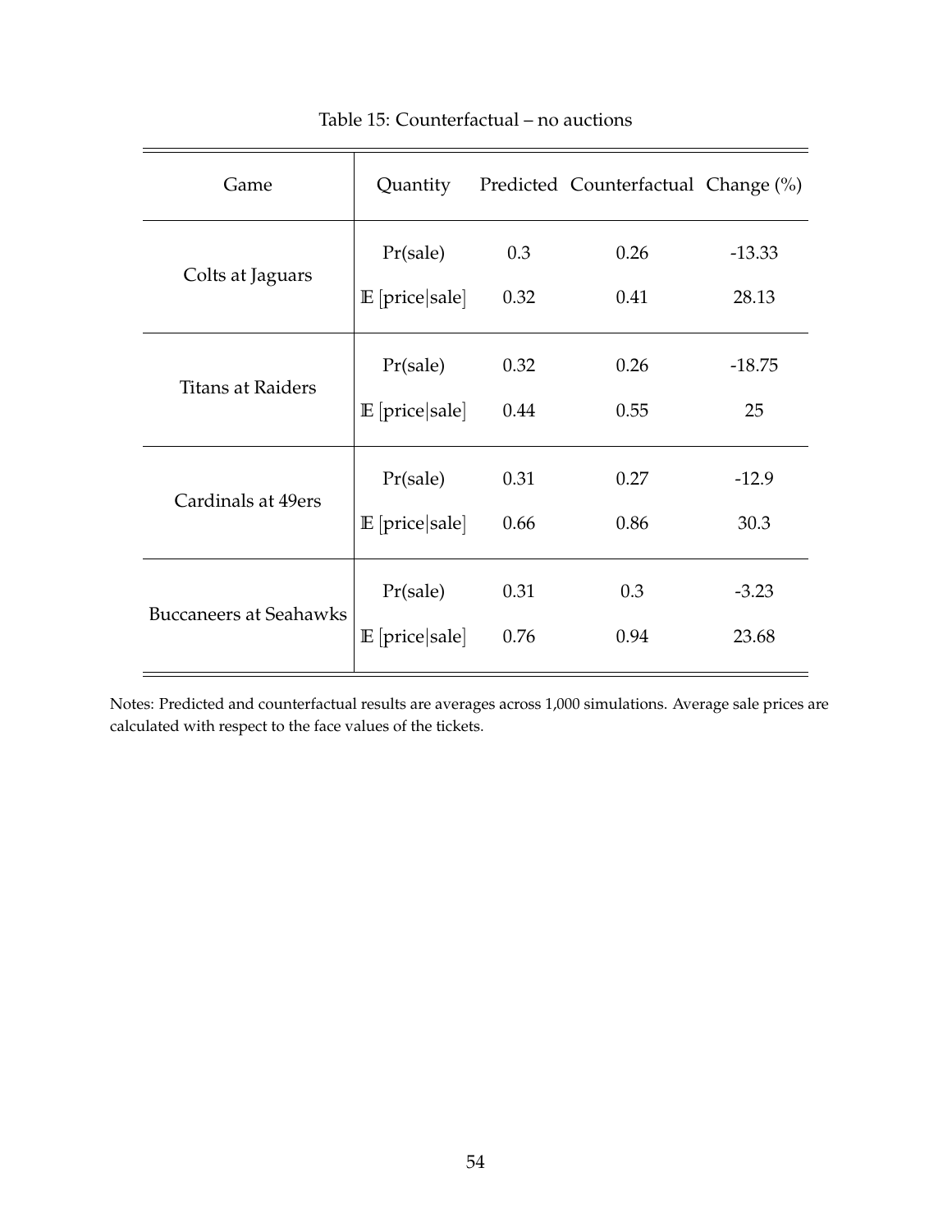Table 15: Counterfactual – no auctions

| Game | Quantity | Predicted | Counterfactual | Change (%) |
|---|---|---|---|---|
| Colts at Jaguars | Pr(sale) | 0.3 | 0.26 | -13.33 |
| | $\mathbb{E}$ [price\|sale] | 0.32 | 0.41 | 28.13 |
| Titans at Raiders | Pr(sale) | 0.32 | 0.26 | -18.75 |
| | $\mathbb{E}$ [price\|sale] | 0.44 | 0.55 | 25 |
| Cardinals at 49ers | Pr(sale) | 0.31 | 0.27 | -12.9 |
| | $\mathbb{E}$ [price\|sale] | 0.66 | 0.86 | 30.3 |
| Buccaneers at Seahawks | Pr(sale) | 0.31 | 0.3 | -3.23 |
| | $\mathbb{E}$ [price\|sale] | 0.76 | 0.94 | 23.68 |

Notes: Predicted and counterfactual results are averages across 1,000 simulations. Average sale prices are calculated with respect to the face values of the tickets.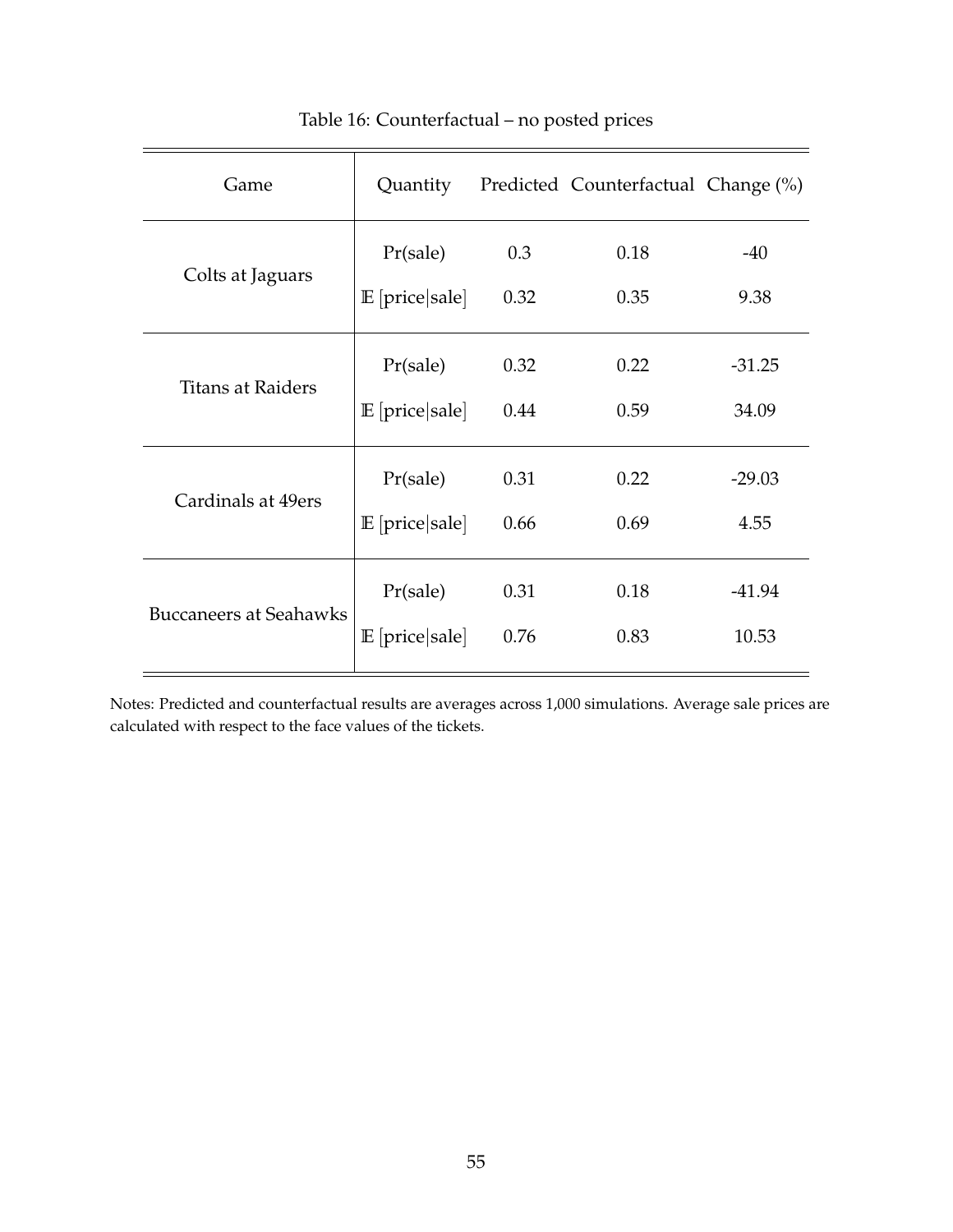Table 16: Counterfactual – no posted prices

| Game | Quantity | Predicted | Counterfactual | Change (%) |
|---|---|---|---|---|
| Colts at Jaguars | Pr(sale) | 0.3 | 0.18 | -40 |
| | $\mathbb{E}$ [price\|sale] | 0.32 | 0.35 | 9.38 |
| Titans at Raiders | Pr(sale) | 0.32 | 0.22 | -31.25 |
| | $\mathbb{E}$ [price\|sale] | 0.44 | 0.59 | 34.09 |
| Cardinals at 49ers | Pr(sale) | 0.31 | 0.22 | -29.03 |
| | $\mathbb{E}$ [price\|sale] | 0.66 | 0.69 | 4.55 |
| Buccaneers at Seahawks | Pr(sale) | 0.31 | 0.18 | -41.94 |
| | $\mathbb{E}$ [price\|sale] | 0.76 | 0.83 | 10.53 |

Notes: Predicted and counterfactual results are averages across 1,000 simulations. Average sale prices are calculated with respect to the face values of the tickets.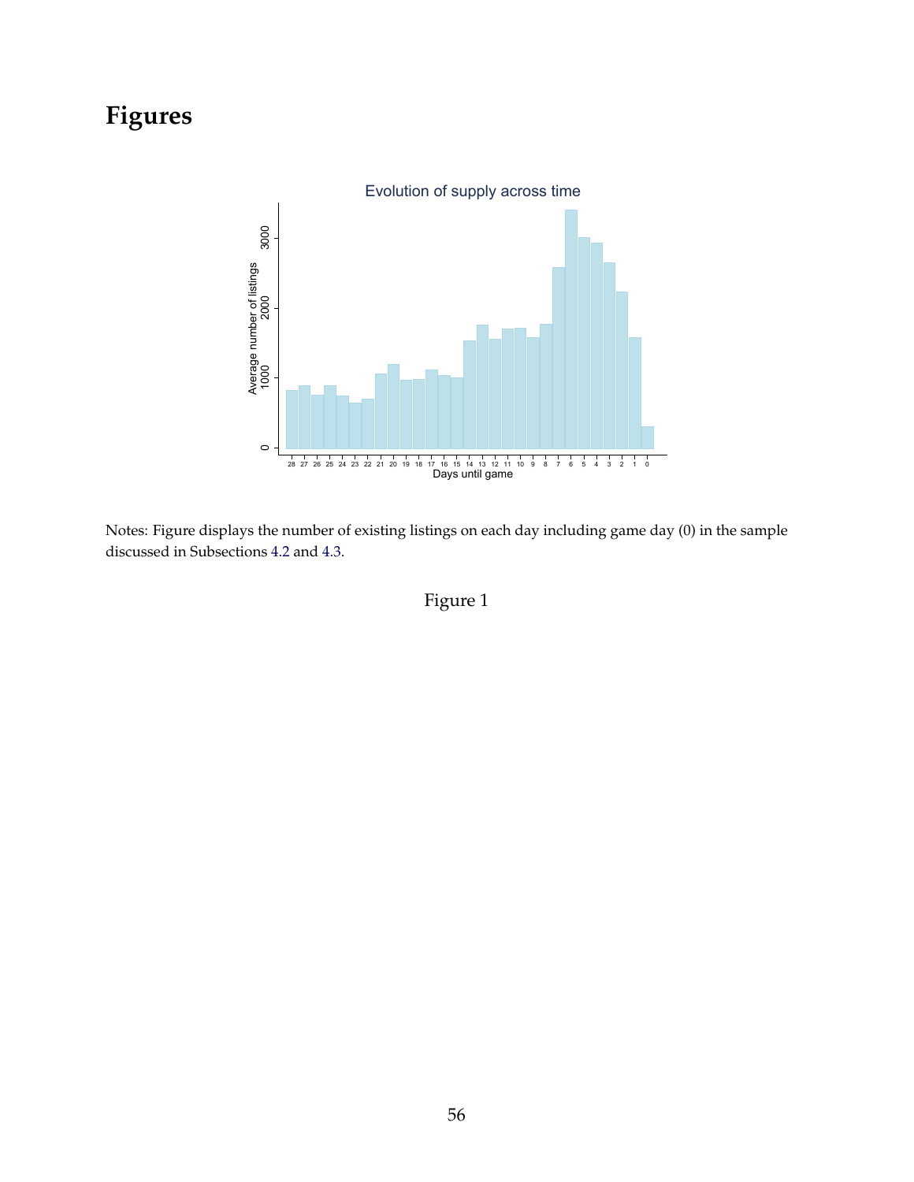# Figures

Notes: Figure displays the number of existing listings on each day including game day (0) in the sample discussed in Subsections 4.2 and 4.3.

Figure 1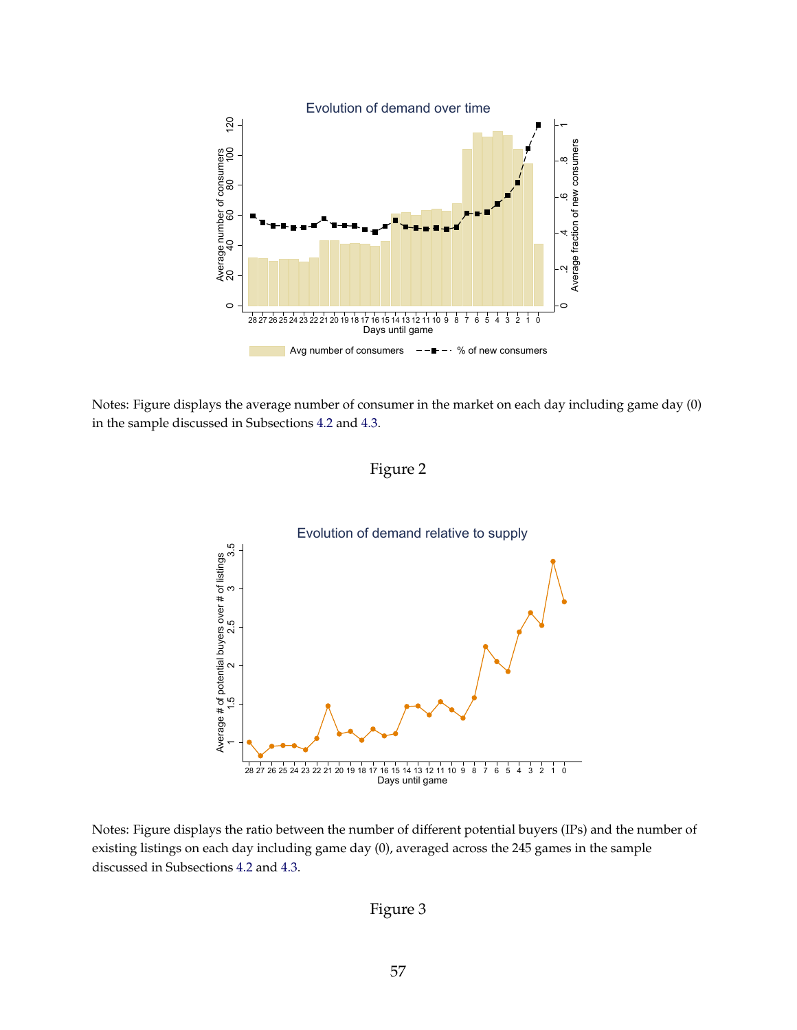Notes: Figure displays the average number of consumer in the market on each day including game day (0) in the sample discussed in Subsections 4.2 and 4.3.

Figure 2

Notes: Figure displays the ratio between the number of different potential buyers (IPs) and the number of existing listings on each day including game day (0), averaged across the 245 games in the sample discussed in Subsections 4.2 and 4.3.

Figure 3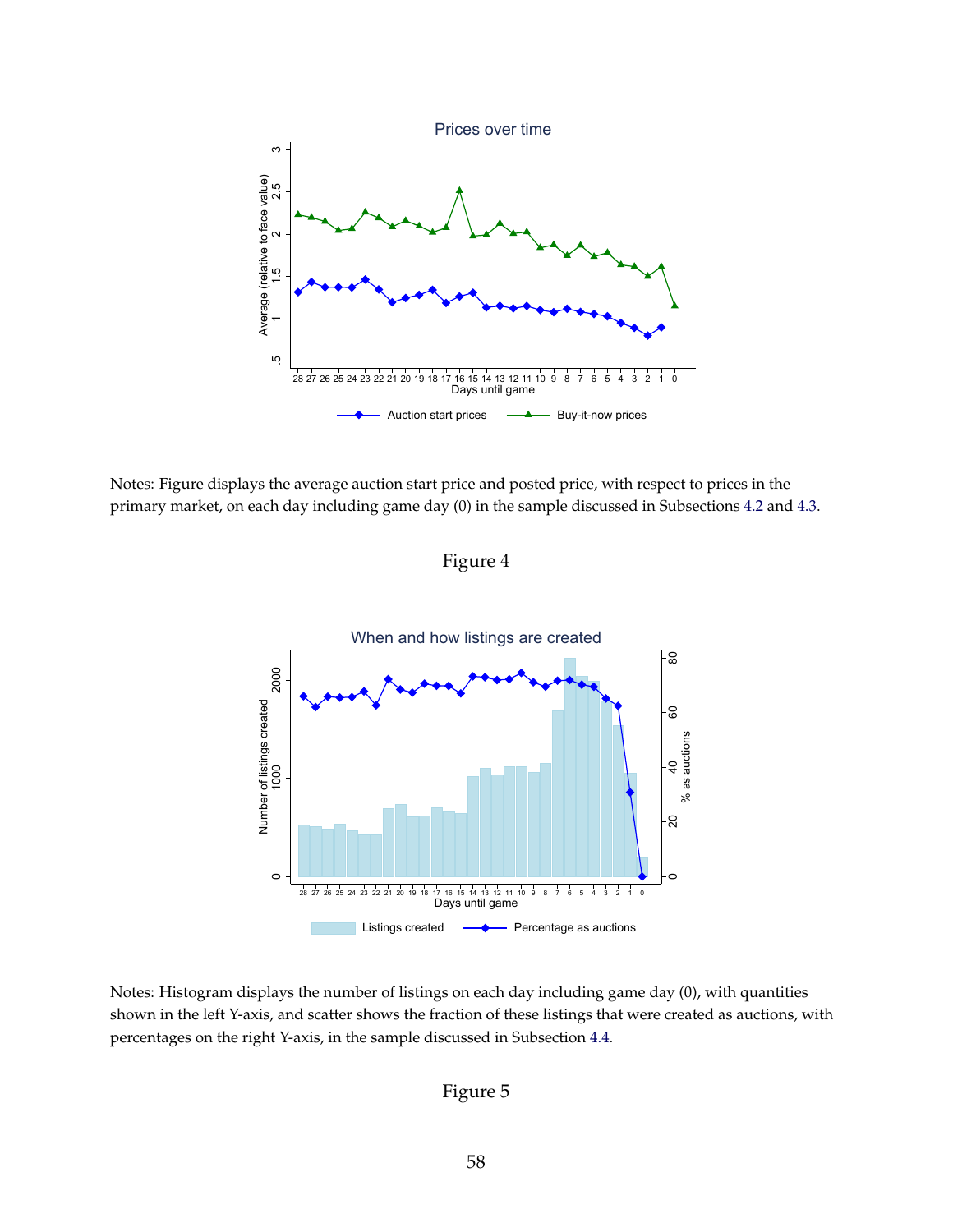Notes: Figure displays the average auction start price and posted price, with respect to prices in the primary market, on each day including game day (0) in the sample discussed in Subsections 4.2 and 4.3.

Figure 4

Notes: Histogram displays the number of listings on each day including game day (0), with quantities shown in the left Y-axis, and scatter shows the fraction of these listings that were created as auctions, with percentages on the right Y-axis, in the sample discussed in Subsection 4.4.

Figure 5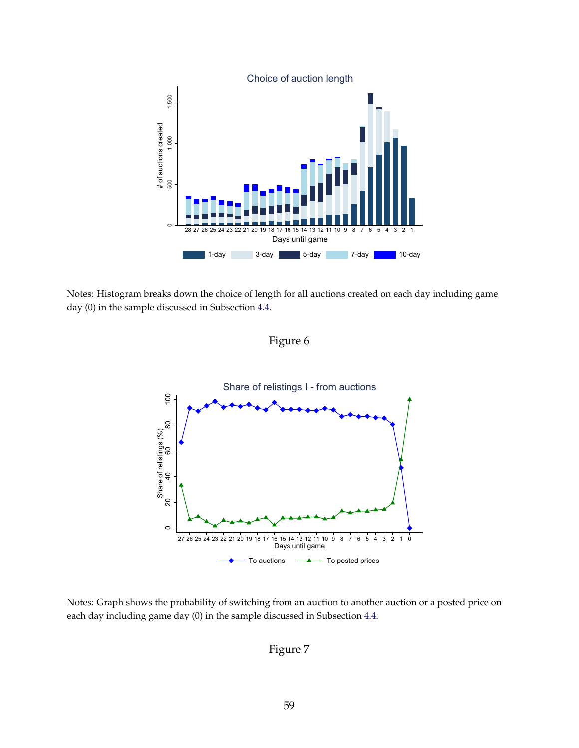Notes: Histogram breaks down the choice of length for all auctions created on each day including game day (0) in the sample discussed in Subsection 4.4.

Figure 6

Notes: Graph shows the probability of switching from an auction to another auction or a posted price on each day including game day (0) in the sample discussed in Subsection 4.4.

Figure 7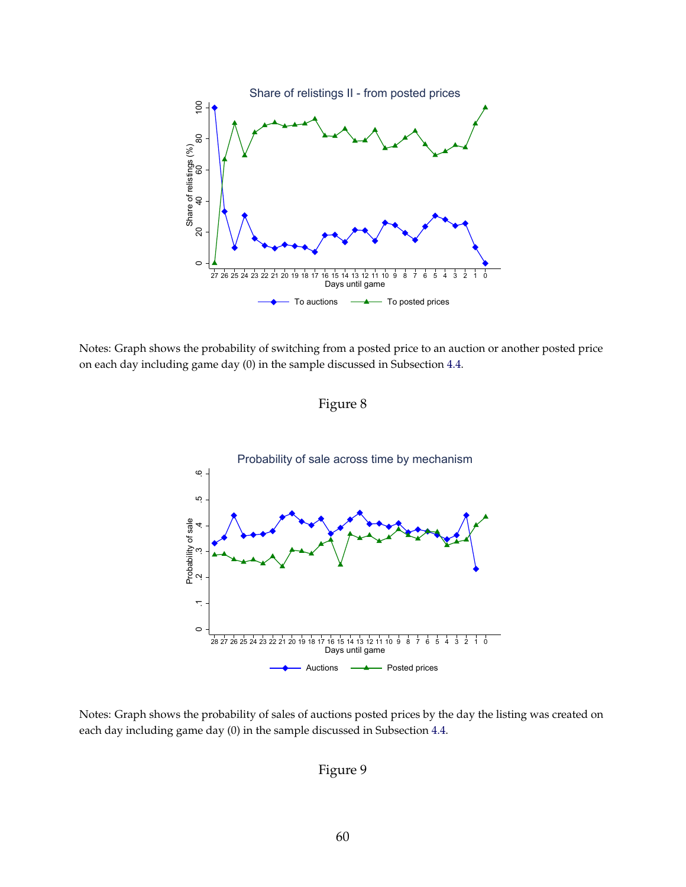Notes: Graph shows the probability of switching from a posted price to an auction or another posted price on each day including game day (0) in the sample discussed in Subsection 4.4.

Figure 8

Notes: Graph shows the probability of sales of auctions posted prices by the day the listing was created on each day including game day (0) in the sample discussed in Subsection 4.4.

Figure 9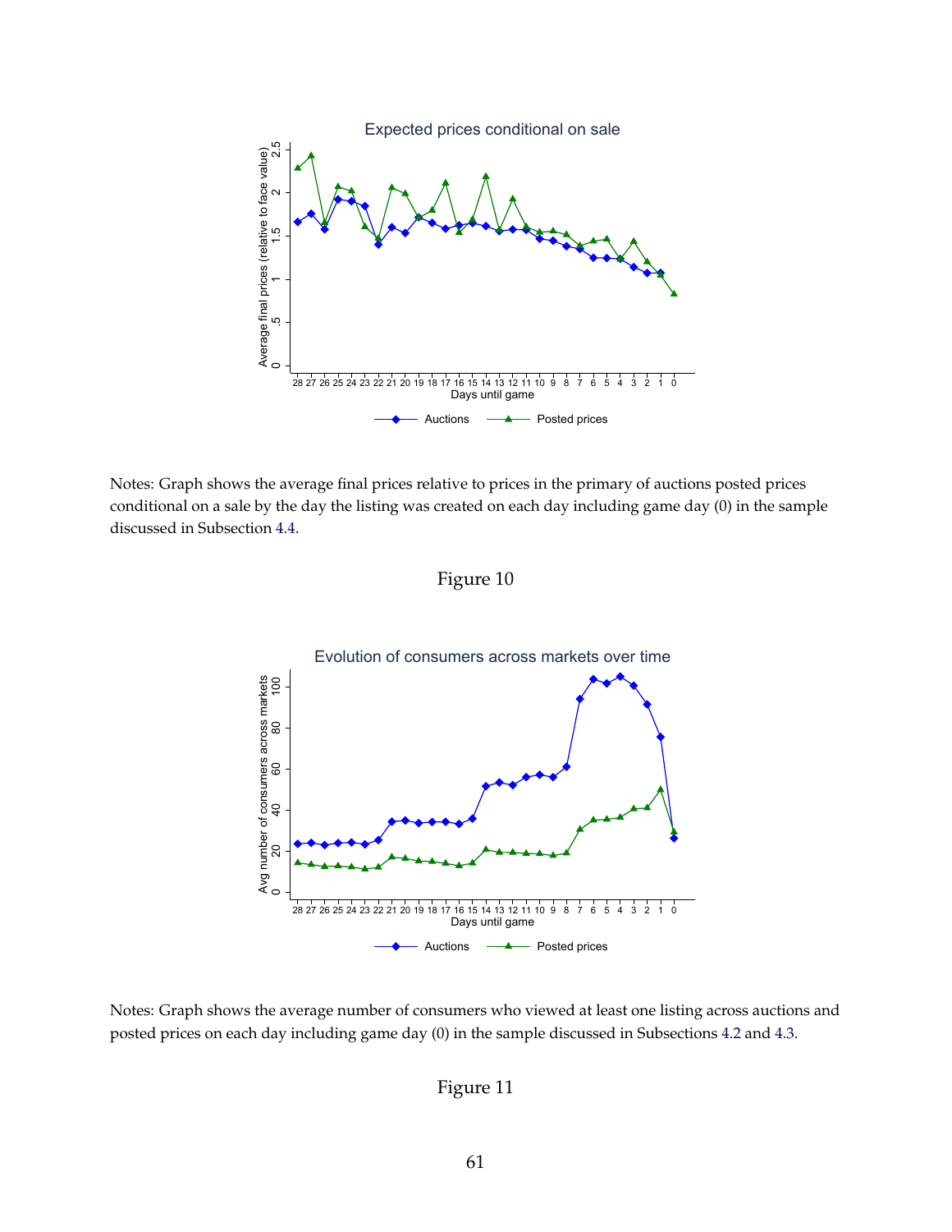Notes: Graph shows the average final prices relative to prices in the primary of auctions posted prices conditional on a sale by the day the listing was created on each day including game day (0) in the sample discussed in Subsection 4.4.

Figure 10

Notes: Graph shows the average number of consumers who viewed at least one listing across auctions and posted prices on each day including game day (0) in the sample discussed in Subsections 4.2 and 4.3.

Figure 11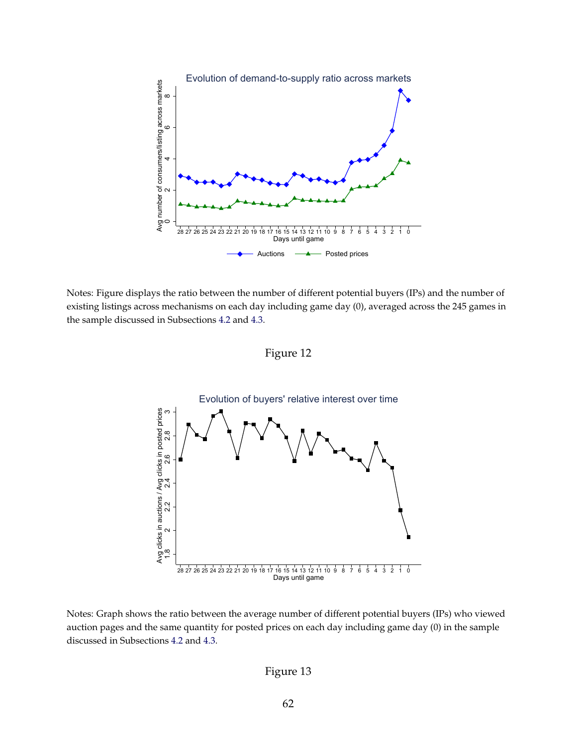Notes: Figure displays the ratio between the number of different potential buyers (IPs) and the number of existing listings across mechanisms on each day including game day (0), averaged across the 245 games in the sample discussed in Subsections 4.2 and 4.3.

Figure 12

Notes: Graph shows the ratio between the average number of different potential buyers (IPs) who viewed auction pages and the same quantity for posted prices on each day including game day (0) in the sample discussed in Subsections 4.2 and 4.3.

Figure 13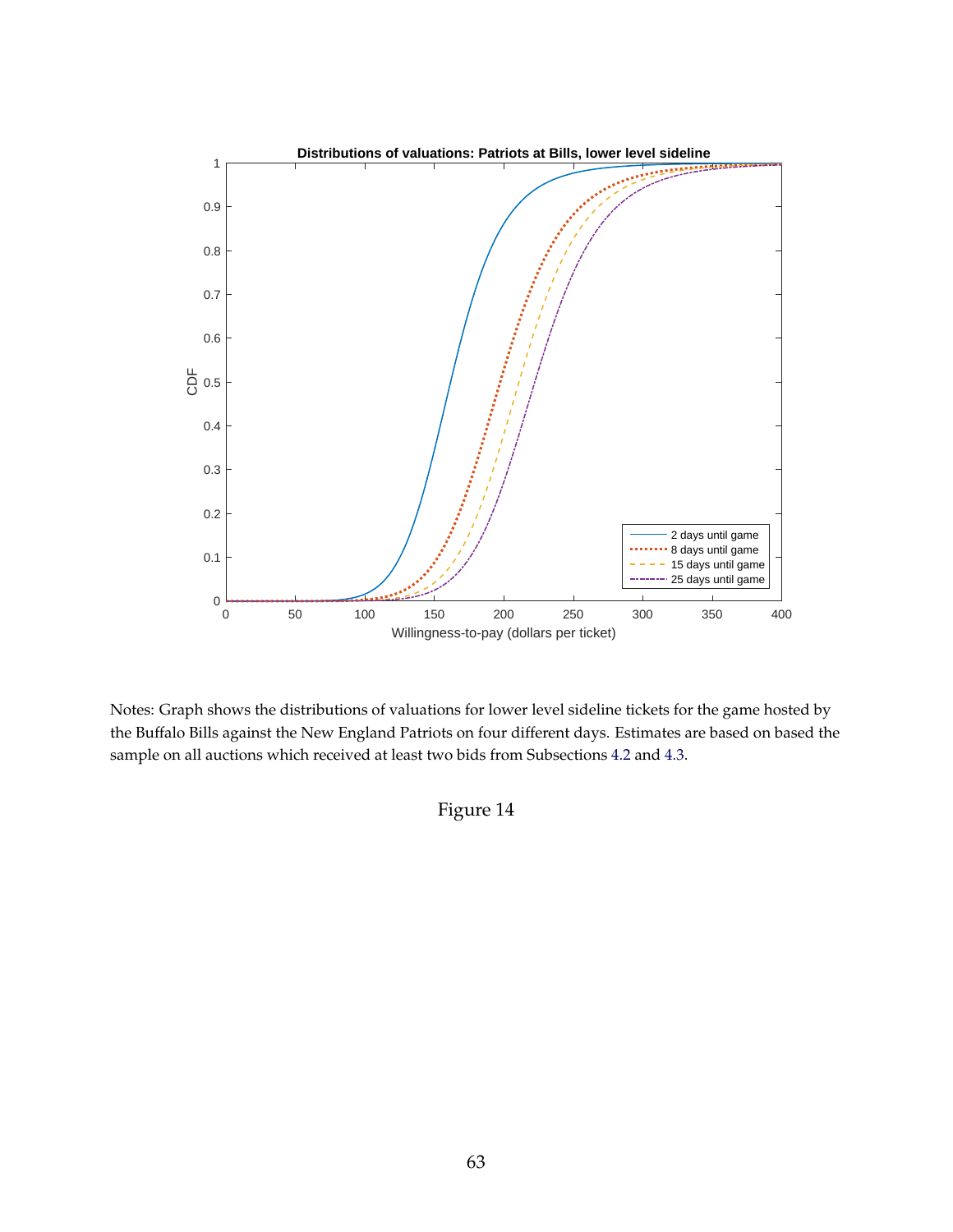Notes: Graph shows the distributions of valuations for lower level sideline tickets for the game hosted by the Buffalo Bills against the New England Patriots on four different days. Estimates are based on based the sample on all auctions which received at least two bids from Subsections 4.2 and 4.3.

Figure 14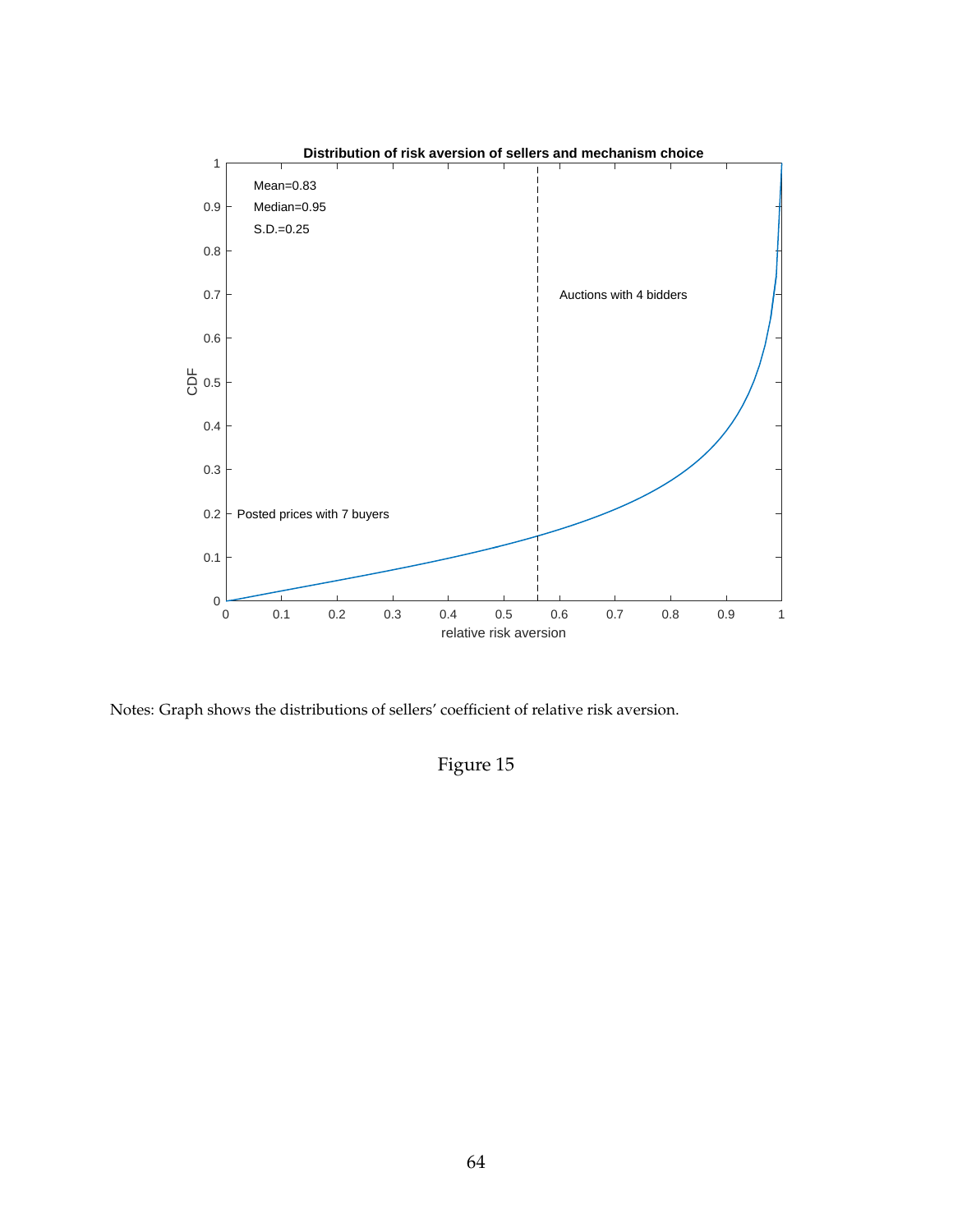Notes: Graph shows the distributions of sellers' coefficient of relative risk aversion.

Figure 15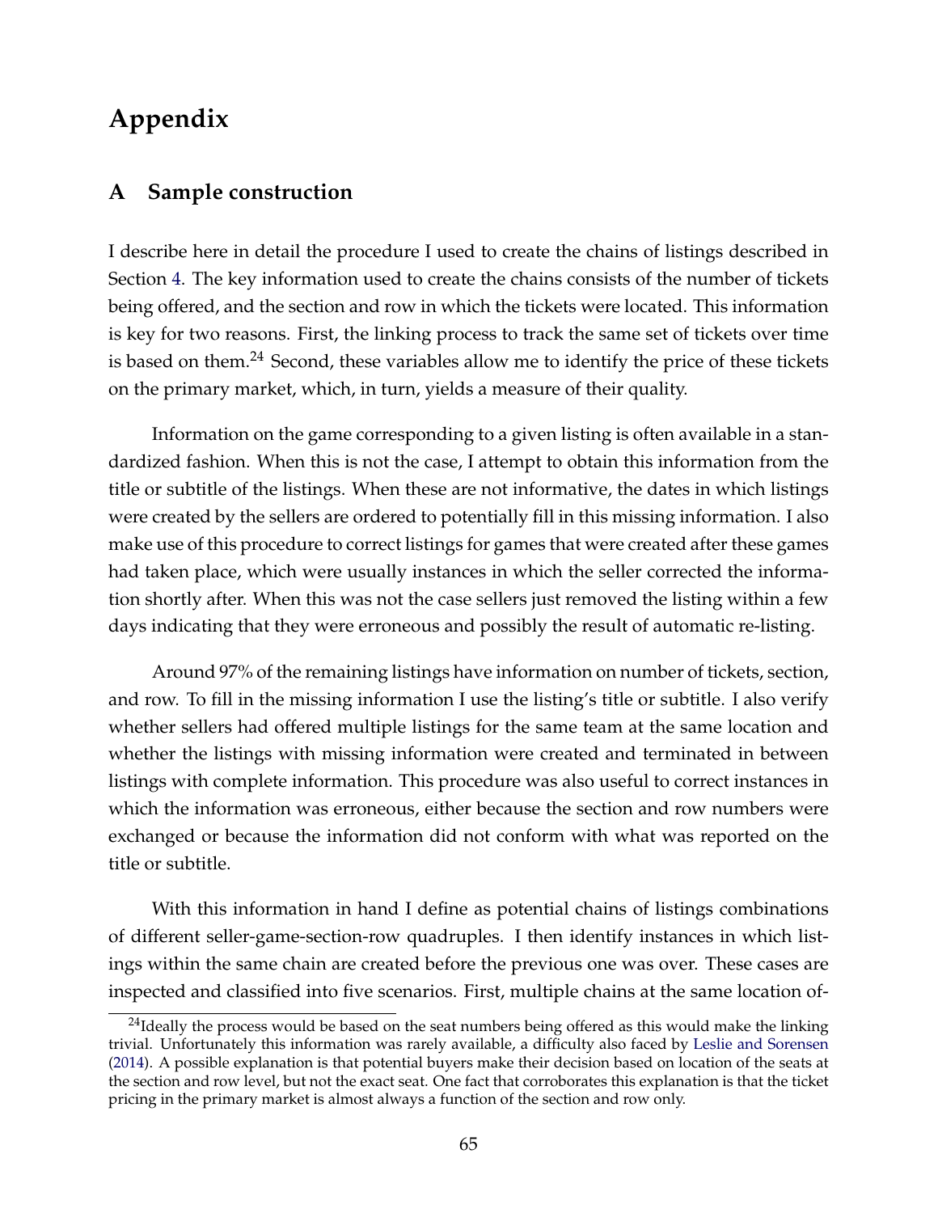# Appendix

## A Sample construction

I describe here in detail the procedure I used to create the chains of listings described in Section 4. The key information used to create the chains consists of the number of tickets being offered, and the section and row in which the tickets were located. This information is key for two reasons. First, the linking process to track the same set of tickets over time is based on them.[24] Second, these variables allow me to identify the price of these tickets on the primary market, which, in turn, yields a measure of their quality.

Information on the game corresponding to a given listing is often available in a standardized fashion. When this is not the case, I attempt to obtain this information from the title or subtitle of the listings. When these are not informative, the dates in which listings were created by the sellers are ordered to potentially fill in this missing information. I also make use of this procedure to correct listings for games that were created after these games had taken place, which were usually instances in which the seller corrected the information shortly after. When this was not the case sellers just removed the listing within a few days indicating that they were erroneous and possibly the result of automatic re-listing.

Around 97% of the remaining listings have information on number of tickets, section, and row. To fill in the missing information I use the listing's title or subtitle. I also verify whether sellers had offered multiple listings for the same team at the same location and whether the listings with missing information were created and terminated in between listings with complete information. This procedure was also useful to correct instances in which the information was erroneous, either because the section and row numbers were exchanged or because the information did not conform with what was reported on the title or subtitle.

With this information in hand I define as potential chains of listings combinations of different seller-game-section-row quadruples. I then identify instances in which listings within the same chain are created before the previous one was over. These cases are inspected and classified into five scenarios. First, multiple chains at the same location of-

[24] Ideally the process would be based on the seat numbers being offered as this would make the linking trivial. Unfortunately this information was rarely available, a difficulty also faced by Leslie and Sorensen (2014). A possible explanation is that potential buyers make their decision based on location of the seats at the section and row level, but not the exact seat. One fact that corroborates this explanation is that the ticket pricing in the primary market is almost always a function of the section and row only.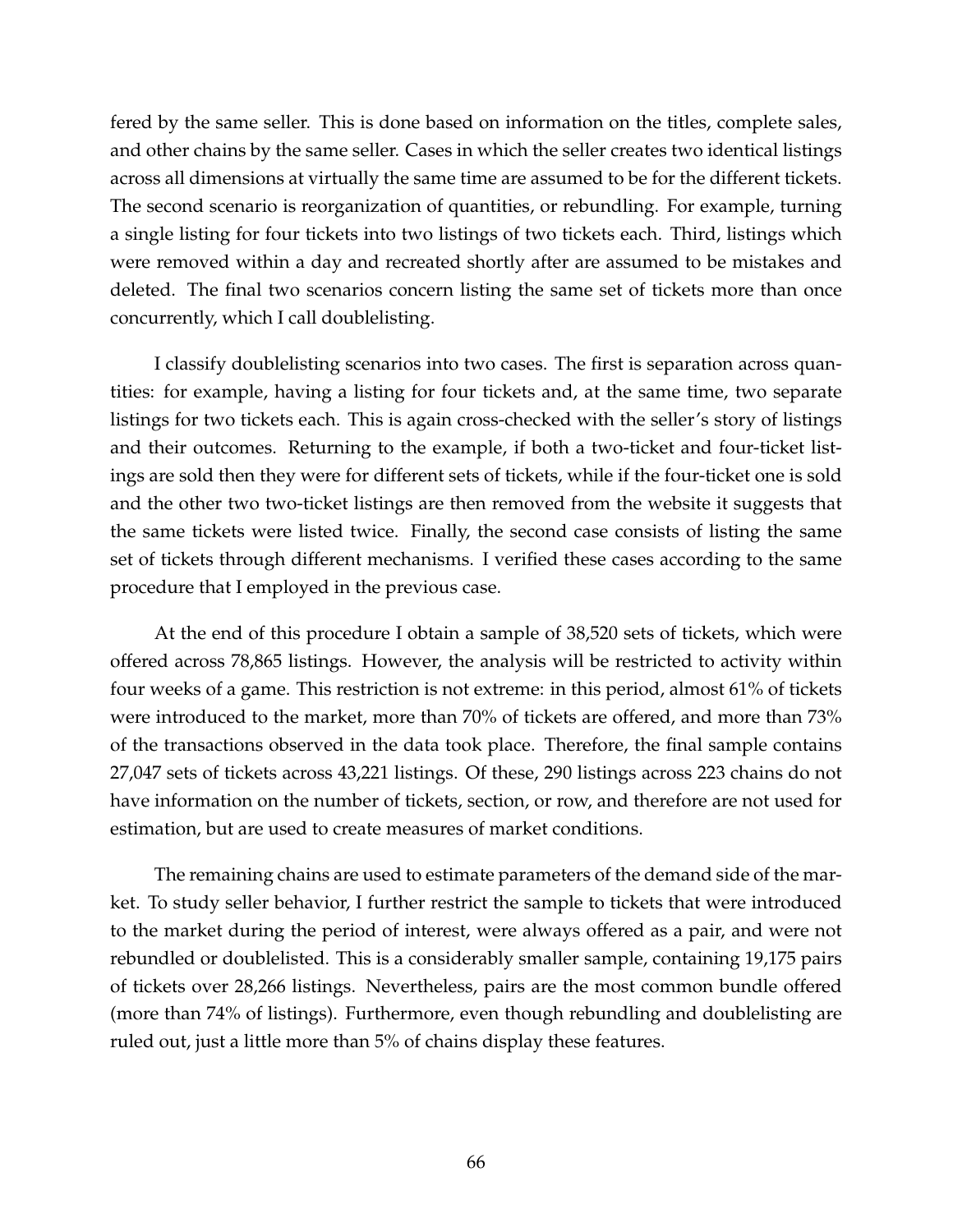fered by the same seller. This is done based on information on the titles, complete sales, and other chains by the same seller. Cases in which the seller creates two identical listings across all dimensions at virtually the same time are assumed to be for the different tickets. The second scenario is reorganization of quantities, or rebundling. For example, turning a single listing for four tickets into two listings of two tickets each. Third, listings which were removed within a day and recreated shortly after are assumed to be mistakes and deleted. The final two scenarios concern listing the same set of tickets more than once concurrently, which I call doublelisting.

I classify doublelisting scenarios into two cases. The first is separation across quantities: for example, having a listing for four tickets and, at the same time, two separate listings for two tickets each. This is again cross-checked with the seller's story of listings and their outcomes. Returning to the example, if both a two-ticket and four-ticket listings are sold then they were for different sets of tickets, while if the four-ticket one is sold and the other two two-ticket listings are then removed from the website it suggests that the same tickets were listed twice. Finally, the second case consists of listing the same set of tickets through different mechanisms. I verified these cases according to the same procedure that I employed in the previous case.

At the end of this procedure I obtain a sample of 38,520 sets of tickets, which were offered across 78,865 listings. However, the analysis will be restricted to activity within four weeks of a game. This restriction is not extreme: in this period, almost 61% of tickets were introduced to the market, more than 70% of tickets are offered, and more than 73% of the transactions observed in the data took place. Therefore, the final sample contains 27,047 sets of tickets across 43,221 listings. Of these, 290 listings across 223 chains do not have information on the number of tickets, section, or row, and therefore are not used for estimation, but are used to create measures of market conditions.

The remaining chains are used to estimate parameters of the demand side of the market. To study seller behavior, I further restrict the sample to tickets that were introduced to the market during the period of interest, were always offered as a pair, and were not rebundled or doublelisted. This is a considerably smaller sample, containing 19,175 pairs of tickets over 28,266 listings. Nevertheless, pairs are the most common bundle offered (more than 74% of listings). Furthermore, even though rebundling and doublelisting are ruled out, just a little more than 5% of chains display these features.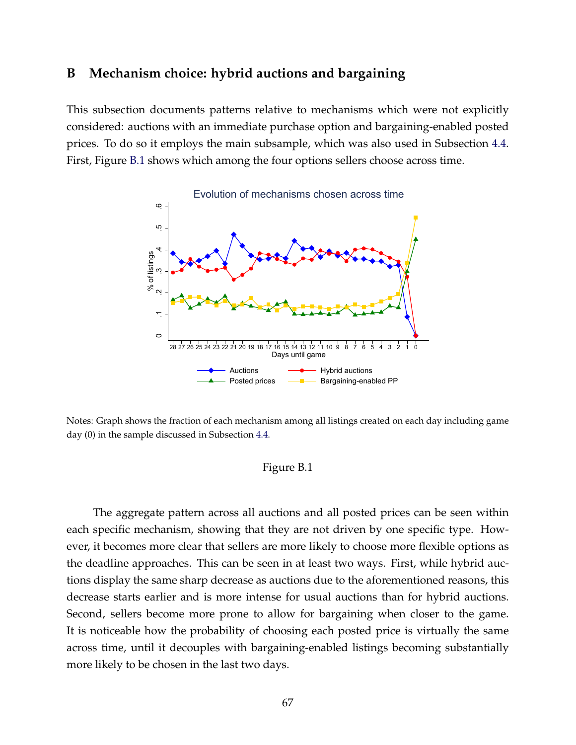## B Mechanism choice: hybrid auctions and bargaining

This subsection documents patterns relative to mechanisms which were not explicitly considered: auctions with an immediate purchase option and bargaining-enabled posted prices. To do so it employs the main subsample, which was also used in Subsection 4.4. First, Figure B.1 shows which among the four options sellers choose across time.

Notes: Graph shows the fraction of each mechanism among all listings created on each day including game day (0) in the sample discussed in Subsection 4.4.

Figure B.1

The aggregate pattern across all auctions and all posted prices can be seen within each specific mechanism, showing that they are not driven by one specific type. However, it becomes more clear that sellers are more likely to choose more flexible options as the deadline approaches. This can be seen in at least two ways. First, while hybrid auctions display the same sharp decrease as auctions due to the aforementioned reasons, this decrease starts earlier and is more intense for usual auctions than for hybrid auctions. Second, sellers become more prone to allow for bargaining when closer to the game. It is noticeable how the probability of choosing each posted price is virtually the same across time, until it decouples with bargaining-enabled listings becoming substantially more likely to be chosen in the last two days.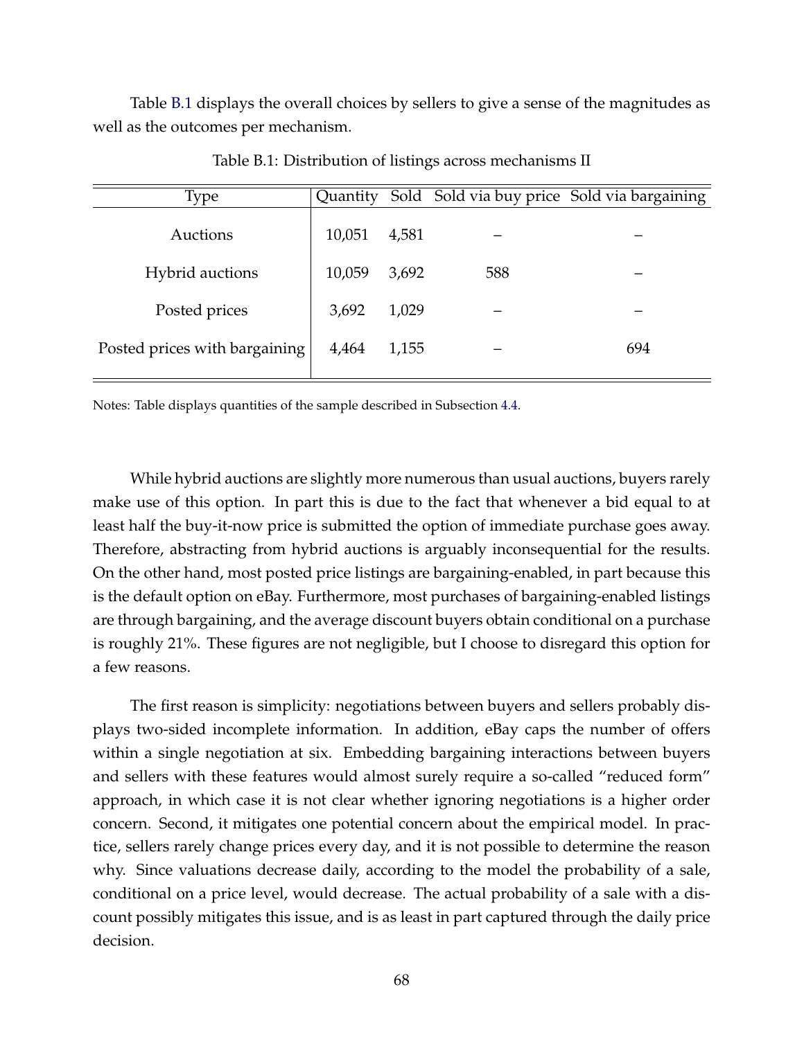Table B.1 displays the overall choices by sellers to give a sense of the magnitudes as well as the outcomes per mechanism.

Table B.1: Distribution of listings across mechanisms II

| Type | Quantity | Sold | Sold via buy price | Sold via bargaining |
|---|---|---|---|---|
| Auctions | 10,051 | 4,581 | – | – |
| Hybrid auctions | 10,059 | 3,692 | 588 | – |
| Posted prices | 3,692 | 1,029 | – | – |
| Posted prices with bargaining | 4,464 | 1,155 | – | 694 |

Notes: Table displays quantities of the sample described in Subsection 4.4.

While hybrid auctions are slightly more numerous than usual auctions, buyers rarely make use of this option. In part this is due to the fact that whenever a bid equal to at least half the buy-it-now price is submitted the option of immediate purchase goes away. Therefore, abstracting from hybrid auctions is arguably inconsequential for the results. On the other hand, most posted price listings are bargaining-enabled, in part because this is the default option on eBay. Furthermore, most purchases of bargaining-enabled listings are through bargaining, and the average discount buyers obtain conditional on a purchase is roughly 21%. These figures are not negligible, but I choose to disregard this option for a few reasons.

The first reason is simplicity: negotiations between buyers and sellers probably displays two-sided incomplete information. In addition, eBay caps the number of offers within a single negotiation at six. Embedding bargaining interactions between buyers and sellers with these features would almost surely require a so-called "reduced form" approach, in which case it is not clear whether ignoring negotiations is a higher order concern. Second, it mitigates one potential concern about the empirical model. In practice, sellers rarely change prices every day, and it is not possible to determine the reason why. Since valuations decrease daily, according to the model the probability of a sale, conditional on a price level, would decrease. The actual probability of a sale with a discount possibly mitigates this issue, and is as least in part captured through the daily price decision.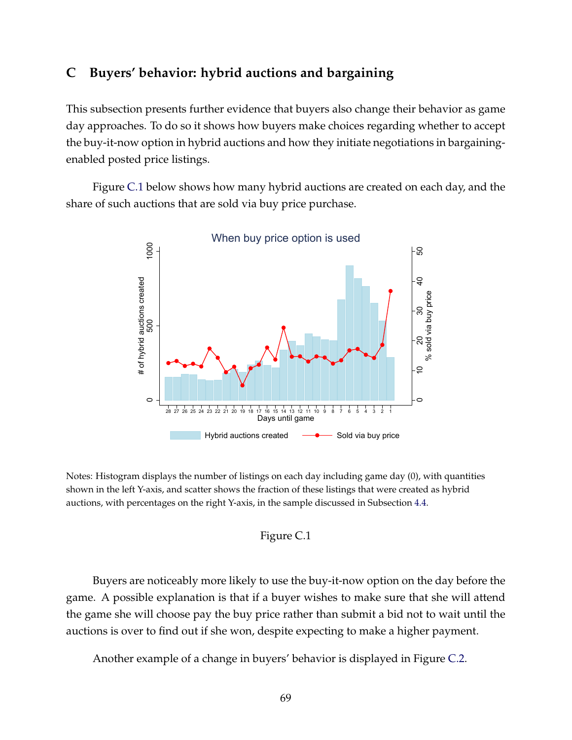## C Buyers' behavior: hybrid auctions and bargaining

This subsection presents further evidence that buyers also change their behavior as game day approaches. To do so it shows how buyers make choices regarding whether to accept the buy-it-now option in hybrid auctions and how they initiate negotiations in bargaining-enabled posted price listings.

Figure C.1 below shows how many hybrid auctions are created on each day, and the share of such auctions that are sold via buy price purchase.

Notes: Histogram displays the number of listings on each day including game day (0), with quantities shown in the left Y-axis, and scatter shows the fraction of these listings that were created as hybrid auctions, with percentages on the right Y-axis, in the sample discussed in Subsection 4.4.

Figure C.1

Buyers are noticeably more likely to use the buy-it-now option on the day before the game. A possible explanation is that if a buyer wishes to make sure that she will attend the game she will choose pay the buy price rather than submit a bid not to wait until the auctions is over to find out if she won, despite expecting to make a higher payment.

Another example of a change in buyers' behavior is displayed in Figure C.2.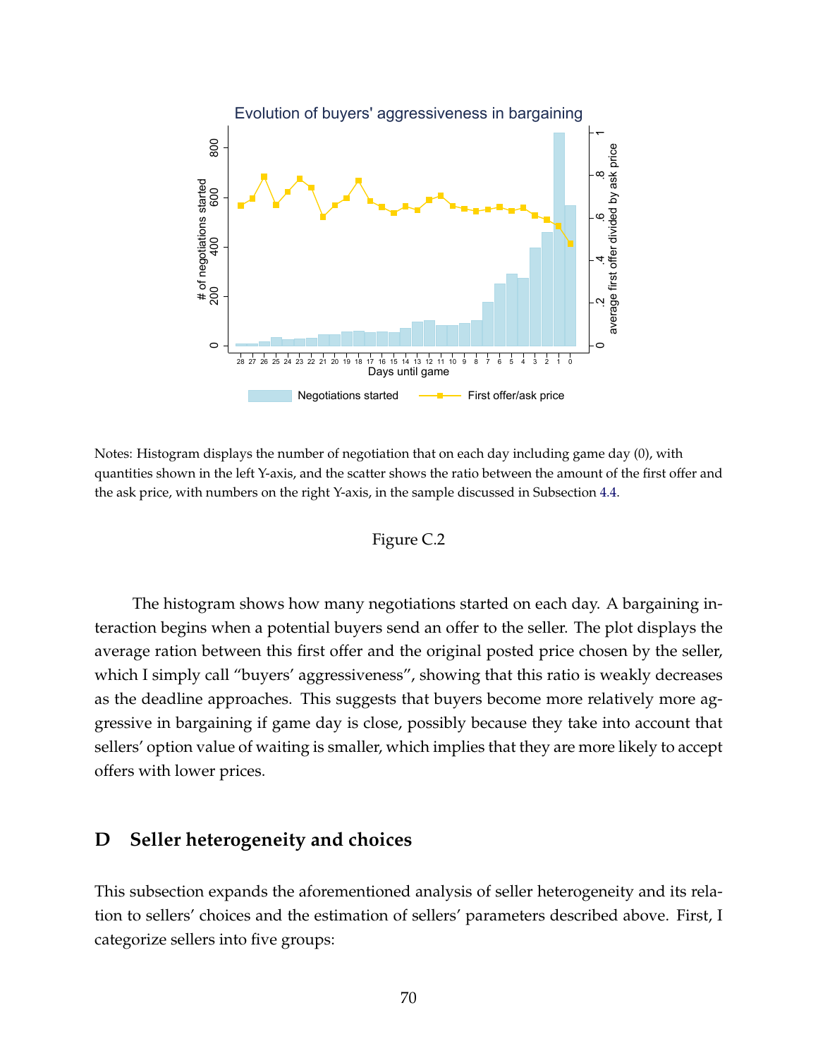Notes: Histogram displays the number of negotiation that on each day including game day (0), with quantities shown in the left Y-axis, and the scatter shows the ratio between the amount of the first offer and the ask price, with numbers on the right Y-axis, in the sample discussed in Subsection 4.4.

Figure C.2

The histogram shows how many negotiations started on each day. A bargaining interaction begins when a potential buyers send an offer to the seller. The plot displays the average ration between this first offer and the original posted price chosen by the seller, which I simply call "buyers' aggressiveness", showing that this ratio is weakly decreases as the deadline approaches. This suggests that buyers become more relatively more aggressive in bargaining if game day is close, possibly because they take into account that sellers' option value of waiting is smaller, which implies that they are more likely to accept offers with lower prices.

# D Seller heterogeneity and choices

This subsection expands the aforementioned analysis of seller heterogeneity and its relation to sellers' choices and the estimation of sellers' parameters described above. First, I categorize sellers into five groups: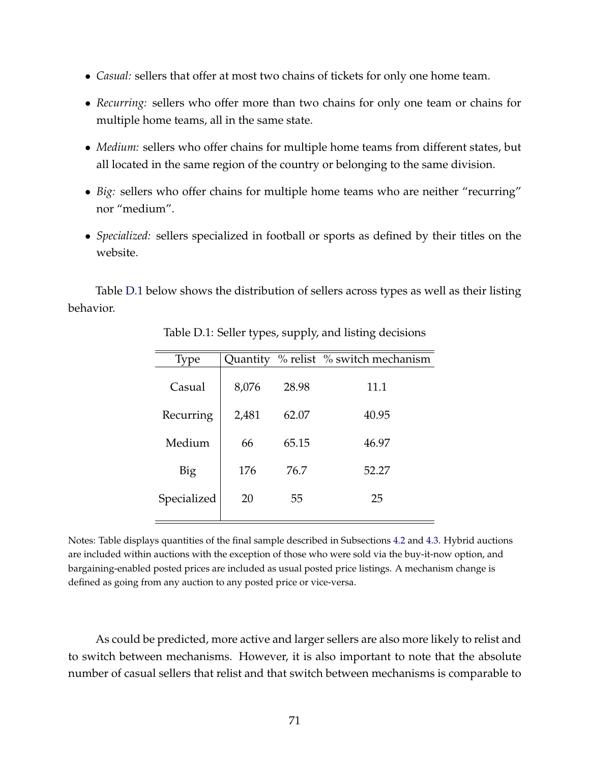- *Casual:* sellers that offer at most two chains of tickets for only one home team.
- *Recurring:* sellers who offer more than two chains for only one team or chains for multiple home teams, all in the same state.
- *Medium:* sellers who offer chains for multiple home teams from different states, but all located in the same region of the country or belonging to the same division.
- *Big:* sellers who offer chains for multiple home teams who are neither "recurring" nor "medium".
- *Specialized:* sellers specialized in football or sports as defined by their titles on the website.

Table D.1 below shows the distribution of sellers across types as well as their listing behavior.

Table D.1: Seller types, supply, and listing decisions

| Type | Quantity | % relist | % switch mechanism |
|---|---|---|---|
| Casual | 8,076 | 28.98 | 11.1 |
| Recurring | 2,481 | 62.07 | 40.95 |
| Medium | 66 | 65.15 | 46.97 |
| Big | 176 | 76.7 | 52.27 |
| Specialized | 20 | 55 | 25 |

Notes: Table displays quantities of the final sample described in Subsections 4.2 and 4.3. Hybrid auctions are included within auctions with the exception of those who were sold via the buy-it-now option, and bargaining-enabled posted prices are included as usual posted price listings. A mechanism change is defined as going from any auction to any posted price or vice-versa.

As could be predicted, more active and larger sellers are also more likely to relist and to switch between mechanisms. However, it is also important to note that the absolute number of casual sellers that relist and that switch between mechanisms is comparable to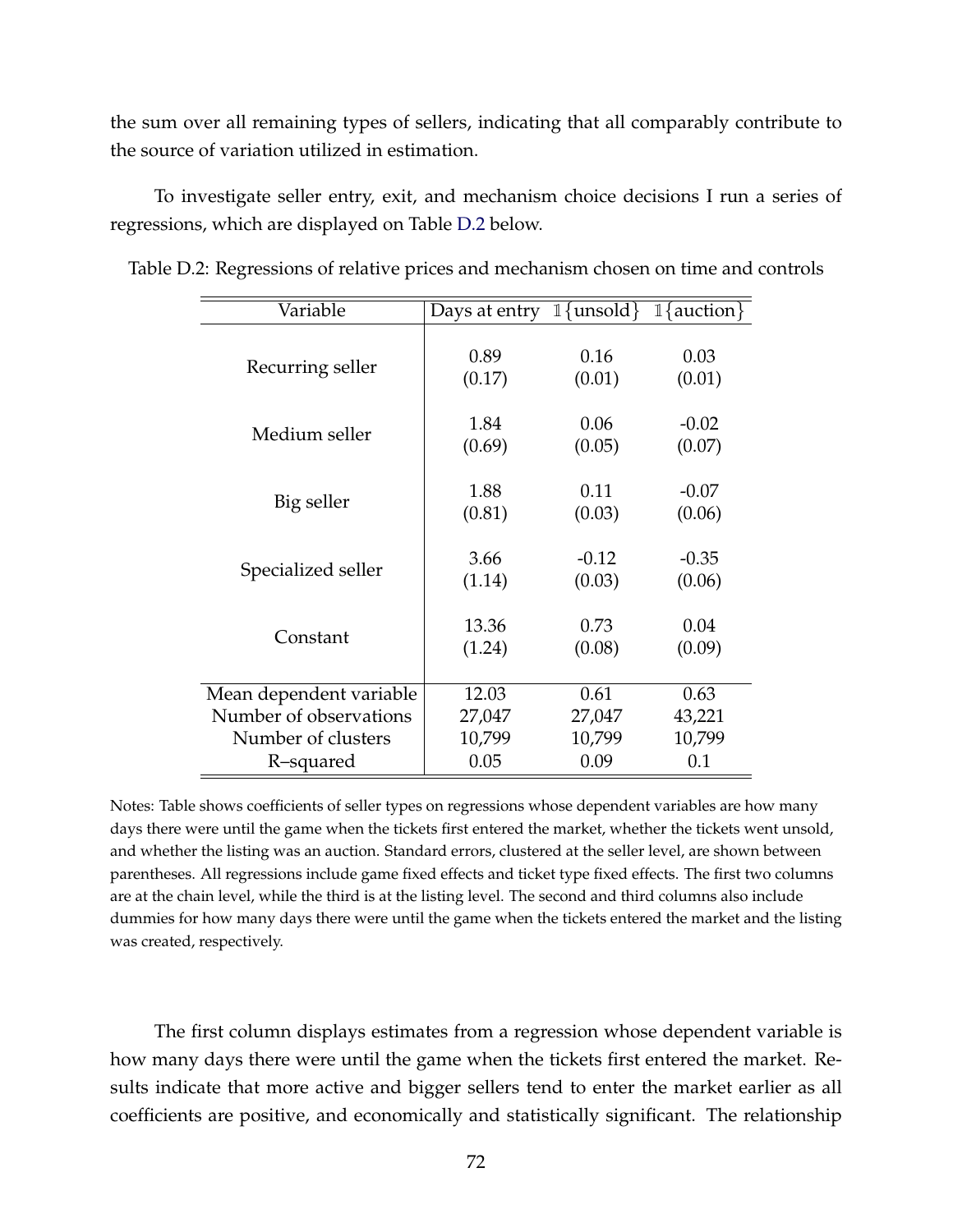the sum over all remaining types of sellers, indicating that all comparably contribute to the source of variation utilized in estimation.

To investigate seller entry, exit, and mechanism choice decisions I run a series of regressions, which are displayed on Table D.2 below.

Table D.2: Regressions of relative prices and mechanism chosen on time and controls

| Variable | Days at entry | $\mathbb{1}\{\text{unsold}\}$ | $\mathbb{1}\{\text{auction}\}$ |
|---|---|---|---|
| Recurring seller | 0.89 | 0.16 | 0.03 |
| | (0.17) | (0.01) | (0.01) |
| Medium seller | 1.84 | 0.06 | -0.02 |
| | (0.69) | (0.05) | (0.07) |
| Big seller | 1.88 | 0.11 | -0.07 |
| | (0.81) | (0.03) | (0.06) |
| Specialized seller | 3.66 | -0.12 | -0.35 |
| | (1.14) | (0.03) | (0.06) |
| Constant | 13.36 | 0.73 | 0.04 |
| | (1.24) | (0.08) | (0.09) |
| Mean dependent variable | 12.03 | 0.61 | 0.63 |
| Number of observations | 27,047 | 27,047 | 43,221 |
| Number of clusters | 10,799 | 10,799 | 10,799 |
| R–squared | 0.05 | 0.09 | 0.1 |

Notes: Table shows coefficients of seller types on regressions whose dependent variables are how many days there were until the game when the tickets first entered the market, whether the tickets went unsold, and whether the listing was an auction. Standard errors, clustered at the seller level, are shown between parentheses. All regressions include game fixed effects and ticket type fixed effects. The first two columns are at the chain level, while the third is at the listing level. The second and third columns also include dummies for how many days there were until the game when the tickets entered the market and the listing was created, respectively.

The first column displays estimates from a regression whose dependent variable is how many days there were until the game when the tickets first entered the market. Results indicate that more active and bigger sellers tend to enter the market earlier as all coefficients are positive, and economically and statistically significant. The relationship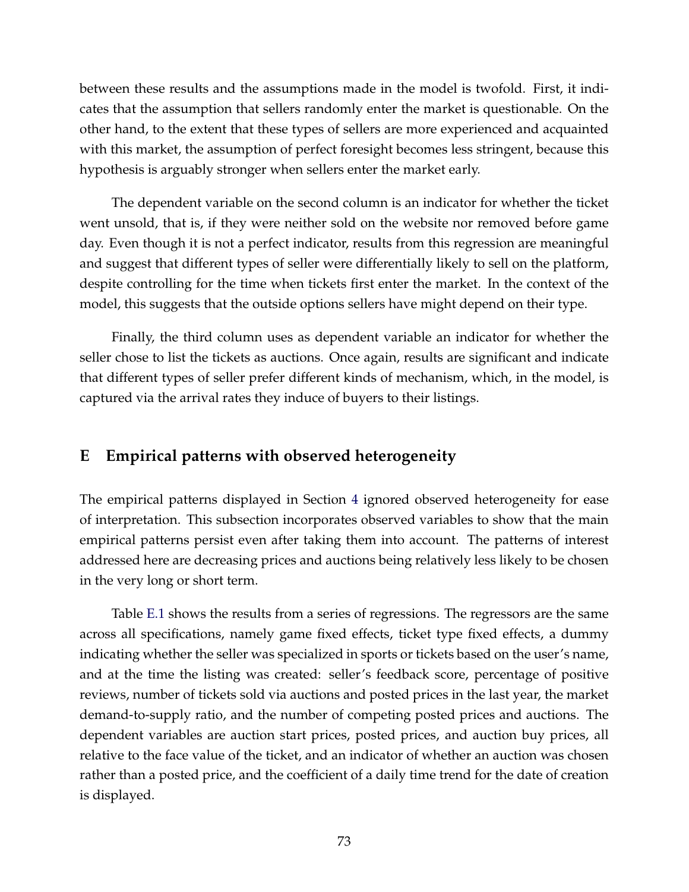between these results and the assumptions made in the model is twofold. First, it indicates that the assumption that sellers randomly enter the market is questionable. On the other hand, to the extent that these types of sellers are more experienced and acquainted with this market, the assumption of perfect foresight becomes less stringent, because this hypothesis is arguably stronger when sellers enter the market early.

The dependent variable on the second column is an indicator for whether the ticket went unsold, that is, if they were neither sold on the website nor removed before game day. Even though it is not a perfect indicator, results from this regression are meaningful and suggest that different types of seller were differentially likely to sell on the platform, despite controlling for the time when tickets first enter the market. In the context of the model, this suggests that the outside options sellers have might depend on their type.

Finally, the third column uses as dependent variable an indicator for whether the seller chose to list the tickets as auctions. Once again, results are significant and indicate that different types of seller prefer different kinds of mechanism, which, in the model, is captured via the arrival rates they induce of buyers to their listings.

## E Empirical patterns with observed heterogeneity

The empirical patterns displayed in Section 4 ignored observed heterogeneity for ease of interpretation. This subsection incorporates observed variables to show that the main empirical patterns persist even after taking them into account. The patterns of interest addressed here are decreasing prices and auctions being relatively less likely to be chosen in the very long or short term.

Table E.1 shows the results from a series of regressions. The regressors are the same across all specifications, namely game fixed effects, ticket type fixed effects, a dummy indicating whether the seller was specialized in sports or tickets based on the user's name, and at the time the listing was created: seller's feedback score, percentage of positive reviews, number of tickets sold via auctions and posted prices in the last year, the market demand-to-supply ratio, and the number of competing posted prices and auctions. The dependent variables are auction start prices, posted prices, and auction buy prices, all relative to the face value of the ticket, and an indicator of whether an auction was chosen rather than a posted price, and the coefficient of a daily time trend for the date of creation is displayed.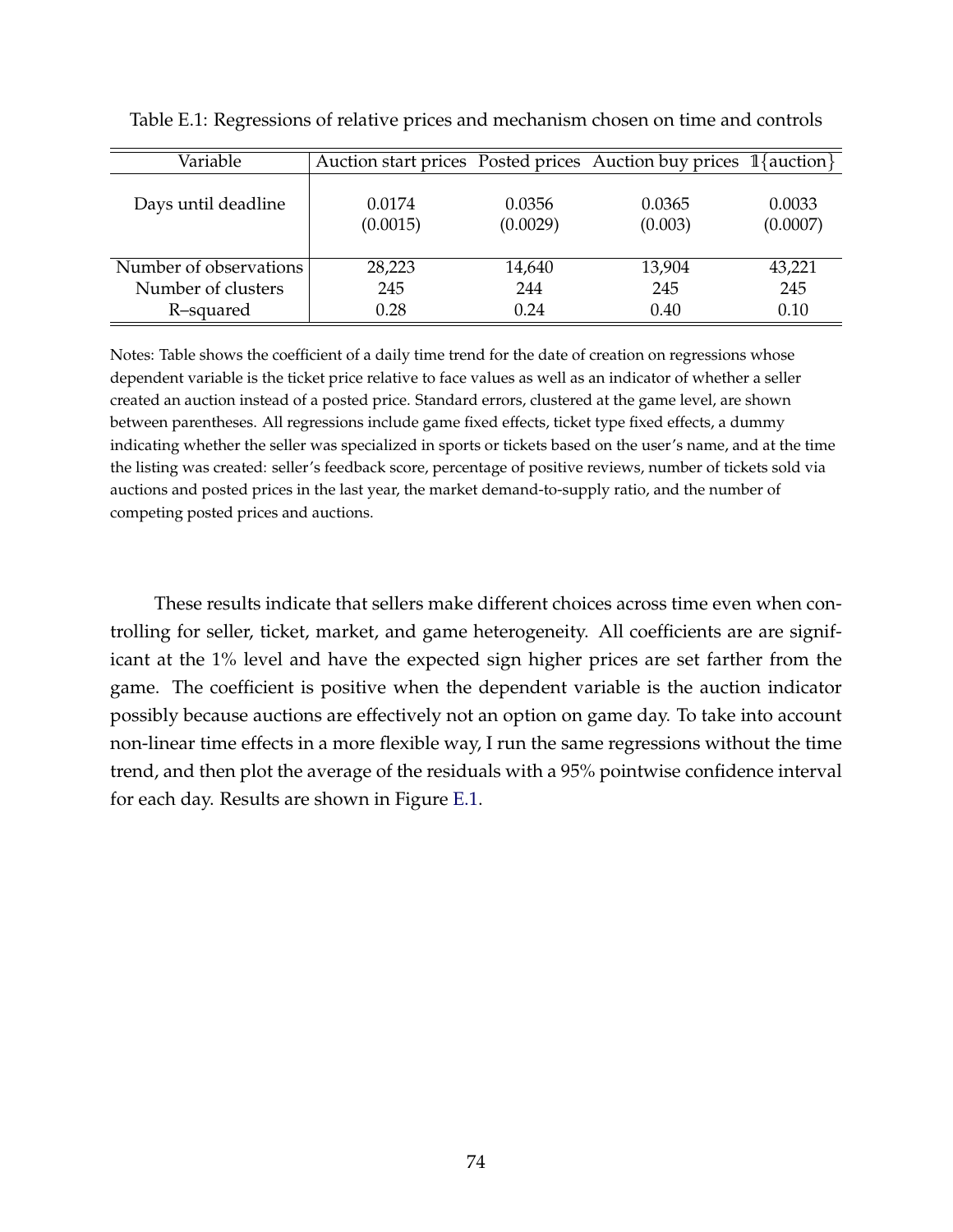Table E.1: Regressions of relative prices and mechanism chosen on time and controls

| Variable | Auction start prices | Posted prices | Auction buy prices | $\mathbb{1}\{\text{auction}\}$ |
|---|---|---|---|---|
| Days until deadline | 0.0174 | 0.0356 | 0.0365 | 0.0033 |
| | (0.0015) | (0.0029) | (0.003) | (0.0007) |
| Number of observations | 28,223 | 14,640 | 13,904 | 43,221 |
| Number of clusters | 245 | 244 | 245 | 245 |
| R–squared | 0.28 | 0.24 | 0.40 | 0.10 |

Notes: Table shows the coefficient of a daily time trend for the date of creation on regressions whose dependent variable is the ticket price relative to face values as well as an indicator of whether a seller created an auction instead of a posted price. Standard errors, clustered at the game level, are shown between parentheses. All regressions include game fixed effects, ticket type fixed effects, a dummy indicating whether the seller was specialized in sports or tickets based on the user's name, and at the time the listing was created: seller's feedback score, percentage of positive reviews, number of tickets sold via auctions and posted prices in the last year, the market demand-to-supply ratio, and the number of competing posted prices and auctions.

These results indicate that sellers make different choices across time even when controlling for seller, ticket, market, and game heterogeneity. All coefficients are are significant at the 1% level and have the expected sign higher prices are set farther from the game. The coefficient is positive when the dependent variable is the auction indicator possibly because auctions are effectively not an option on game day. To take into account non-linear time effects in a more flexible way, I run the same regressions without the time trend, and then plot the average of the residuals with a 95% pointwise confidence interval for each day. Results are shown in Figure E.1.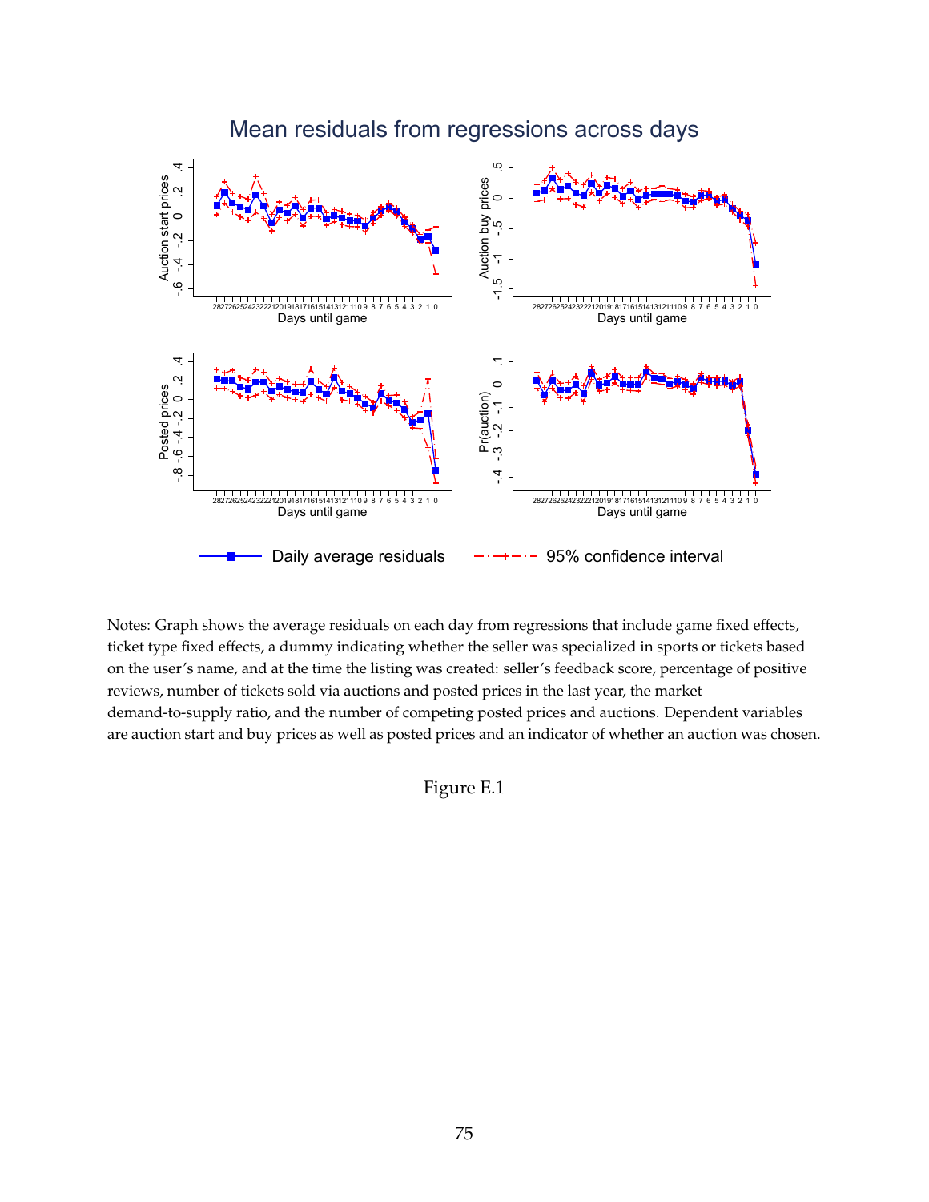Notes: Graph shows the average residuals on each day from regressions that include game fixed effects, ticket type fixed effects, a dummy indicating whether the seller was specialized in sports or tickets based on the user's name, and at the time the listing was created: seller's feedback score, percentage of positive reviews, number of tickets sold via auctions and posted prices in the last year, the market demand-to-supply ratio, and the number of competing posted prices and auctions. Dependent variables are auction start and buy prices as well as posted prices and an indicator of whether an auction was chosen.

Figure E.1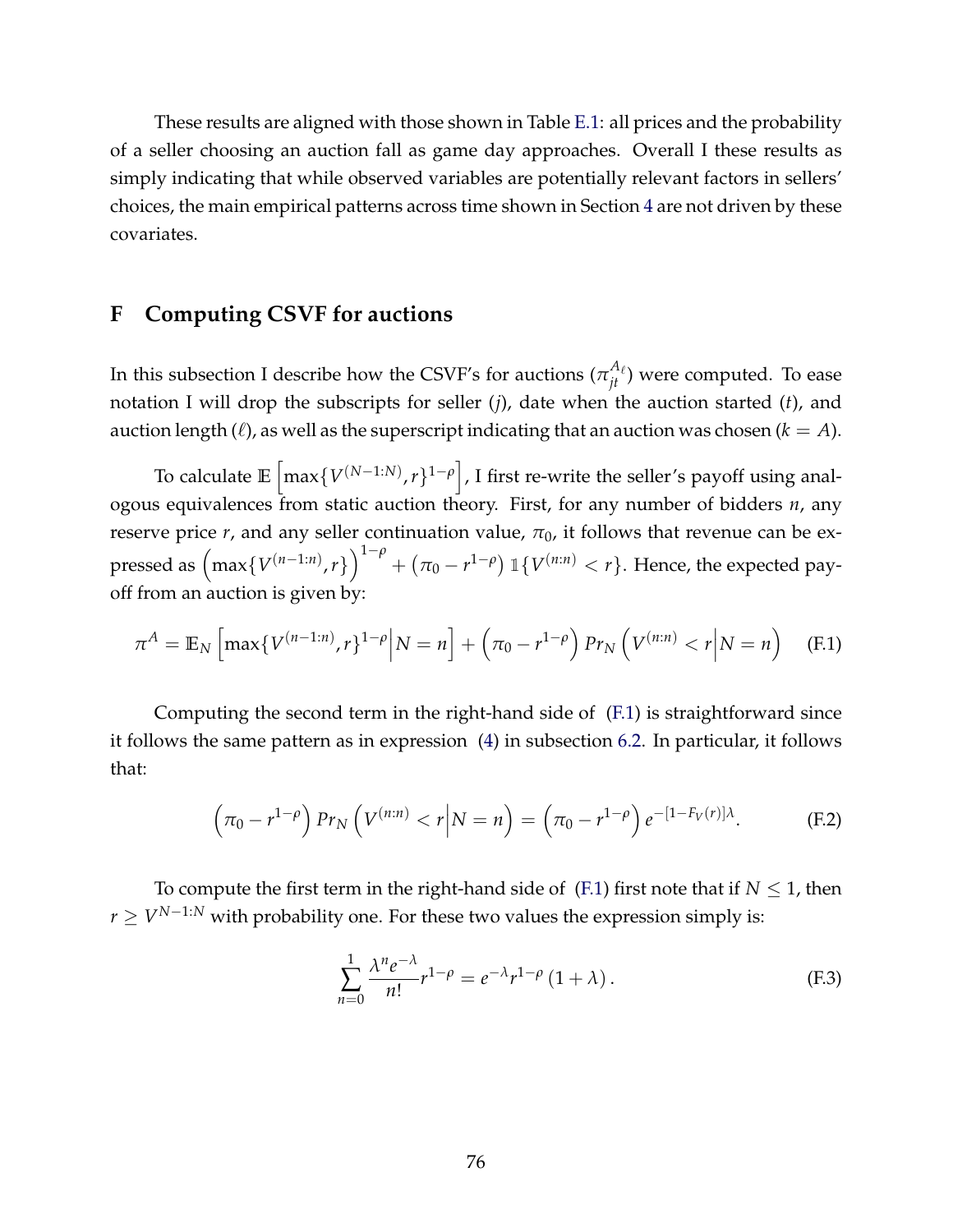These results are aligned with those shown in Table E.1: all prices and the probability of a seller choosing an auction fall as game day approaches. Overall I these results as simply indicating that while observed variables are potentially relevant factors in sellers' choices, the main empirical patterns across time shown in Section 4 are not driven by these covariates.

# F Computing CSVF for auctions

In this subsection I describe how the CSVF's for auctions ($\pi_{jt}^{A_\ell}$) were computed. To ease notation I will drop the subscripts for seller ($j$), date when the auction started ($t$), and auction length ($\ell$), as well as the superscript indicating that an auction was chosen ($k = A$).

To calculate $\mathbb{E}\left[\max\{V^{(N-1:N)}, r\}^{1-\rho}\right]$, I first re-write the seller's payoff using analogous equivalences from static auction theory. First, for any number of bidders $n$, any reserve price $r$, and any seller continuation value, $\pi_0$, it follows that revenue can be expressed as $\left(\max\{V^{(n-1:n)}, r\}\right)^{1-\rho} + \left(\pi_0 - r^{1-\rho}\right)\mathbb{1}\{V^{(n:n)} < r\}$. Hence, the expected payoff from an auction is given by:

$$\pi^A = \mathbb{E}_N\left[\max\{V^{(n-1:n)}, r\}^{1-\rho}\Big|N = n\right] + \left(\pi_0 - r^{1-\rho}\right) Pr_N\left(V^{(n:n)} < r\Big|N = n\right) \quad \text{(F.1)}$$

Computing the second term in the right-hand side of (F.1) is straightforward since it follows the same pattern as in expression (4) in subsection 6.2. In particular, it follows that:

$$\left(\pi_0 - r^{1-\rho}\right) Pr_N\left(V^{(n:n)} < r\Big|N = n\right) = \left(\pi_0 - r^{1-\rho}\right) e^{-[1-F_V(r)]\lambda}. \quad \text{(F.2)}$$

To compute the first term in the right-hand side of (F.1) first note that if $N \leq 1$, then $r \geq V^{N-1:N}$ with probability one. For these two values the expression simply is:

$$\sum_{n=0}^{1} \frac{\lambda^n e^{-\lambda}}{n!} r^{1-\rho} = e^{-\lambda} r^{1-\rho}(1+\lambda). \quad \text{(F.3)}$$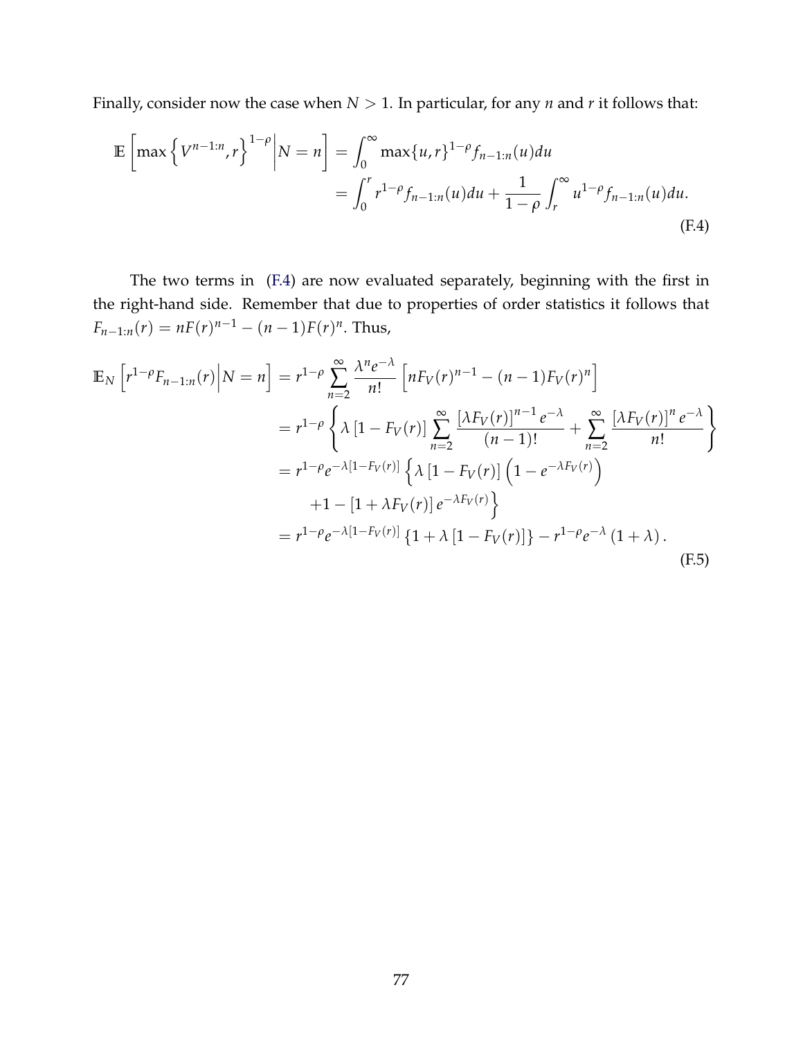Finally, consider now the case when $N > 1$. In particular, for any $n$ and $r$ it follows that:

$$
\begin{aligned}
\mathbb{E}\left[\max\left\{V^{n-1:n}, r\right\}^{1-\rho}\middle| N = n\right] &= \int_0^\infty \max\{u, r\}^{1-\rho} f_{n-1:n}(u) du \\
&= \int_0^r r^{1-\rho} f_{n-1:n}(u) du + \frac{1}{1-\rho}\int_r^\infty u^{1-\rho} f_{n-1:n}(u) du.
\end{aligned}
\tag{F.4}
$$

The two terms in (F.4) are now evaluated separately, beginning with the first in the right-hand side. Remember that due to properties of order statistics it follows that $F_{n-1:n}(r) = nF(r)^{n-1} - (n-1)F(r)^n$. Thus,

$$
\begin{aligned}
\mathbb{E}_N\left[r^{1-\rho} F_{n-1:n}(r)\middle| N = n\right] &= r^{1-\rho} \sum_{n=2}^{\infty} \frac{\lambda^n e^{-\lambda}}{n!}\left[nF_V(r)^{n-1} - (n-1)F_V(r)^n\right] \\
&= r^{1-\rho}\left\{\lambda\left[1 - F_V(r)\right] \sum_{n=2}^{\infty} \frac{\left[\lambda F_V(r)\right]^{n-1} e^{-\lambda}}{(n-1)!} + \sum_{n=2}^{\infty} \frac{\left[\lambda F_V(r)\right]^{n} e^{-\lambda}}{n!}\right\} \\
&= r^{1-\rho} e^{-\lambda[1-F_V(r)]}\left\{\lambda\left[1 - F_V(r)\right]\left(1 - e^{-\lambda F_V(r)}\right)\right. \\
&\quad \left. + 1 - \left[1 + \lambda F_V(r)\right] e^{-\lambda F_V(r)}\right\} \\
&= r^{1-\rho} e^{-\lambda[1-F_V(r)]}\left\{1 + \lambda\left[1 - F_V(r)\right]\right\} - r^{1-\rho} e^{-\lambda}\left(1 + \lambda\right).
\end{aligned}
\tag{F.5}
$$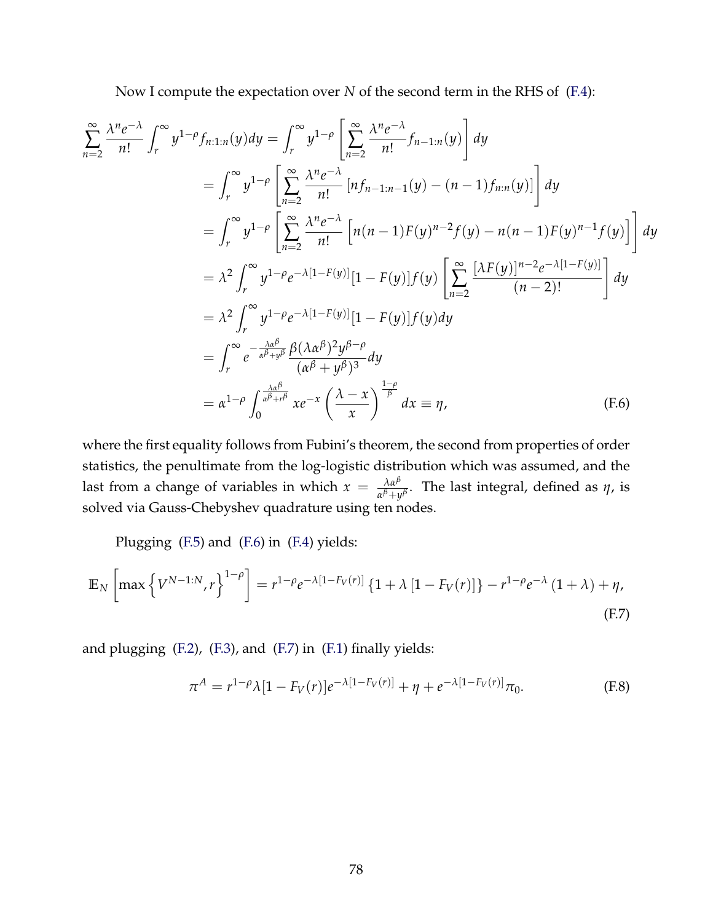Now I compute the expectation over $N$ of the second term in the RHS of (F.4):

$$
\begin{aligned}
\sum_{n=2}^{\infty} \frac{\lambda^n e^{-\lambda}}{n!} \int_r^{\infty} y^{1-\rho} f_{n:1:n}(y) dy &= \int_r^{\infty} y^{1-\rho} \left[ \sum_{n=2}^{\infty} \frac{\lambda^n e^{-\lambda}}{n!} f_{n-1:n}(y) \right] dy \\
&= \int_r^{\infty} y^{1-\rho} \left[ \sum_{n=2}^{\infty} \frac{\lambda^n e^{-\lambda}}{n!} \left[ n f_{n-1:n-1}(y) - (n-1) f_{n:n}(y) \right] \right] dy \\
&= \int_r^{\infty} y^{1-\rho} \left[ \sum_{n=2}^{\infty} \frac{\lambda^n e^{-\lambda}}{n!} \left[ n(n-1) F(y)^{n-2} f(y) - n(n-1) F(y)^{n-1} f(y) \right] \right] dy \\
&= \lambda^2 \int_r^{\infty} y^{1-\rho} e^{-\lambda[1-F(y)]} [1-F(y)] f(y) \left[ \sum_{n=2}^{\infty} \frac{[\lambda F(y)]^{n-2} e^{-\lambda[1-F(y)]}}{(n-2)!} \right] dy \\
&= \lambda^2 \int_r^{\infty} y^{1-\rho} e^{-\lambda[1-F(y)]} [1-F(y)] f(y) dy \\
&= \int_r^{\infty} e^{-\frac{\lambda \alpha^\beta}{\alpha^\beta + y^\beta}} \frac{\beta (\lambda \alpha^\beta)^2 y^{\beta-\rho}}{(\alpha^\beta + y^\beta)^3} dy \\
&= \alpha^{1-\rho} \int_0^{\frac{\lambda \alpha^\beta}{\alpha^\beta + r^\beta}} x e^{-x} \left( \frac{\lambda - x}{x} \right)^{\frac{1-\rho}{\beta}} dx \equiv \eta,
\end{aligned}
\tag{F.6}
$$

where the first equality follows from Fubini's theorem, the second from properties of order statistics, the penultimate from the log-logistic distribution which was assumed, and the last from a change of variables in which $x = \frac{\lambda \alpha^\beta}{\alpha^\beta + y^\beta}$. The last integral, defined as $\eta$, is solved via Gauss-Chebyshev quadrature using ten nodes.

Plugging (F.5) and (F.6) in (F.4) yields:

$$
\mathbb{E}_N \left[ \max \left\{ V^{N-1:N}, r \right\}^{1-\rho} \right] = r^{1-\rho} e^{-\lambda[1-F_V(r)]} \left\{ 1 + \lambda \left[ 1 - F_V(r) \right] \right\} - r^{1-\rho} e^{-\lambda} (1 + \lambda) + \eta,
\tag{F.7}
$$

and plugging (F.2), (F.3), and (F.7) in (F.1) finally yields:

$$
\pi^A = r^{1-\rho} \lambda [1 - F_V(r)] e^{-\lambda[1-F_V(r)]} + \eta + e^{-\lambda[1-F_V(r)]} \pi_0.
\tag{F.8}
$$